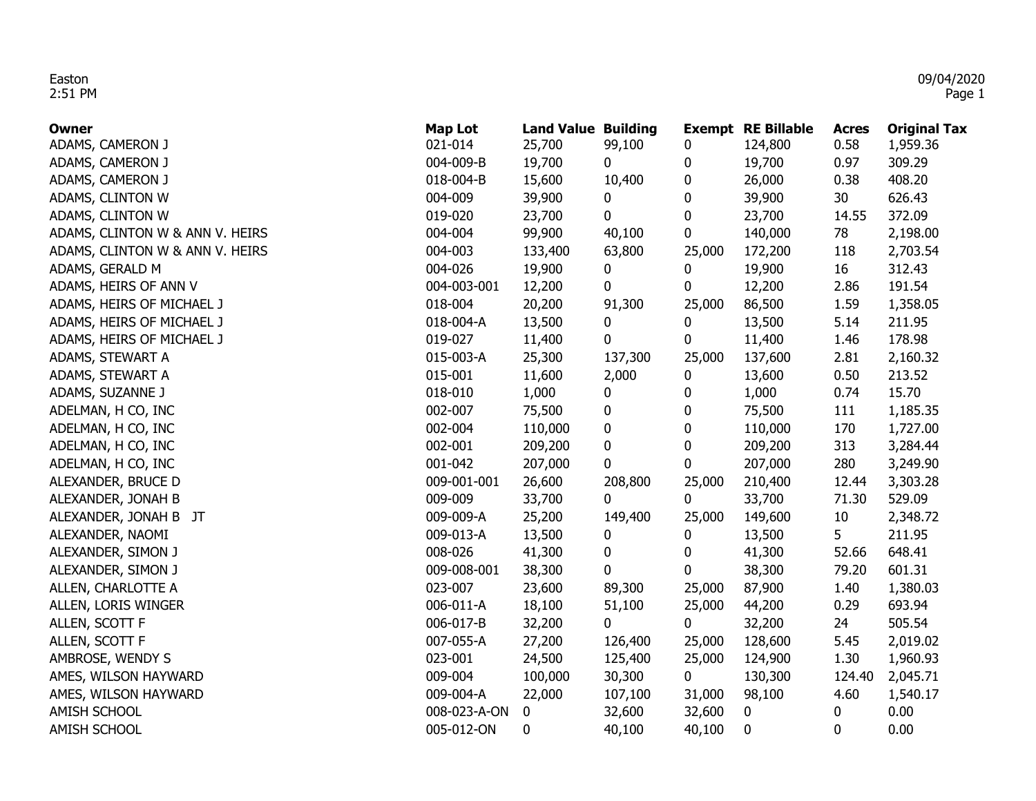Easton
2:51 PM

09/04/2020

| Owner | Map Lot | Land Value | Building | Exempt | RE Billable | Acres | Original Tax |
|---|---|---|---|---|---|---|---|
| ADAMS, CAMERON J | 021-014 | 25,700 | 99,100 | 0 | 124,800 | 0.58 | 1,959.36 |
| ADAMS, CAMERON J | 004-009-B | 19,700 | 0 | 0 | 19,700 | 0.97 | 309.29 |
| ADAMS, CAMERON J | 018-004-B | 15,600 | 10,400 | 0 | 26,000 | 0.38 | 408.20 |
| ADAMS, CLINTON W | 004-009 | 39,900 | 0 | 0 | 39,900 | 30 | 626.43 |
| ADAMS, CLINTON W | 019-020 | 23,700 | 0 | 0 | 23,700 | 14.55 | 372.09 |
| ADAMS, CLINTON W & ANN V. HEIRS | 004-004 | 99,900 | 40,100 | 0 | 140,000 | 78 | 2,198.00 |
| ADAMS, CLINTON W & ANN V. HEIRS | 004-003 | 133,400 | 63,800 | 25,000 | 172,200 | 118 | 2,703.54 |
| ADAMS, GERALD M | 004-026 | 19,900 | 0 | 0 | 19,900 | 16 | 312.43 |
| ADAMS, HEIRS OF ANN V | 004-003-001 | 12,200 | 0 | 0 | 12,200 | 2.86 | 191.54 |
| ADAMS, HEIRS OF MICHAEL J | 018-004 | 20,200 | 91,300 | 25,000 | 86,500 | 1.59 | 1,358.05 |
| ADAMS, HEIRS OF MICHAEL J | 018-004-A | 13,500 | 0 | 0 | 13,500 | 5.14 | 211.95 |
| ADAMS, HEIRS OF MICHAEL J | 019-027 | 11,400 | 0 | 0 | 11,400 | 1.46 | 178.98 |
| ADAMS, STEWART A | 015-003-A | 25,300 | 137,300 | 25,000 | 137,600 | 2.81 | 2,160.32 |
| ADAMS, STEWART A | 015-001 | 11,600 | 2,000 | 0 | 13,600 | 0.50 | 213.52 |
| ADAMS, SUZANNE J | 018-010 | 1,000 | 0 | 0 | 1,000 | 0.74 | 15.70 |
| ADELMAN, H CO, INC | 002-007 | 75,500 | 0 | 0 | 75,500 | 111 | 1,185.35 |
| ADELMAN, H CO, INC | 002-004 | 110,000 | 0 | 0 | 110,000 | 170 | 1,727.00 |
| ADELMAN, H CO, INC | 002-001 | 209,200 | 0 | 0 | 209,200 | 313 | 3,284.44 |
| ADELMAN, H CO, INC | 001-042 | 207,000 | 0 | 0 | 207,000 | 280 | 3,249.90 |
| ALEXANDER, BRUCE D | 009-001-001 | 26,600 | 208,800 | 25,000 | 210,400 | 12.44 | 3,303.28 |
| ALEXANDER, JONAH B | 009-009 | 33,700 | 0 | 0 | 33,700 | 71.30 | 529.09 |
| ALEXANDER, JONAH B JT | 009-009-A | 25,200 | 149,400 | 25,000 | 149,600 | 10 | 2,348.72 |
| ALEXANDER, NAOMI | 009-013-A | 13,500 | 0 | 0 | 13,500 | 5 | 211.95 |
| ALEXANDER, SIMON J | 008-026 | 41,300 | 0 | 0 | 41,300 | 52.66 | 648.41 |
| ALEXANDER, SIMON J | 009-008-001 | 38,300 | 0 | 0 | 38,300 | 79.20 | 601.31 |
| ALLEN, CHARLOTTE A | 023-007 | 23,600 | 89,300 | 25,000 | 87,900 | 1.40 | 1,380.03 |
| ALLEN, LORIS WINGER | 006-011-A | 18,100 | 51,100 | 25,000 | 44,200 | 0.29 | 693.94 |
| ALLEN, SCOTT F | 006-017-B | 32,200 | 0 | 0 | 32,200 | 24 | 505.54 |
| ALLEN, SCOTT F | 007-055-A | 27,200 | 126,400 | 25,000 | 128,600 | 5.45 | 2,019.02 |
| AMBROSE, WENDY S | 023-001 | 24,500 | 125,400 | 25,000 | 124,900 | 1.30 | 1,960.93 |
| AMES, WILSON HAYWARD | 009-004 | 100,000 | 30,300 | 0 | 130,300 | 124.40 | 2,045.71 |
| AMES, WILSON HAYWARD | 009-004-A | 22,000 | 107,100 | 31,000 | 98,100 | 4.60 | 1,540.17 |
| AMISH SCHOOL | 008-023-A-ON | 0 | 32,600 | 32,600 | 0 | 0 | 0.00 |
| AMISH SCHOOL | 005-012-ON | 0 | 40,100 | 40,100 | 0 | 0 | 0.00 |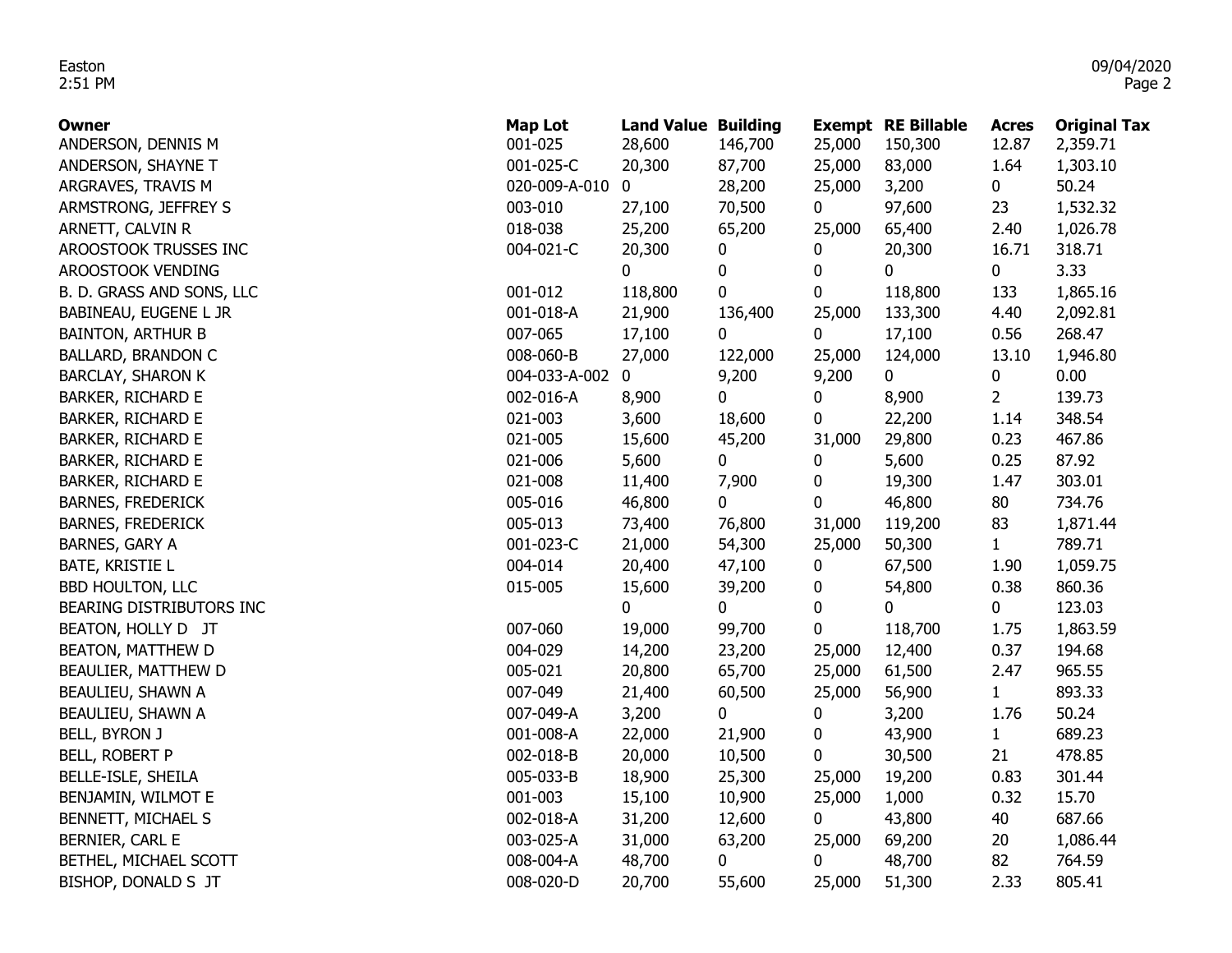| Owner | Map Lot | Land Value | Building | Exempt | RE Billable | Acres | Original Tax |
|---|---|---|---|---|---|---|---|
| ANDERSON, DENNIS M | 001-025 | 28,600 | 146,700 | 25,000 | 150,300 | 12.87 | 2,359.71 |
| ANDERSON, SHAYNE T | 001-025-C | 20,300 | 87,700 | 25,000 | 83,000 | 1.64 | 1,303.10 |
| ARGRAVES, TRAVIS M | 020-009-A-010 | 0 | 28,200 | 25,000 | 3,200 | 0 | 50.24 |
| ARMSTRONG, JEFFREY S | 003-010 | 27,100 | 70,500 | 0 | 97,600 | 23 | 1,532.32 |
| ARNETT, CALVIN R | 018-038 | 25,200 | 65,200 | 25,000 | 65,400 | 2.40 | 1,026.78 |
| AROOSTOOK TRUSSES INC | 004-021-C | 20,300 | 0 | 0 | 20,300 | 16.71 | 318.71 |
| AROOSTOOK VENDING | | 0 | 0 | 0 | 0 | 0 | 3.33 |
| B. D. GRASS AND SONS, LLC | 001-012 | 118,800 | 0 | 0 | 118,800 | 133 | 1,865.16 |
| BABINEAU, EUGENE L JR | 001-018-A | 21,900 | 136,400 | 25,000 | 133,300 | 4.40 | 2,092.81 |
| BAINTON, ARTHUR B | 007-065 | 17,100 | 0 | 0 | 17,100 | 0.56 | 268.47 |
| BALLARD, BRANDON C | 008-060-B | 27,000 | 122,000 | 25,000 | 124,000 | 13.10 | 1,946.80 |
| BARCLAY, SHARON K | 004-033-A-002 | 0 | 9,200 | 9,200 | 0 | 0 | 0.00 |
| BARKER, RICHARD E | 002-016-A | 8,900 | 0 | 0 | 8,900 | 2 | 139.73 |
| BARKER, RICHARD E | 021-003 | 3,600 | 18,600 | 0 | 22,200 | 1.14 | 348.54 |
| BARKER, RICHARD E | 021-005 | 15,600 | 45,200 | 31,000 | 29,800 | 0.23 | 467.86 |
| BARKER, RICHARD E | 021-006 | 5,600 | 0 | 0 | 5,600 | 0.25 | 87.92 |
| BARKER, RICHARD E | 021-008 | 11,400 | 7,900 | 0 | 19,300 | 1.47 | 303.01 |
| BARNES, FREDERICK | 005-016 | 46,800 | 0 | 0 | 46,800 | 80 | 734.76 |
| BARNES, FREDERICK | 005-013 | 73,400 | 76,800 | 31,000 | 119,200 | 83 | 1,871.44 |
| BARNES, GARY A | 001-023-C | 21,000 | 54,300 | 25,000 | 50,300 | 1 | 789.71 |
| BATE, KRISTIE L | 004-014 | 20,400 | 47,100 | 0 | 67,500 | 1.90 | 1,059.75 |
| BBD HOULTON, LLC | 015-005 | 15,600 | 39,200 | 0 | 54,800 | 0.38 | 860.36 |
| BEARING DISTRIBUTORS INC | | 0 | 0 | 0 | 0 | 0 | 123.03 |
| BEATON, HOLLY D JT | 007-060 | 19,000 | 99,700 | 0 | 118,700 | 1.75 | 1,863.59 |
| BEATON, MATTHEW D | 004-029 | 14,200 | 23,200 | 25,000 | 12,400 | 0.37 | 194.68 |
| BEAULIER, MATTHEW D | 005-021 | 20,800 | 65,700 | 25,000 | 61,500 | 2.47 | 965.55 |
| BEAULIEU, SHAWN A | 007-049 | 21,400 | 60,500 | 25,000 | 56,900 | 1 | 893.33 |
| BEAULIEU, SHAWN A | 007-049-A | 3,200 | 0 | 0 | 3,200 | 1.76 | 50.24 |
| BELL, BYRON J | 001-008-A | 22,000 | 21,900 | 0 | 43,900 | 1 | 689.23 |
| BELL, ROBERT P | 002-018-B | 20,000 | 10,500 | 0 | 30,500 | 21 | 478.85 |
| BELLE-ISLE, SHEILA | 005-033-B | 18,900 | 25,300 | 25,000 | 19,200 | 0.83 | 301.44 |
| BENJAMIN, WILMOT E | 001-003 | 15,100 | 10,900 | 25,000 | 1,000 | 0.32 | 15.70 |
| BENNETT, MICHAEL S | 002-018-A | 31,200 | 12,600 | 0 | 43,800 | 40 | 687.66 |
| BERNIER, CARL E | 003-025-A | 31,000 | 63,200 | 25,000 | 69,200 | 20 | 1,086.44 |
| BETHEL, MICHAEL SCOTT | 008-004-A | 48,700 | 0 | 0 | 48,700 | 82 | 764.59 |
| BISHOP, DONALD S JT | 008-020-D | 20,700 | 55,600 | 25,000 | 51,300 | 2.33 | 805.41 |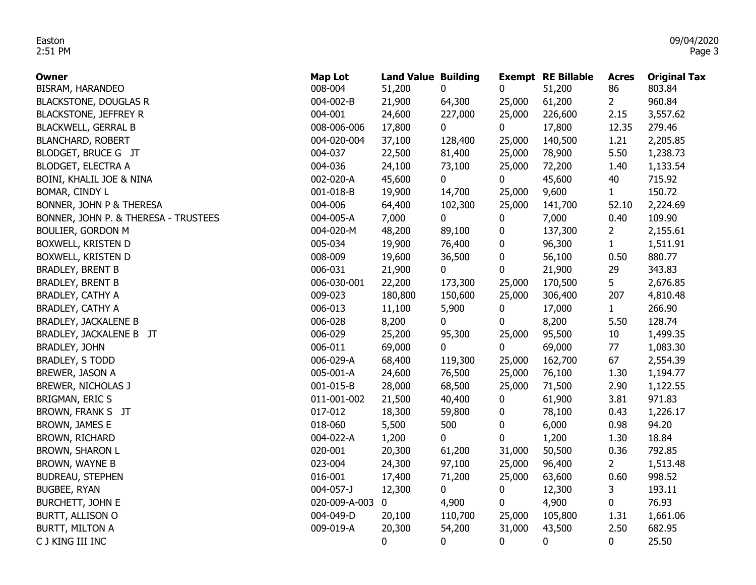| Owner | Map Lot | Land Value | Building | Exempt | RE Billable | Acres | Original Tax |
|---|---|---|---|---|---|---|---|
| BISRAM, HARANDEO | 008-004 | 51,200 | 0 | 0 | 51,200 | 86 | 803.84 |
| BLACKSTONE, DOUGLAS R | 004-002-B | 21,900 | 64,300 | 25,000 | 61,200 | 2 | 960.84 |
| BLACKSTONE, JEFFREY R | 004-001 | 24,600 | 227,000 | 25,000 | 226,600 | 2.15 | 3,557.62 |
| BLACKWELL, GERRAL B | 008-006-006 | 17,800 | 0 | 0 | 17,800 | 12.35 | 279.46 |
| BLANCHARD, ROBERT | 004-020-004 | 37,100 | 128,400 | 25,000 | 140,500 | 1.21 | 2,205.85 |
| BLODGET, BRUCE G JT | 004-037 | 22,500 | 81,400 | 25,000 | 78,900 | 5.50 | 1,238.73 |
| BLODGET, ELECTRA A | 004-036 | 24,100 | 73,100 | 25,000 | 72,200 | 1.40 | 1,133.54 |
| BOINI, KHALIL JOE & NINA | 002-020-A | 45,600 | 0 | 0 | 45,600 | 40 | 715.92 |
| BOMAR, CINDY L | 001-018-B | 19,900 | 14,700 | 25,000 | 9,600 | 1 | 150.72 |
| BONNER, JOHN P & THERESA | 004-006 | 64,400 | 102,300 | 25,000 | 141,700 | 52.10 | 2,224.69 |
| BONNER, JOHN P. & THERESA - TRUSTEES | 004-005-A | 7,000 | 0 | 0 | 7,000 | 0.40 | 109.90 |
| BOULIER, GORDON M | 004-020-M | 48,200 | 89,100 | 0 | 137,300 | 2 | 2,155.61 |
| BOXWELL, KRISTEN D | 005-034 | 19,900 | 76,400 | 0 | 96,300 | 1 | 1,511.91 |
| BOXWELL, KRISTEN D | 008-009 | 19,600 | 36,500 | 0 | 56,100 | 0.50 | 880.77 |
| BRADLEY, BRENT B | 006-031 | 21,900 | 0 | 0 | 21,900 | 29 | 343.83 |
| BRADLEY, BRENT B | 006-030-001 | 22,200 | 173,300 | 25,000 | 170,500 | 5 | 2,676.85 |
| BRADLEY, CATHY A | 009-023 | 180,800 | 150,600 | 25,000 | 306,400 | 207 | 4,810.48 |
| BRADLEY, CATHY A | 006-013 | 11,100 | 5,900 | 0 | 17,000 | 1 | 266.90 |
| BRADLEY, JACKALENE B | 006-028 | 8,200 | 0 | 0 | 8,200 | 5.50 | 128.74 |
| BRADLEY, JACKALENE B JT | 006-029 | 25,200 | 95,300 | 25,000 | 95,500 | 10 | 1,499.35 |
| BRADLEY, JOHN | 006-011 | 69,000 | 0 | 0 | 69,000 | 77 | 1,083.30 |
| BRADLEY, S TODD | 006-029-A | 68,400 | 119,300 | 25,000 | 162,700 | 67 | 2,554.39 |
| BREWER, JASON A | 005-001-A | 24,600 | 76,500 | 25,000 | 76,100 | 1.30 | 1,194.77 |
| BREWER, NICHOLAS J | 001-015-B | 28,000 | 68,500 | 25,000 | 71,500 | 2.90 | 1,122.55 |
| BRIGMAN, ERIC S | 011-001-002 | 21,500 | 40,400 | 0 | 61,900 | 3.81 | 971.83 |
| BROWN, FRANK S JT | 017-012 | 18,300 | 59,800 | 0 | 78,100 | 0.43 | 1,226.17 |
| BROWN, JAMES E | 018-060 | 5,500 | 500 | 0 | 6,000 | 0.98 | 94.20 |
| BROWN, RICHARD | 004-022-A | 1,200 | 0 | 0 | 1,200 | 1.30 | 18.84 |
| BROWN, SHARON L | 020-001 | 20,300 | 61,200 | 31,000 | 50,500 | 0.36 | 792.85 |
| BROWN, WAYNE B | 023-004 | 24,300 | 97,100 | 25,000 | 96,400 | 2 | 1,513.48 |
| BUDREAU, STEPHEN | 016-001 | 17,400 | 71,200 | 25,000 | 63,600 | 0.60 | 998.52 |
| BUGBEE, RYAN | 004-057-J | 12,300 | 0 | 0 | 12,300 | 3 | 193.11 |
| BURCHETT, JOHN E | 020-009-A-003 | 0 | 4,900 | 0 | 4,900 | 0 | 76.93 |
| BURTT, ALLISON O | 004-049-D | 20,100 | 110,700 | 25,000 | 105,800 | 1.31 | 1,661.06 |
| BURTT, MILTON A | 009-019-A | 20,300 | 54,200 | 31,000 | 43,500 | 2.50 | 682.95 |
| C J KING III INC | | 0 | 0 | 0 | 0 | 0 | 25.50 |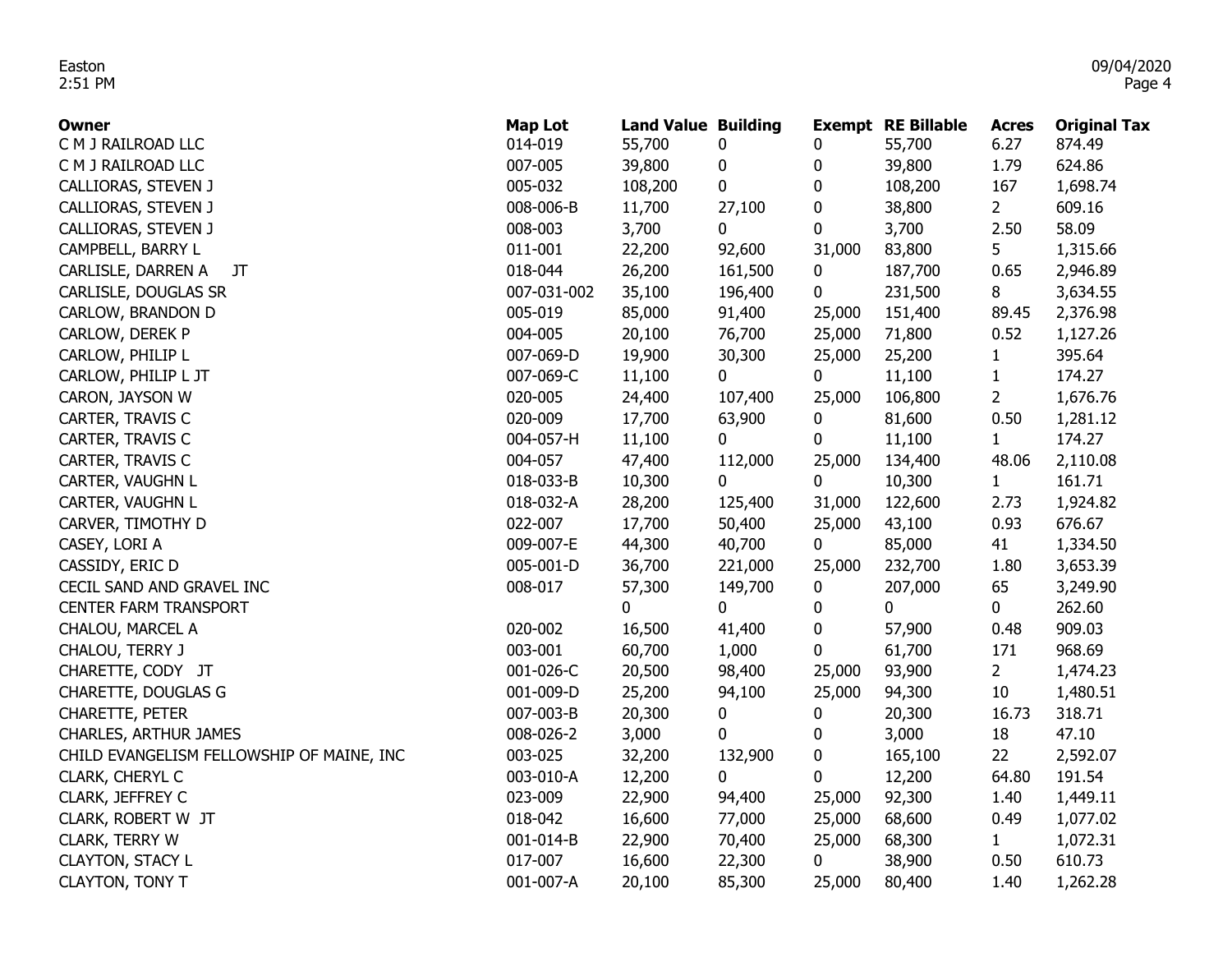| Owner | Map Lot | Land Value | Building | Exempt | RE Billable | Acres | Original Tax |
|---|---|---|---|---|---|---|---|
| C M J RAILROAD LLC | 014-019 | 55,700 | 0 | 0 | 55,700 | 6.27 | 874.49 |
| C M J RAILROAD LLC | 007-005 | 39,800 | 0 | 0 | 39,800 | 1.79 | 624.86 |
| CALLIORAS, STEVEN J | 005-032 | 108,200 | 0 | 0 | 108,200 | 167 | 1,698.74 |
| CALLIORAS, STEVEN J | 008-006-B | 11,700 | 27,100 | 0 | 38,800 | 2 | 609.16 |
| CALLIORAS, STEVEN J | 008-003 | 3,700 | 0 | 0 | 3,700 | 2.50 | 58.09 |
| CAMPBELL, BARRY L | 011-001 | 22,200 | 92,600 | 31,000 | 83,800 | 5 | 1,315.66 |
| CARLISLE, DARREN A JT | 018-044 | 26,200 | 161,500 | 0 | 187,700 | 0.65 | 2,946.89 |
| CARLISLE, DOUGLAS SR | 007-031-002 | 35,100 | 196,400 | 0 | 231,500 | 8 | 3,634.55 |
| CARLOW, BRANDON D | 005-019 | 85,000 | 91,400 | 25,000 | 151,400 | 89.45 | 2,376.98 |
| CARLOW, DEREK P | 004-005 | 20,100 | 76,700 | 25,000 | 71,800 | 0.52 | 1,127.26 |
| CARLOW, PHILIP L | 007-069-D | 19,900 | 30,300 | 25,000 | 25,200 | 1 | 395.64 |
| CARLOW, PHILIP L JT | 007-069-C | 11,100 | 0 | 0 | 11,100 | 1 | 174.27 |
| CARON, JAYSON W | 020-005 | 24,400 | 107,400 | 25,000 | 106,800 | 2 | 1,676.76 |
| CARTER, TRAVIS C | 020-009 | 17,700 | 63,900 | 0 | 81,600 | 0.50 | 1,281.12 |
| CARTER, TRAVIS C | 004-057-H | 11,100 | 0 | 0 | 11,100 | 1 | 174.27 |
| CARTER, TRAVIS C | 004-057 | 47,400 | 112,000 | 25,000 | 134,400 | 48.06 | 2,110.08 |
| CARTER, VAUGHN L | 018-033-B | 10,300 | 0 | 0 | 10,300 | 1 | 161.71 |
| CARTER, VAUGHN L | 018-032-A | 28,200 | 125,400 | 31,000 | 122,600 | 2.73 | 1,924.82 |
| CARVER, TIMOTHY D | 022-007 | 17,700 | 50,400 | 25,000 | 43,100 | 0.93 | 676.67 |
| CASEY, LORI A | 009-007-E | 44,300 | 40,700 | 0 | 85,000 | 41 | 1,334.50 |
| CASSIDY, ERIC D | 005-001-D | 36,700 | 221,000 | 25,000 | 232,700 | 1.80 | 3,653.39 |
| CECIL SAND AND GRAVEL INC | 008-017 | 57,300 | 149,700 | 0 | 207,000 | 65 | 3,249.90 |
| CENTER FARM TRANSPORT | | 0 | 0 | 0 | 0 | 0 | 262.60 |
| CHALOU, MARCEL A | 020-002 | 16,500 | 41,400 | 0 | 57,900 | 0.48 | 909.03 |
| CHALOU, TERRY J | 003-001 | 60,700 | 1,000 | 0 | 61,700 | 171 | 968.69 |
| CHARETTE, CODY JT | 001-026-C | 20,500 | 98,400 | 25,000 | 93,900 | 2 | 1,474.23 |
| CHARETTE, DOUGLAS G | 001-009-D | 25,200 | 94,100 | 25,000 | 94,300 | 10 | 1,480.51 |
| CHARETTE, PETER | 007-003-B | 20,300 | 0 | 0 | 20,300 | 16.73 | 318.71 |
| CHARLES, ARTHUR JAMES | 008-026-2 | 3,000 | 0 | 0 | 3,000 | 18 | 47.10 |
| CHILD EVANGELISM FELLOWSHIP OF MAINE, INC | 003-025 | 32,200 | 132,900 | 0 | 165,100 | 22 | 2,592.07 |
| CLARK, CHERYL C | 003-010-A | 12,200 | 0 | 0 | 12,200 | 64.80 | 191.54 |
| CLARK, JEFFREY C | 023-009 | 22,900 | 94,400 | 25,000 | 92,300 | 1.40 | 1,449.11 |
| CLARK, ROBERT W JT | 018-042 | 16,600 | 77,000 | 25,000 | 68,600 | 0.49 | 1,077.02 |
| CLARK, TERRY W | 001-014-B | 22,900 | 70,400 | 25,000 | 68,300 | 1 | 1,072.31 |
| CLAYTON, STACY L | 017-007 | 16,600 | 22,300 | 0 | 38,900 | 0.50 | 610.73 |
| CLAYTON, TONY T | 001-007-A | 20,100 | 85,300 | 25,000 | 80,400 | 1.40 | 1,262.28 |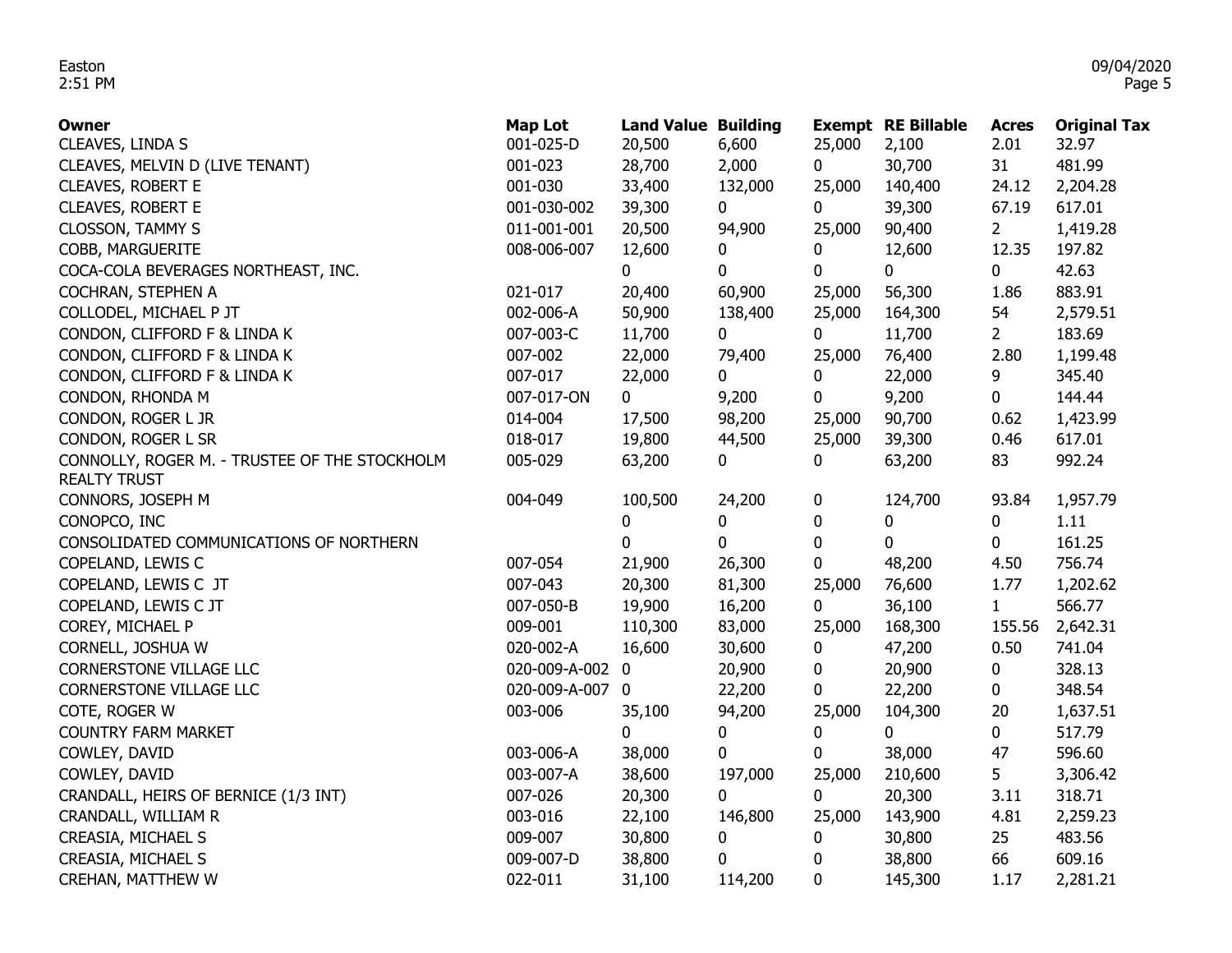| Owner | Map Lot | Land Value | Building | Exempt | RE Billable | Acres | Original Tax |
|---|---|---|---|---|---|---|---|
| CLEAVES, LINDA S | 001-025-D | 20,500 | 6,600 | 25,000 | 2,100 | 2.01 | 32.97 |
| CLEAVES, MELVIN D (LIVE TENANT) | 001-023 | 28,700 | 2,000 | 0 | 30,700 | 31 | 481.99 |
| CLEAVES, ROBERT E | 001-030 | 33,400 | 132,000 | 25,000 | 140,400 | 24.12 | 2,204.28 |
| CLEAVES, ROBERT E | 001-030-002 | 39,300 | 0 | 0 | 39,300 | 67.19 | 617.01 |
| CLOSSON, TAMMY S | 011-001-001 | 20,500 | 94,900 | 25,000 | 90,400 | 2 | 1,419.28 |
| COBB, MARGUERITE | 008-006-007 | 12,600 | 0 | 0 | 12,600 | 12.35 | 197.82 |
| COCA-COLA BEVERAGES NORTHEAST, INC. | | 0 | 0 | 0 | 0 | 0 | 42.63 |
| COCHRAN, STEPHEN A | 021-017 | 20,400 | 60,900 | 25,000 | 56,300 | 1.86 | 883.91 |
| COLLODEL, MICHAEL P JT | 002-006-A | 50,900 | 138,400 | 25,000 | 164,300 | 54 | 2,579.51 |
| CONDON, CLIFFORD F & LINDA K | 007-003-C | 11,700 | 0 | 0 | 11,700 | 2 | 183.69 |
| CONDON, CLIFFORD F & LINDA K | 007-002 | 22,000 | 79,400 | 25,000 | 76,400 | 2.80 | 1,199.48 |
| CONDON, CLIFFORD F & LINDA K | 007-017 | 22,000 | 0 | 0 | 22,000 | 9 | 345.40 |
| CONDON, RHONDA M | 007-017-ON | 0 | 9,200 | 0 | 9,200 | 0 | 144.44 |
| CONDON, ROGER L JR | 014-004 | 17,500 | 98,200 | 25,000 | 90,700 | 0.62 | 1,423.99 |
| CONDON, ROGER L SR | 018-017 | 19,800 | 44,500 | 25,000 | 39,300 | 0.46 | 617.01 |
| CONNOLLY, ROGER M. - TRUSTEE OF THE STOCKHOLM REALTY TRUST | 005-029 | 63,200 | 0 | 0 | 63,200 | 83 | 992.24 |
| CONNORS, JOSEPH M | 004-049 | 100,500 | 24,200 | 0 | 124,700 | 93.84 | 1,957.79 |
| CONOPCO, INC | | 0 | 0 | 0 | 0 | 0 | 1.11 |
| CONSOLIDATED COMMUNICATIONS OF NORTHERN | | 0 | 0 | 0 | 0 | 0 | 161.25 |
| COPELAND, LEWIS C | 007-054 | 21,900 | 26,300 | 0 | 48,200 | 4.50 | 756.74 |
| COPELAND, LEWIS C JT | 007-043 | 20,300 | 81,300 | 25,000 | 76,600 | 1.77 | 1,202.62 |
| COPELAND, LEWIS C JT | 007-050-B | 19,900 | 16,200 | 0 | 36,100 | 1 | 566.77 |
| COREY, MICHAEL P | 009-001 | 110,300 | 83,000 | 25,000 | 168,300 | 155.56 | 2,642.31 |
| CORNELL, JOSHUA W | 020-002-A | 16,600 | 30,600 | 0 | 47,200 | 0.50 | 741.04 |
| CORNERSTONE VILLAGE LLC | 020-009-A-002 | 0 | 20,900 | 0 | 20,900 | 0 | 328.13 |
| CORNERSTONE VILLAGE LLC | 020-009-A-007 | 0 | 22,200 | 0 | 22,200 | 0 | 348.54 |
| COTE, ROGER W | 003-006 | 35,100 | 94,200 | 25,000 | 104,300 | 20 | 1,637.51 |
| COUNTRY FARM MARKET | | 0 | 0 | 0 | 0 | 0 | 517.79 |
| COWLEY, DAVID | 003-006-A | 38,000 | 0 | 0 | 38,000 | 47 | 596.60 |
| COWLEY, DAVID | 003-007-A | 38,600 | 197,000 | 25,000 | 210,600 | 5 | 3,306.42 |
| CRANDALL, HEIRS OF BERNICE (1/3 INT) | 007-026 | 20,300 | 0 | 0 | 20,300 | 3.11 | 318.71 |
| CRANDALL, WILLIAM R | 003-016 | 22,100 | 146,800 | 25,000 | 143,900 | 4.81 | 2,259.23 |
| CREASIA, MICHAEL S | 009-007 | 30,800 | 0 | 0 | 30,800 | 25 | 483.56 |
| CREASIA, MICHAEL S | 009-007-D | 38,800 | 0 | 0 | 38,800 | 66 | 609.16 |
| CREHAN, MATTHEW W | 022-011 | 31,100 | 114,200 | 0 | 145,300 | 1.17 | 2,281.21 |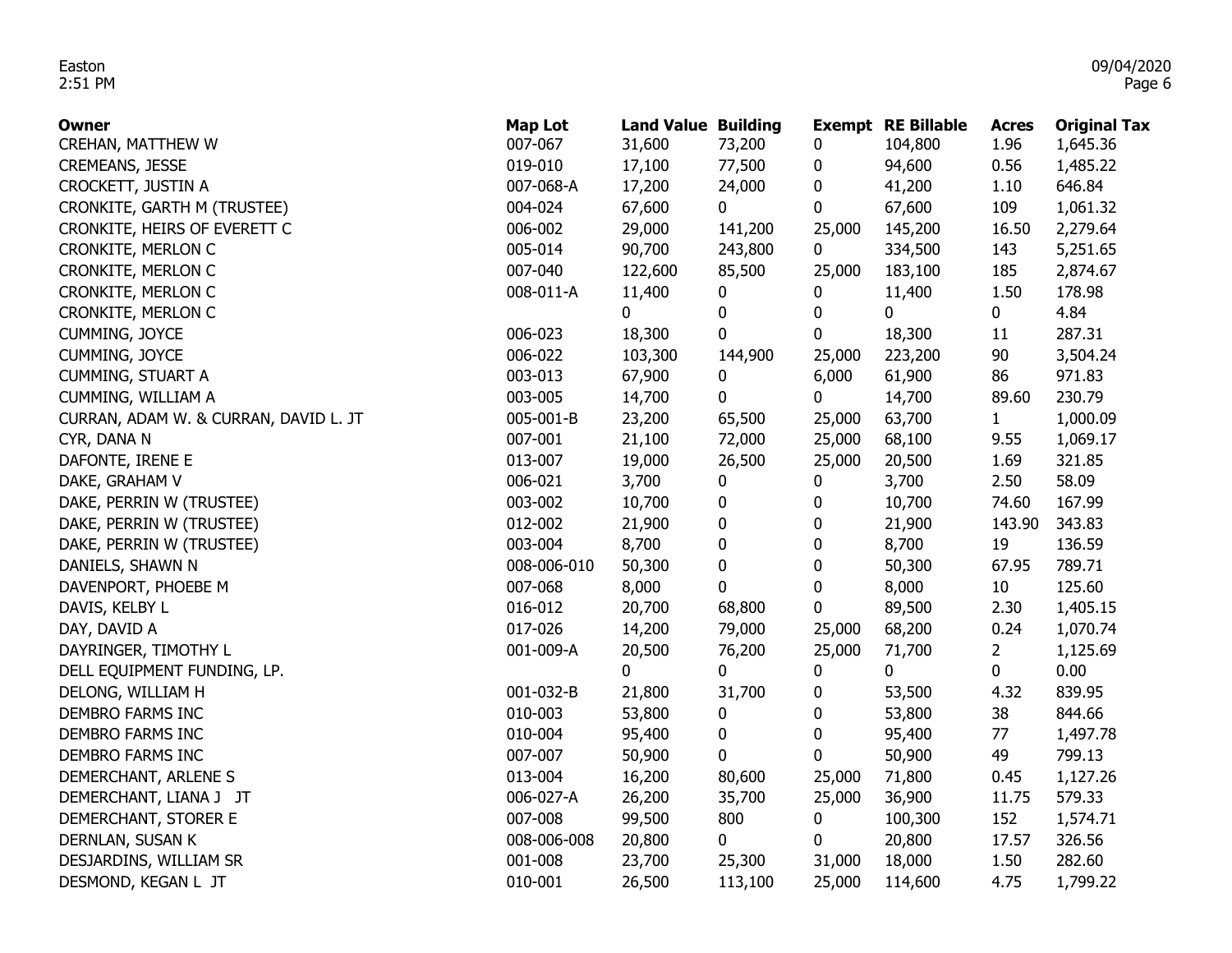| Owner | Map Lot | Land Value | Building | Exempt | RE Billable | Acres | Original Tax |
|---|---|---|---|---|---|---|---|
| CREHAN, MATTHEW W | 007-067 | 31,600 | 73,200 | 0 | 104,800 | 1.96 | 1,645.36 |
| CREMEANS, JESSE | 019-010 | 17,100 | 77,500 | 0 | 94,600 | 0.56 | 1,485.22 |
| CROCKETT, JUSTIN A | 007-068-A | 17,200 | 24,000 | 0 | 41,200 | 1.10 | 646.84 |
| CRONKITE, GARTH M (TRUSTEE) | 004-024 | 67,600 | 0 | 0 | 67,600 | 109 | 1,061.32 |
| CRONKITE, HEIRS OF EVERETT C | 006-002 | 29,000 | 141,200 | 25,000 | 145,200 | 16.50 | 2,279.64 |
| CRONKITE, MERLON C | 005-014 | 90,700 | 243,800 | 0 | 334,500 | 143 | 5,251.65 |
| CRONKITE, MERLON C | 007-040 | 122,600 | 85,500 | 25,000 | 183,100 | 185 | 2,874.67 |
| CRONKITE, MERLON C | 008-011-A | 11,400 | 0 | 0 | 11,400 | 1.50 | 178.98 |
| CRONKITE, MERLON C | | 0 | 0 | 0 | 0 | 0 | 4.84 |
| CUMMING, JOYCE | 006-023 | 18,300 | 0 | 0 | 18,300 | 11 | 287.31 |
| CUMMING, JOYCE | 006-022 | 103,300 | 144,900 | 25,000 | 223,200 | 90 | 3,504.24 |
| CUMMING, STUART A | 003-013 | 67,900 | 0 | 6,000 | 61,900 | 86 | 971.83 |
| CUMMING, WILLIAM A | 003-005 | 14,700 | 0 | 0 | 14,700 | 89.60 | 230.79 |
| CURRAN, ADAM W. & CURRAN, DAVID L. JT | 005-001-B | 23,200 | 65,500 | 25,000 | 63,700 | 1 | 1,000.09 |
| CYR, DANA N | 007-001 | 21,100 | 72,000 | 25,000 | 68,100 | 9.55 | 1,069.17 |
| DAFONTE, IRENE E | 013-007 | 19,000 | 26,500 | 25,000 | 20,500 | 1.69 | 321.85 |
| DAKE, GRAHAM V | 006-021 | 3,700 | 0 | 0 | 3,700 | 2.50 | 58.09 |
| DAKE, PERRIN W (TRUSTEE) | 003-002 | 10,700 | 0 | 0 | 10,700 | 74.60 | 167.99 |
| DAKE, PERRIN W (TRUSTEE) | 012-002 | 21,900 | 0 | 0 | 21,900 | 143.90 | 343.83 |
| DAKE, PERRIN W (TRUSTEE) | 003-004 | 8,700 | 0 | 0 | 8,700 | 19 | 136.59 |
| DANIELS, SHAWN N | 008-006-010 | 50,300 | 0 | 0 | 50,300 | 67.95 | 789.71 |
| DAVENPORT, PHOEBE M | 007-068 | 8,000 | 0 | 0 | 8,000 | 10 | 125.60 |
| DAVIS, KELBY L | 016-012 | 20,700 | 68,800 | 0 | 89,500 | 2.30 | 1,405.15 |
| DAY, DAVID A | 017-026 | 14,200 | 79,000 | 25,000 | 68,200 | 0.24 | 1,070.74 |
| DAYRINGER, TIMOTHY L | 001-009-A | 20,500 | 76,200 | 25,000 | 71,700 | 2 | 1,125.69 |
| DELL EQUIPMENT FUNDING, LP. | | 0 | 0 | 0 | 0 | 0 | 0.00 |
| DELONG, WILLIAM H | 001-032-B | 21,800 | 31,700 | 0 | 53,500 | 4.32 | 839.95 |
| DEMBRO FARMS INC | 010-003 | 53,800 | 0 | 0 | 53,800 | 38 | 844.66 |
| DEMBRO FARMS INC | 010-004 | 95,400 | 0 | 0 | 95,400 | 77 | 1,497.78 |
| DEMBRO FARMS INC | 007-007 | 50,900 | 0 | 0 | 50,900 | 49 | 799.13 |
| DEMERCHANT, ARLENE S | 013-004 | 16,200 | 80,600 | 25,000 | 71,800 | 0.45 | 1,127.26 |
| DEMERCHANT, LIANA J JT | 006-027-A | 26,200 | 35,700 | 25,000 | 36,900 | 11.75 | 579.33 |
| DEMERCHANT, STORER E | 007-008 | 99,500 | 800 | 0 | 100,300 | 152 | 1,574.71 |
| DERNLAN, SUSAN K | 008-006-008 | 20,800 | 0 | 0 | 20,800 | 17.57 | 326.56 |
| DESJARDINS, WILLIAM SR | 001-008 | 23,700 | 25,300 | 31,000 | 18,000 | 1.50 | 282.60 |
| DESMOND, KEGAN L JT | 010-001 | 26,500 | 113,100 | 25,000 | 114,600 | 4.75 | 1,799.22 |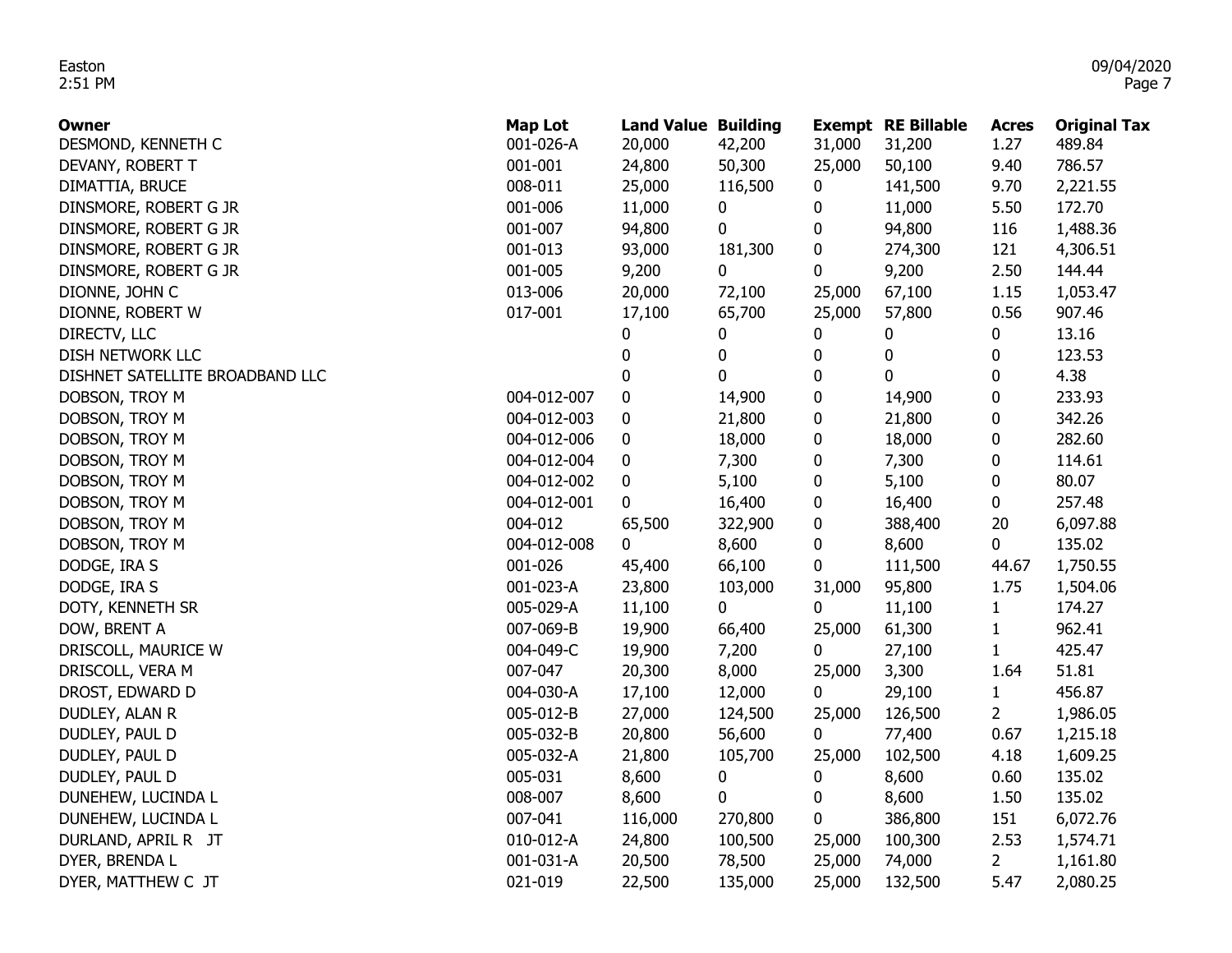| Owner | Map Lot | Land Value | Building | Exempt | RE Billable | Acres | Original Tax |
|---|---|---|---|---|---|---|---|
| DESMOND, KENNETH C | 001-026-A | 20,000 | 42,200 | 31,000 | 31,200 | 1.27 | 489.84 |
| DEVANY, ROBERT T | 001-001 | 24,800 | 50,300 | 25,000 | 50,100 | 9.40 | 786.57 |
| DIMATTIA, BRUCE | 008-011 | 25,000 | 116,500 | 0 | 141,500 | 9.70 | 2,221.55 |
| DINSMORE, ROBERT G JR | 001-006 | 11,000 | 0 | 0 | 11,000 | 5.50 | 172.70 |
| DINSMORE, ROBERT G JR | 001-007 | 94,800 | 0 | 0 | 94,800 | 116 | 1,488.36 |
| DINSMORE, ROBERT G JR | 001-013 | 93,000 | 181,300 | 0 | 274,300 | 121 | 4,306.51 |
| DINSMORE, ROBERT G JR | 001-005 | 9,200 | 0 | 0 | 9,200 | 2.50 | 144.44 |
| DIONNE, JOHN C | 013-006 | 20,000 | 72,100 | 25,000 | 67,100 | 1.15 | 1,053.47 |
| DIONNE, ROBERT W | 017-001 | 17,100 | 65,700 | 25,000 | 57,800 | 0.56 | 907.46 |
| DIRECTV, LLC | | 0 | 0 | 0 | 0 | 0 | 13.16 |
| DISH NETWORK LLC | | 0 | 0 | 0 | 0 | 0 | 123.53 |
| DISHNET SATELLITE BROADBAND LLC | | 0 | 0 | 0 | 0 | 0 | 4.38 |
| DOBSON, TROY M | 004-012-007 | 0 | 14,900 | 0 | 14,900 | 0 | 233.93 |
| DOBSON, TROY M | 004-012-003 | 0 | 21,800 | 0 | 21,800 | 0 | 342.26 |
| DOBSON, TROY M | 004-012-006 | 0 | 18,000 | 0 | 18,000 | 0 | 282.60 |
| DOBSON, TROY M | 004-012-004 | 0 | 7,300 | 0 | 7,300 | 0 | 114.61 |
| DOBSON, TROY M | 004-012-002 | 0 | 5,100 | 0 | 5,100 | 0 | 80.07 |
| DOBSON, TROY M | 004-012-001 | 0 | 16,400 | 0 | 16,400 | 0 | 257.48 |
| DOBSON, TROY M | 004-012 | 65,500 | 322,900 | 0 | 388,400 | 20 | 6,097.88 |
| DOBSON, TROY M | 004-012-008 | 0 | 8,600 | 0 | 8,600 | 0 | 135.02 |
| DODGE, IRA S | 001-026 | 45,400 | 66,100 | 0 | 111,500 | 44.67 | 1,750.55 |
| DODGE, IRA S | 001-023-A | 23,800 | 103,000 | 31,000 | 95,800 | 1.75 | 1,504.06 |
| DOTY, KENNETH SR | 005-029-A | 11,100 | 0 | 0 | 11,100 | 1 | 174.27 |
| DOW, BRENT A | 007-069-B | 19,900 | 66,400 | 25,000 | 61,300 | 1 | 962.41 |
| DRISCOLL, MAURICE W | 004-049-C | 19,900 | 7,200 | 0 | 27,100 | 1 | 425.47 |
| DRISCOLL, VERA M | 007-047 | 20,300 | 8,000 | 25,000 | 3,300 | 1.64 | 51.81 |
| DROST, EDWARD D | 004-030-A | 17,100 | 12,000 | 0 | 29,100 | 1 | 456.87 |
| DUDLEY, ALAN R | 005-012-B | 27,000 | 124,500 | 25,000 | 126,500 | 2 | 1,986.05 |
| DUDLEY, PAUL D | 005-032-B | 20,800 | 56,600 | 0 | 77,400 | 0.67 | 1,215.18 |
| DUDLEY, PAUL D | 005-032-A | 21,800 | 105,700 | 25,000 | 102,500 | 4.18 | 1,609.25 |
| DUDLEY, PAUL D | 005-031 | 8,600 | 0 | 0 | 8,600 | 0.60 | 135.02 |
| DUNEHEW, LUCINDA L | 008-007 | 8,600 | 0 | 0 | 8,600 | 1.50 | 135.02 |
| DUNEHEW, LUCINDA L | 007-041 | 116,000 | 270,800 | 0 | 386,800 | 151 | 6,072.76 |
| DURLAND, APRIL R JT | 010-012-A | 24,800 | 100,500 | 25,000 | 100,300 | 2.53 | 1,574.71 |
| DYER, BRENDA L | 001-031-A | 20,500 | 78,500 | 25,000 | 74,000 | 2 | 1,161.80 |
| DYER, MATTHEW C JT | 021-019 | 22,500 | 135,000 | 25,000 | 132,500 | 5.47 | 2,080.25 |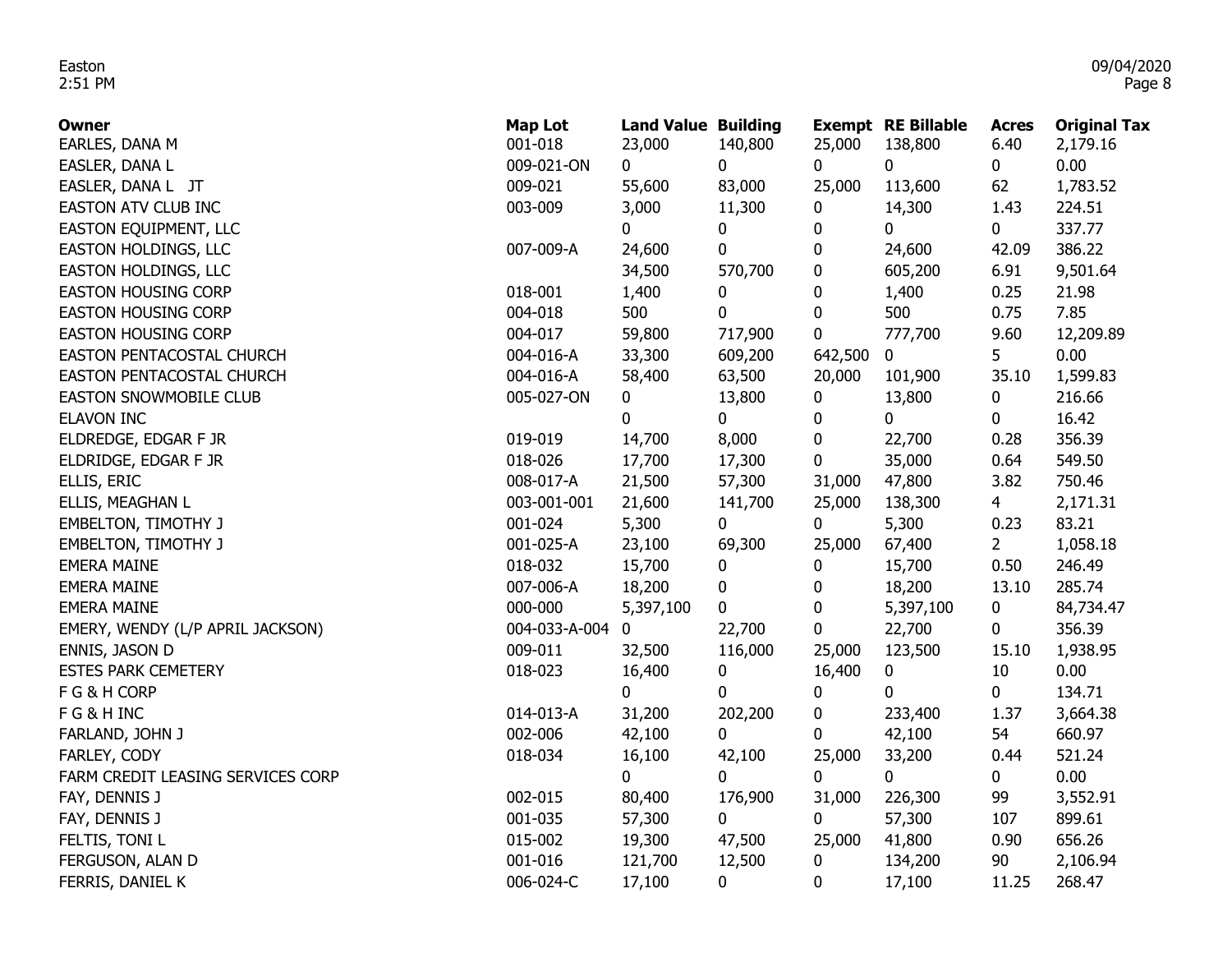| Owner | Map Lot | Land Value | Building | Exempt | RE Billable | Acres | Original Tax |
|---|---|---|---|---|---|---|---|
| EARLES, DANA M | 001-018 | 23,000 | 140,800 | 25,000 | 138,800 | 6.40 | 2,179.16 |
| EASLER, DANA L | 009-021-ON | 0 | 0 | 0 | 0 | 0 | 0.00 |
| EASLER, DANA L JT | 009-021 | 55,600 | 83,000 | 25,000 | 113,600 | 62 | 1,783.52 |
| EASTON ATV CLUB INC | 003-009 | 3,000 | 11,300 | 0 | 14,300 | 1.43 | 224.51 |
| EASTON EQUIPMENT, LLC | | 0 | 0 | 0 | 0 | 0 | 337.77 |
| EASTON HOLDINGS, LLC | 007-009-A | 24,600 | 0 | 0 | 24,600 | 42.09 | 386.22 |
| EASTON HOLDINGS, LLC | | 34,500 | 570,700 | 0 | 605,200 | 6.91 | 9,501.64 |
| EASTON HOUSING CORP | 018-001 | 1,400 | 0 | 0 | 1,400 | 0.25 | 21.98 |
| EASTON HOUSING CORP | 004-018 | 500 | 0 | 0 | 500 | 0.75 | 7.85 |
| EASTON HOUSING CORP | 004-017 | 59,800 | 717,900 | 0 | 777,700 | 9.60 | 12,209.89 |
| EASTON PENTACOSTAL CHURCH | 004-016-A | 33,300 | 609,200 | 642,500 | 0 | 5 | 0.00 |
| EASTON PENTACOSTAL CHURCH | 004-016-A | 58,400 | 63,500 | 20,000 | 101,900 | 35.10 | 1,599.83 |
| EASTON SNOWMOBILE CLUB | 005-027-ON | 0 | 13,800 | 0 | 13,800 | 0 | 216.66 |
| ELAVON INC | | 0 | 0 | 0 | 0 | 0 | 16.42 |
| ELDREDGE, EDGAR F JR | 019-019 | 14,700 | 8,000 | 0 | 22,700 | 0.28 | 356.39 |
| ELDRIDGE, EDGAR F JR | 018-026 | 17,700 | 17,300 | 0 | 35,000 | 0.64 | 549.50 |
| ELLIS, ERIC | 008-017-A | 21,500 | 57,300 | 31,000 | 47,800 | 3.82 | 750.46 |
| ELLIS, MEAGHAN L | 003-001-001 | 21,600 | 141,700 | 25,000 | 138,300 | 4 | 2,171.31 |
| EMBELTON, TIMOTHY J | 001-024 | 5,300 | 0 | 0 | 5,300 | 0.23 | 83.21 |
| EMBELTON, TIMOTHY J | 001-025-A | 23,100 | 69,300 | 25,000 | 67,400 | 2 | 1,058.18 |
| EMERA MAINE | 018-032 | 15,700 | 0 | 0 | 15,700 | 0.50 | 246.49 |
| EMERA MAINE | 007-006-A | 18,200 | 0 | 0 | 18,200 | 13.10 | 285.74 |
| EMERA MAINE | 000-000 | 5,397,100 | 0 | 0 | 5,397,100 | 0 | 84,734.47 |
| EMERY, WENDY (L/P APRIL JACKSON) | 004-033-A-004 | 0 | 22,700 | 0 | 22,700 | 0 | 356.39 |
| ENNIS, JASON D | 009-011 | 32,500 | 116,000 | 25,000 | 123,500 | 15.10 | 1,938.95 |
| ESTES PARK CEMETERY | 018-023 | 16,400 | 0 | 16,400 | 0 | 10 | 0.00 |
| F G & H CORP | | 0 | 0 | 0 | 0 | 0 | 134.71 |
| F G & H INC | 014-013-A | 31,200 | 202,200 | 0 | 233,400 | 1.37 | 3,664.38 |
| FARLAND, JOHN J | 002-006 | 42,100 | 0 | 0 | 42,100 | 54 | 660.97 |
| FARLEY, CODY | 018-034 | 16,100 | 42,100 | 25,000 | 33,200 | 0.44 | 521.24 |
| FARM CREDIT LEASING SERVICES CORP | | 0 | 0 | 0 | 0 | 0 | 0.00 |
| FAY, DENNIS J | 002-015 | 80,400 | 176,900 | 31,000 | 226,300 | 99 | 3,552.91 |
| FAY, DENNIS J | 001-035 | 57,300 | 0 | 0 | 57,300 | 107 | 899.61 |
| FELTIS, TONI L | 015-002 | 19,300 | 47,500 | 25,000 | 41,800 | 0.90 | 656.26 |
| FERGUSON, ALAN D | 001-016 | 121,700 | 12,500 | 0 | 134,200 | 90 | 2,106.94 |
| FERRIS, DANIEL K | 006-024-C | 17,100 | 0 | 0 | 17,100 | 11.25 | 268.47 |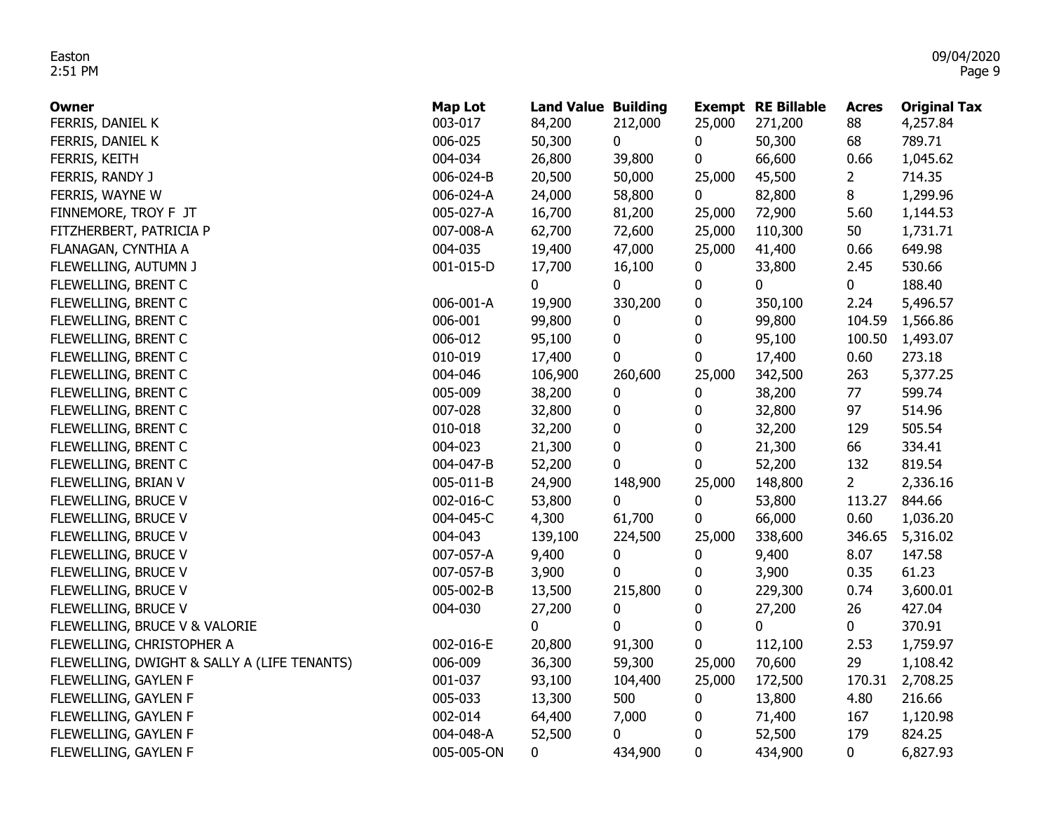| Owner | Map Lot | Land Value | Building | Exempt | RE Billable | Acres | Original Tax |
|---|---|---|---|---|---|---|---|
| FERRIS, DANIEL K | 003-017 | 84,200 | 212,000 | 25,000 | 271,200 | 88 | 4,257.84 |
| FERRIS, DANIEL K | 006-025 | 50,300 | 0 | 0 | 50,300 | 68 | 789.71 |
| FERRIS, KEITH | 004-034 | 26,800 | 39,800 | 0 | 66,600 | 0.66 | 1,045.62 |
| FERRIS, RANDY J | 006-024-B | 20,500 | 50,000 | 25,000 | 45,500 | 2 | 714.35 |
| FERRIS, WAYNE W | 006-024-A | 24,000 | 58,800 | 0 | 82,800 | 8 | 1,299.96 |
| FINNEMORE, TROY F JT | 005-027-A | 16,700 | 81,200 | 25,000 | 72,900 | 5.60 | 1,144.53 |
| FITZHERBERT, PATRICIA P | 007-008-A | 62,700 | 72,600 | 25,000 | 110,300 | 50 | 1,731.71 |
| FLANAGAN, CYNTHIA A | 004-035 | 19,400 | 47,000 | 25,000 | 41,400 | 0.66 | 649.98 |
| FLEWELLING, AUTUMN J | 001-015-D | 17,700 | 16,100 | 0 | 33,800 | 2.45 | 530.66 |
| FLEWELLING, BRENT C | | 0 | 0 | 0 | 0 | 0 | 188.40 |
| FLEWELLING, BRENT C | 006-001-A | 19,900 | 330,200 | 0 | 350,100 | 2.24 | 5,496.57 |
| FLEWELLING, BRENT C | 006-001 | 99,800 | 0 | 0 | 99,800 | 104.59 | 1,566.86 |
| FLEWELLING, BRENT C | 006-012 | 95,100 | 0 | 0 | 95,100 | 100.50 | 1,493.07 |
| FLEWELLING, BRENT C | 010-019 | 17,400 | 0 | 0 | 17,400 | 0.60 | 273.18 |
| FLEWELLING, BRENT C | 004-046 | 106,900 | 260,600 | 25,000 | 342,500 | 263 | 5,377.25 |
| FLEWELLING, BRENT C | 005-009 | 38,200 | 0 | 0 | 38,200 | 77 | 599.74 |
| FLEWELLING, BRENT C | 007-028 | 32,800 | 0 | 0 | 32,800 | 97 | 514.96 |
| FLEWELLING, BRENT C | 010-018 | 32,200 | 0 | 0 | 32,200 | 129 | 505.54 |
| FLEWELLING, BRENT C | 004-023 | 21,300 | 0 | 0 | 21,300 | 66 | 334.41 |
| FLEWELLING, BRENT C | 004-047-B | 52,200 | 0 | 0 | 52,200 | 132 | 819.54 |
| FLEWELLING, BRIAN V | 005-011-B | 24,900 | 148,900 | 25,000 | 148,800 | 2 | 2,336.16 |
| FLEWELLING, BRUCE V | 002-016-C | 53,800 | 0 | 0 | 53,800 | 113.27 | 844.66 |
| FLEWELLING, BRUCE V | 004-045-C | 4,300 | 61,700 | 0 | 66,000 | 0.60 | 1,036.20 |
| FLEWELLING, BRUCE V | 004-043 | 139,100 | 224,500 | 25,000 | 338,600 | 346.65 | 5,316.02 |
| FLEWELLING, BRUCE V | 007-057-A | 9,400 | 0 | 0 | 9,400 | 8.07 | 147.58 |
| FLEWELLING, BRUCE V | 007-057-B | 3,900 | 0 | 0 | 3,900 | 0.35 | 61.23 |
| FLEWELLING, BRUCE V | 005-002-B | 13,500 | 215,800 | 0 | 229,300 | 0.74 | 3,600.01 |
| FLEWELLING, BRUCE V | 004-030 | 27,200 | 0 | 0 | 27,200 | 26 | 427.04 |
| FLEWELLING, BRUCE V & VALORIE | | 0 | 0 | 0 | 0 | 0 | 370.91 |
| FLEWELLING, CHRISTOPHER A | 002-016-E | 20,800 | 91,300 | 0 | 112,100 | 2.53 | 1,759.97 |
| FLEWELLING, DWIGHT & SALLY A (LIFE TENANTS) | 006-009 | 36,300 | 59,300 | 25,000 | 70,600 | 29 | 1,108.42 |
| FLEWELLING, GAYLEN F | 001-037 | 93,100 | 104,400 | 25,000 | 172,500 | 170.31 | 2,708.25 |
| FLEWELLING, GAYLEN F | 005-033 | 13,300 | 500 | 0 | 13,800 | 4.80 | 216.66 |
| FLEWELLING, GAYLEN F | 002-014 | 64,400 | 7,000 | 0 | 71,400 | 167 | 1,120.98 |
| FLEWELLING, GAYLEN F | 004-048-A | 52,500 | 0 | 0 | 52,500 | 179 | 824.25 |
| FLEWELLING, GAYLEN F | 005-005-ON | 0 | 434,900 | 0 | 434,900 | 0 | 6,827.93 |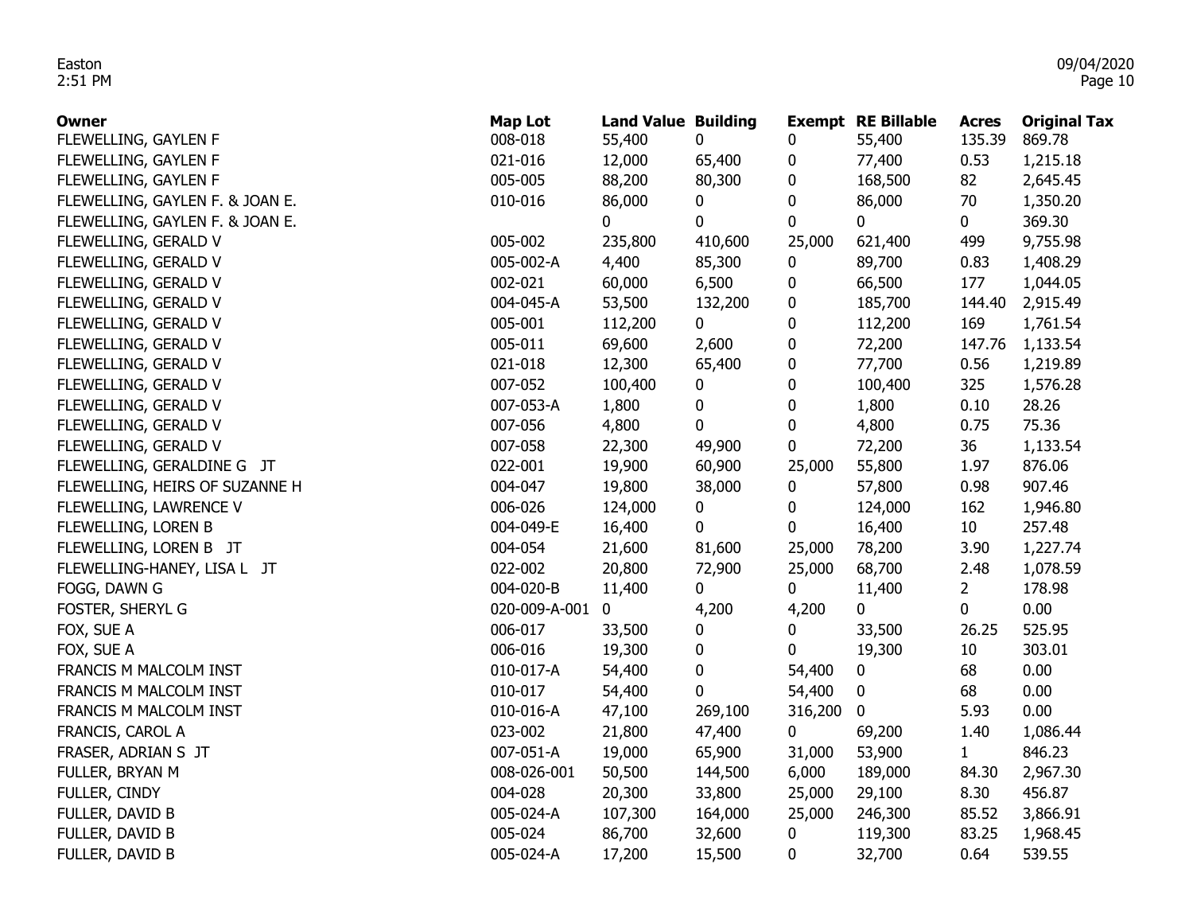| Owner | Map Lot | Land Value | Building | Exempt | RE Billable | Acres | Original Tax |
|---|---|---|---|---|---|---|---|
| FLEWELLING, GAYLEN F | 008-018 | 55,400 | 0 | 0 | 55,400 | 135.39 | 869.78 |
| FLEWELLING, GAYLEN F | 021-016 | 12,000 | 65,400 | 0 | 77,400 | 0.53 | 1,215.18 |
| FLEWELLING, GAYLEN F | 005-005 | 88,200 | 80,300 | 0 | 168,500 | 82 | 2,645.45 |
| FLEWELLING, GAYLEN F. & JOAN E. | 010-016 | 86,000 | 0 | 0 | 86,000 | 70 | 1,350.20 |
| FLEWELLING, GAYLEN F. & JOAN E. | | 0 | 0 | 0 | 0 | 0 | 369.30 |
| FLEWELLING, GERALD V | 005-002 | 235,800 | 410,600 | 25,000 | 621,400 | 499 | 9,755.98 |
| FLEWELLING, GERALD V | 005-002-A | 4,400 | 85,300 | 0 | 89,700 | 0.83 | 1,408.29 |
| FLEWELLING, GERALD V | 002-021 | 60,000 | 6,500 | 0 | 66,500 | 177 | 1,044.05 |
| FLEWELLING, GERALD V | 004-045-A | 53,500 | 132,200 | 0 | 185,700 | 144.40 | 2,915.49 |
| FLEWELLING, GERALD V | 005-001 | 112,200 | 0 | 0 | 112,200 | 169 | 1,761.54 |
| FLEWELLING, GERALD V | 005-011 | 69,600 | 2,600 | 0 | 72,200 | 147.76 | 1,133.54 |
| FLEWELLING, GERALD V | 021-018 | 12,300 | 65,400 | 0 | 77,700 | 0.56 | 1,219.89 |
| FLEWELLING, GERALD V | 007-052 | 100,400 | 0 | 0 | 100,400 | 325 | 1,576.28 |
| FLEWELLING, GERALD V | 007-053-A | 1,800 | 0 | 0 | 1,800 | 0.10 | 28.26 |
| FLEWELLING, GERALD V | 007-056 | 4,800 | 0 | 0 | 4,800 | 0.75 | 75.36 |
| FLEWELLING, GERALD V | 007-058 | 22,300 | 49,900 | 0 | 72,200 | 36 | 1,133.54 |
| FLEWELLING, GERALDINE G JT | 022-001 | 19,900 | 60,900 | 25,000 | 55,800 | 1.97 | 876.06 |
| FLEWELLING, HEIRS OF SUZANNE H | 004-047 | 19,800 | 38,000 | 0 | 57,800 | 0.98 | 907.46 |
| FLEWELLING, LAWRENCE V | 006-026 | 124,000 | 0 | 0 | 124,000 | 162 | 1,946.80 |
| FLEWELLING, LOREN B | 004-049-E | 16,400 | 0 | 0 | 16,400 | 10 | 257.48 |
| FLEWELLING, LOREN B JT | 004-054 | 21,600 | 81,600 | 25,000 | 78,200 | 3.90 | 1,227.74 |
| FLEWELLING-HANEY, LISA L JT | 022-002 | 20,800 | 72,900 | 25,000 | 68,700 | 2.48 | 1,078.59 |
| FOGG, DAWN G | 004-020-B | 11,400 | 0 | 0 | 11,400 | 2 | 178.98 |
| FOSTER, SHERYL G | 020-009-A-001 | 0 | 4,200 | 4,200 | 0 | 0 | 0.00 |
| FOX, SUE A | 006-017 | 33,500 | 0 | 0 | 33,500 | 26.25 | 525.95 |
| FOX, SUE A | 006-016 | 19,300 | 0 | 0 | 19,300 | 10 | 303.01 |
| FRANCIS M MALCOLM INST | 010-017-A | 54,400 | 0 | 54,400 | 0 | 68 | 0.00 |
| FRANCIS M MALCOLM INST | 010-017 | 54,400 | 0 | 54,400 | 0 | 68 | 0.00 |
| FRANCIS M MALCOLM INST | 010-016-A | 47,100 | 269,100 | 316,200 | 0 | 5.93 | 0.00 |
| FRANCIS, CAROL A | 023-002 | 21,800 | 47,400 | 0 | 69,200 | 1.40 | 1,086.44 |
| FRASER, ADRIAN S JT | 007-051-A | 19,000 | 65,900 | 31,000 | 53,900 | 1 | 846.23 |
| FULLER, BRYAN M | 008-026-001 | 50,500 | 144,500 | 6,000 | 189,000 | 84.30 | 2,967.30 |
| FULLER, CINDY | 004-028 | 20,300 | 33,800 | 25,000 | 29,100 | 8.30 | 456.87 |
| FULLER, DAVID B | 005-024-A | 107,300 | 164,000 | 25,000 | 246,300 | 85.52 | 3,866.91 |
| FULLER, DAVID B | 005-024 | 86,700 | 32,600 | 0 | 119,300 | 83.25 | 1,968.45 |
| FULLER, DAVID B | 005-024-A | 17,200 | 15,500 | 0 | 32,700 | 0.64 | 539.55 |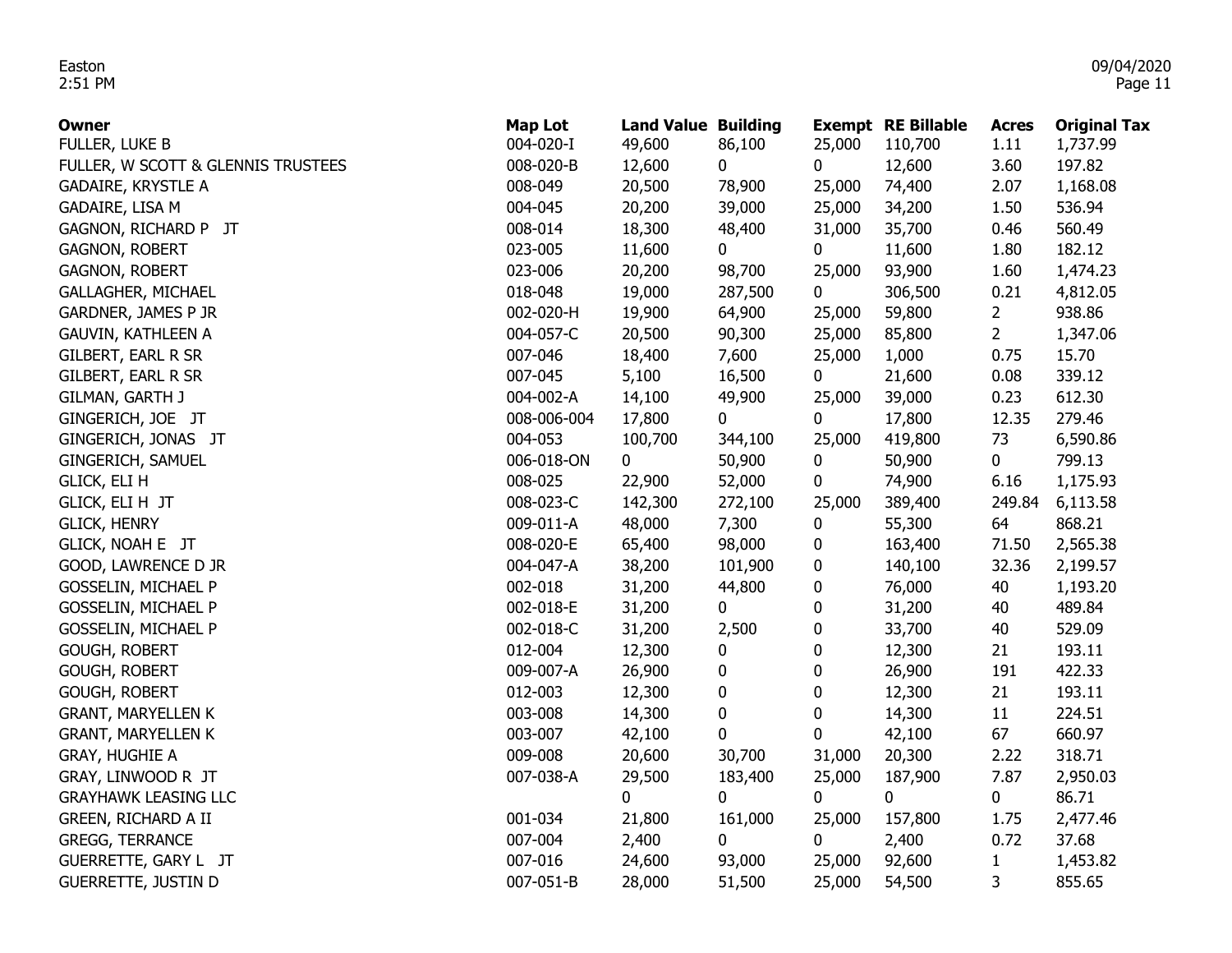| Owner | Map Lot | Land Value | Building | Exempt | RE Billable | Acres | Original Tax |
|---|---|---|---|---|---|---|---|
| FULLER, LUKE B | 004-020-I | 49,600 | 86,100 | 25,000 | 110,700 | 1.11 | 1,737.99 |
| FULLER, W SCOTT & GLENNIS TRUSTEES | 008-020-B | 12,600 | 0 | 0 | 12,600 | 3.60 | 197.82 |
| GADAIRE, KRYSTLE A | 008-049 | 20,500 | 78,900 | 25,000 | 74,400 | 2.07 | 1,168.08 |
| GADAIRE, LISA M | 004-045 | 20,200 | 39,000 | 25,000 | 34,200 | 1.50 | 536.94 |
| GAGNON, RICHARD P JT | 008-014 | 18,300 | 48,400 | 31,000 | 35,700 | 0.46 | 560.49 |
| GAGNON, ROBERT | 023-005 | 11,600 | 0 | 0 | 11,600 | 1.80 | 182.12 |
| GAGNON, ROBERT | 023-006 | 20,200 | 98,700 | 25,000 | 93,900 | 1.60 | 1,474.23 |
| GALLAGHER, MICHAEL | 018-048 | 19,000 | 287,500 | 0 | 306,500 | 0.21 | 4,812.05 |
| GARDNER, JAMES P JR | 002-020-H | 19,900 | 64,900 | 25,000 | 59,800 | 2 | 938.86 |
| GAUVIN, KATHLEEN A | 004-057-C | 20,500 | 90,300 | 25,000 | 85,800 | 2 | 1,347.06 |
| GILBERT, EARL R SR | 007-046 | 18,400 | 7,600 | 25,000 | 1,000 | 0.75 | 15.70 |
| GILBERT, EARL R SR | 007-045 | 5,100 | 16,500 | 0 | 21,600 | 0.08 | 339.12 |
| GILMAN, GARTH J | 004-002-A | 14,100 | 49,900 | 25,000 | 39,000 | 0.23 | 612.30 |
| GINGERICH, JOE JT | 008-006-004 | 17,800 | 0 | 0 | 17,800 | 12.35 | 279.46 |
| GINGERICH, JONAS JT | 004-053 | 100,700 | 344,100 | 25,000 | 419,800 | 73 | 6,590.86 |
| GINGERICH, SAMUEL | 006-018-ON | 0 | 50,900 | 0 | 50,900 | 0 | 799.13 |
| GLICK, ELI H | 008-025 | 22,900 | 52,000 | 0 | 74,900 | 6.16 | 1,175.93 |
| GLICK, ELI H JT | 008-023-C | 142,300 | 272,100 | 25,000 | 389,400 | 249.84 | 6,113.58 |
| GLICK, HENRY | 009-011-A | 48,000 | 7,300 | 0 | 55,300 | 64 | 868.21 |
| GLICK, NOAH E JT | 008-020-E | 65,400 | 98,000 | 0 | 163,400 | 71.50 | 2,565.38 |
| GOOD, LAWRENCE D JR | 004-047-A | 38,200 | 101,900 | 0 | 140,100 | 32.36 | 2,199.57 |
| GOSSELIN, MICHAEL P | 002-018 | 31,200 | 44,800 | 0 | 76,000 | 40 | 1,193.20 |
| GOSSELIN, MICHAEL P | 002-018-E | 31,200 | 0 | 0 | 31,200 | 40 | 489.84 |
| GOSSELIN, MICHAEL P | 002-018-C | 31,200 | 2,500 | 0 | 33,700 | 40 | 529.09 |
| GOUGH, ROBERT | 012-004 | 12,300 | 0 | 0 | 12,300 | 21 | 193.11 |
| GOUGH, ROBERT | 009-007-A | 26,900 | 0 | 0 | 26,900 | 191 | 422.33 |
| GOUGH, ROBERT | 012-003 | 12,300 | 0 | 0 | 12,300 | 21 | 193.11 |
| GRANT, MARYELLEN K | 003-008 | 14,300 | 0 | 0 | 14,300 | 11 | 224.51 |
| GRANT, MARYELLEN K | 003-007 | 42,100 | 0 | 0 | 42,100 | 67 | 660.97 |
| GRAY, HUGHIE A | 009-008 | 20,600 | 30,700 | 31,000 | 20,300 | 2.22 | 318.71 |
| GRAY, LINWOOD R JT | 007-038-A | 29,500 | 183,400 | 25,000 | 187,900 | 7.87 | 2,950.03 |
| GRAYHAWK LEASING LLC | | 0 | 0 | 0 | 0 | 0 | 86.71 |
| GREEN, RICHARD A II | 001-034 | 21,800 | 161,000 | 25,000 | 157,800 | 1.75 | 2,477.46 |
| GREGG, TERRANCE | 007-004 | 2,400 | 0 | 0 | 2,400 | 0.72 | 37.68 |
| GUERRETTE, GARY L JT | 007-016 | 24,600 | 93,000 | 25,000 | 92,600 | 1 | 1,453.82 |
| GUERRETTE, JUSTIN D | 007-051-B | 28,000 | 51,500 | 25,000 | 54,500 | 3 | 855.65 |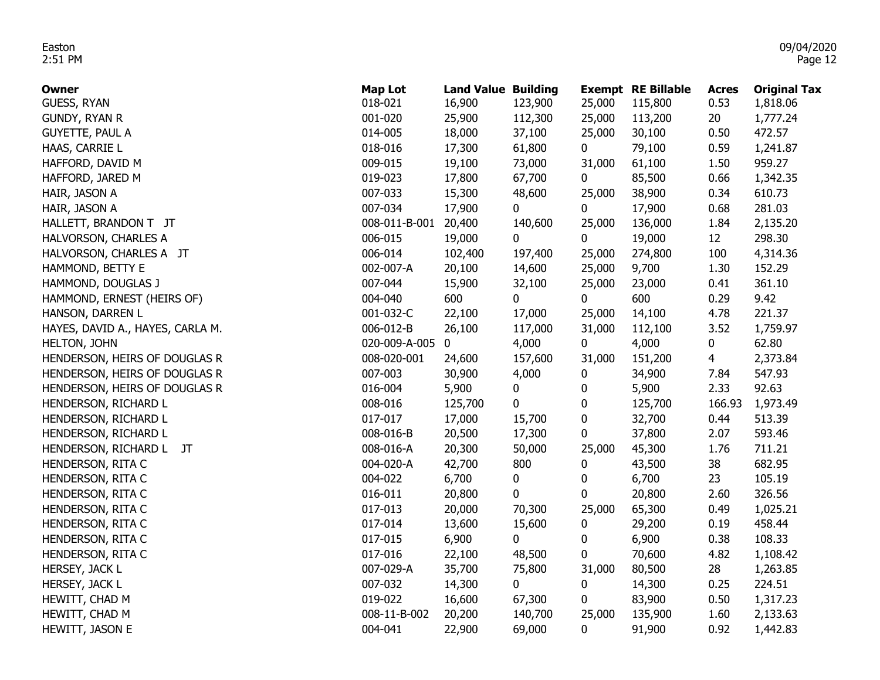| Owner | Map Lot | Land Value | Building | Exempt | RE Billable | Acres | Original Tax |
|---|---|---|---|---|---|---|---|
| GUESS, RYAN | 018-021 | 16,900 | 123,900 | 25,000 | 115,800 | 0.53 | 1,818.06 |
| GUNDY, RYAN R | 001-020 | 25,900 | 112,300 | 25,000 | 113,200 | 20 | 1,777.24 |
| GUYETTE, PAUL A | 014-005 | 18,000 | 37,100 | 25,000 | 30,100 | 0.50 | 472.57 |
| HAAS, CARRIE L | 018-016 | 17,300 | 61,800 | 0 | 79,100 | 0.59 | 1,241.87 |
| HAFFORD, DAVID M | 009-015 | 19,100 | 73,000 | 31,000 | 61,100 | 1.50 | 959.27 |
| HAFFORD, JARED M | 019-023 | 17,800 | 67,700 | 0 | 85,500 | 0.66 | 1,342.35 |
| HAIR, JASON A | 007-033 | 15,300 | 48,600 | 25,000 | 38,900 | 0.34 | 610.73 |
| HAIR, JASON A | 007-034 | 17,900 | 0 | 0 | 17,900 | 0.68 | 281.03 |
| HALLETT, BRANDON T JT | 008-011-B-001 | 20,400 | 140,600 | 25,000 | 136,000 | 1.84 | 2,135.20 |
| HALVORSON, CHARLES A | 006-015 | 19,000 | 0 | 0 | 19,000 | 12 | 298.30 |
| HALVORSON, CHARLES A JT | 006-014 | 102,400 | 197,400 | 25,000 | 274,800 | 100 | 4,314.36 |
| HAMMOND, BETTY E | 002-007-A | 20,100 | 14,600 | 25,000 | 9,700 | 1.30 | 152.29 |
| HAMMOND, DOUGLAS J | 007-044 | 15,900 | 32,100 | 25,000 | 23,000 | 0.41 | 361.10 |
| HAMMOND, ERNEST (HEIRS OF) | 004-040 | 600 | 0 | 0 | 600 | 0.29 | 9.42 |
| HANSON, DARREN L | 001-032-C | 22,100 | 17,000 | 25,000 | 14,100 | 4.78 | 221.37 |
| HAYES, DAVID A., HAYES, CARLA M. | 006-012-B | 26,100 | 117,000 | 31,000 | 112,100 | 3.52 | 1,759.97 |
| HELTON, JOHN | 020-009-A-005 | 0 | 4,000 | 0 | 4,000 | 0 | 62.80 |
| HENDERSON, HEIRS OF DOUGLAS R | 008-020-001 | 24,600 | 157,600 | 31,000 | 151,200 | 4 | 2,373.84 |
| HENDERSON, HEIRS OF DOUGLAS R | 007-003 | 30,900 | 4,000 | 0 | 34,900 | 7.84 | 547.93 |
| HENDERSON, HEIRS OF DOUGLAS R | 016-004 | 5,900 | 0 | 0 | 5,900 | 2.33 | 92.63 |
| HENDERSON, RICHARD L | 008-016 | 125,700 | 0 | 0 | 125,700 | 166.93 | 1,973.49 |
| HENDERSON, RICHARD L | 017-017 | 17,000 | 15,700 | 0 | 32,700 | 0.44 | 513.39 |
| HENDERSON, RICHARD L | 008-016-B | 20,500 | 17,300 | 0 | 37,800 | 2.07 | 593.46 |
| HENDERSON, RICHARD L JT | 008-016-A | 20,300 | 50,000 | 25,000 | 45,300 | 1.76 | 711.21 |
| HENDERSON, RITA C | 004-020-A | 42,700 | 800 | 0 | 43,500 | 38 | 682.95 |
| HENDERSON, RITA C | 004-022 | 6,700 | 0 | 0 | 6,700 | 23 | 105.19 |
| HENDERSON, RITA C | 016-011 | 20,800 | 0 | 0 | 20,800 | 2.60 | 326.56 |
| HENDERSON, RITA C | 017-013 | 20,000 | 70,300 | 25,000 | 65,300 | 0.49 | 1,025.21 |
| HENDERSON, RITA C | 017-014 | 13,600 | 15,600 | 0 | 29,200 | 0.19 | 458.44 |
| HENDERSON, RITA C | 017-015 | 6,900 | 0 | 0 | 6,900 | 0.38 | 108.33 |
| HENDERSON, RITA C | 017-016 | 22,100 | 48,500 | 0 | 70,600 | 4.82 | 1,108.42 |
| HERSEY, JACK L | 007-029-A | 35,700 | 75,800 | 31,000 | 80,500 | 28 | 1,263.85 |
| HERSEY, JACK L | 007-032 | 14,300 | 0 | 0 | 14,300 | 0.25 | 224.51 |
| HEWITT, CHAD M | 019-022 | 16,600 | 67,300 | 0 | 83,900 | 0.50 | 1,317.23 |
| HEWITT, CHAD M | 008-11-B-002 | 20,200 | 140,700 | 25,000 | 135,900 | 1.60 | 2,133.63 |
| HEWITT, JASON E | 004-041 | 22,900 | 69,000 | 0 | 91,900 | 0.92 | 1,442.83 |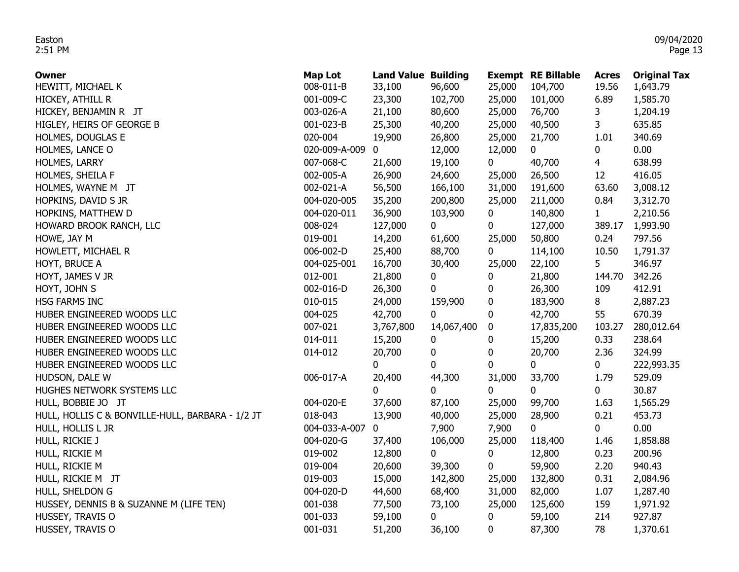| Owner | Map Lot | Land Value | Building | Exempt | RE Billable | Acres | Original Tax |
|---|---|---|---|---|---|---|---|
| HEWITT, MICHAEL K | 008-011-B | 33,100 | 96,600 | 25,000 | 104,700 | 19.56 | 1,643.79 |
| HICKEY, ATHILL R | 001-009-C | 23,300 | 102,700 | 25,000 | 101,000 | 6.89 | 1,585.70 |
| HICKEY, BENJAMIN R JT | 003-026-A | 21,100 | 80,600 | 25,000 | 76,700 | 3 | 1,204.19 |
| HIGLEY, HEIRS OF GEORGE B | 001-023-B | 25,300 | 40,200 | 25,000 | 40,500 | 3 | 635.85 |
| HOLMES, DOUGLAS E | 020-004 | 19,900 | 26,800 | 25,000 | 21,700 | 1.01 | 340.69 |
| HOLMES, LANCE O | 020-009-A-009 | 0 | 12,000 | 12,000 | 0 | 0 | 0.00 |
| HOLMES, LARRY | 007-068-C | 21,600 | 19,100 | 0 | 40,700 | 4 | 638.99 |
| HOLMES, SHEILA F | 002-005-A | 26,900 | 24,600 | 25,000 | 26,500 | 12 | 416.05 |
| HOLMES, WAYNE M JT | 002-021-A | 56,500 | 166,100 | 31,000 | 191,600 | 63.60 | 3,008.12 |
| HOPKINS, DAVID S JR | 004-020-005 | 35,200 | 200,800 | 25,000 | 211,000 | 0.84 | 3,312.70 |
| HOPKINS, MATTHEW D | 004-020-011 | 36,900 | 103,900 | 0 | 140,800 | 1 | 2,210.56 |
| HOWARD BROOK RANCH, LLC | 008-024 | 127,000 | 0 | 0 | 127,000 | 389.17 | 1,993.90 |
| HOWE, JAY M | 019-001 | 14,200 | 61,600 | 25,000 | 50,800 | 0.24 | 797.56 |
| HOWLETT, MICHAEL R | 006-002-D | 25,400 | 88,700 | 0 | 114,100 | 10.50 | 1,791.37 |
| HOYT, BRUCE A | 004-025-001 | 16,700 | 30,400 | 25,000 | 22,100 | 5 | 346.97 |
| HOYT, JAMES V JR | 012-001 | 21,800 | 0 | 0 | 21,800 | 144.70 | 342.26 |
| HOYT, JOHN S | 002-016-D | 26,300 | 0 | 0 | 26,300 | 109 | 412.91 |
| HSG FARMS INC | 010-015 | 24,000 | 159,900 | 0 | 183,900 | 8 | 2,887.23 |
| HUBER ENGINEERED WOODS LLC | 004-025 | 42,700 | 0 | 0 | 42,700 | 55 | 670.39 |
| HUBER ENGINEERED WOODS LLC | 007-021 | 3,767,800 | 14,067,400 | 0 | 17,835,200 | 103.27 | 280,012.64 |
| HUBER ENGINEERED WOODS LLC | 014-011 | 15,200 | 0 | 0 | 15,200 | 0.33 | 238.64 |
| HUBER ENGINEERED WOODS LLC | 014-012 | 20,700 | 0 | 0 | 20,700 | 2.36 | 324.99 |
| HUBER ENGINEERED WOODS LLC | | 0 | 0 | 0 | 0 | 0 | 222,993.35 |
| HUDSON, DALE W | 006-017-A | 20,400 | 44,300 | 31,000 | 33,700 | 1.79 | 529.09 |
| HUGHES NETWORK SYSTEMS LLC | | 0 | 0 | 0 | 0 | 0 | 30.87 |
| HULL, BOBBIE JO JT | 004-020-E | 37,600 | 87,100 | 25,000 | 99,700 | 1.63 | 1,565.29 |
| HULL, HOLLIS C & BONVILLE-HULL, BARBARA - 1/2 JT | 018-043 | 13,900 | 40,000 | 25,000 | 28,900 | 0.21 | 453.73 |
| HULL, HOLLIS L JR | 004-033-A-007 | 0 | 7,900 | 7,900 | 0 | 0 | 0.00 |
| HULL, RICKIE J | 004-020-G | 37,400 | 106,000 | 25,000 | 118,400 | 1.46 | 1,858.88 |
| HULL, RICKIE M | 019-002 | 12,800 | 0 | 0 | 12,800 | 0.23 | 200.96 |
| HULL, RICKIE M | 019-004 | 20,600 | 39,300 | 0 | 59,900 | 2.20 | 940.43 |
| HULL, RICKIE M JT | 019-003 | 15,000 | 142,800 | 25,000 | 132,800 | 0.31 | 2,084.96 |
| HULL, SHELDON G | 004-020-D | 44,600 | 68,400 | 31,000 | 82,000 | 1.07 | 1,287.40 |
| HUSSEY, DENNIS B & SUZANNE M (LIFE TEN) | 001-038 | 77,500 | 73,100 | 25,000 | 125,600 | 159 | 1,971.92 |
| HUSSEY, TRAVIS O | 001-033 | 59,100 | 0 | 0 | 59,100 | 214 | 927.87 |
| HUSSEY, TRAVIS O | 001-031 | 51,200 | 36,100 | 0 | 87,300 | 78 | 1,370.61 |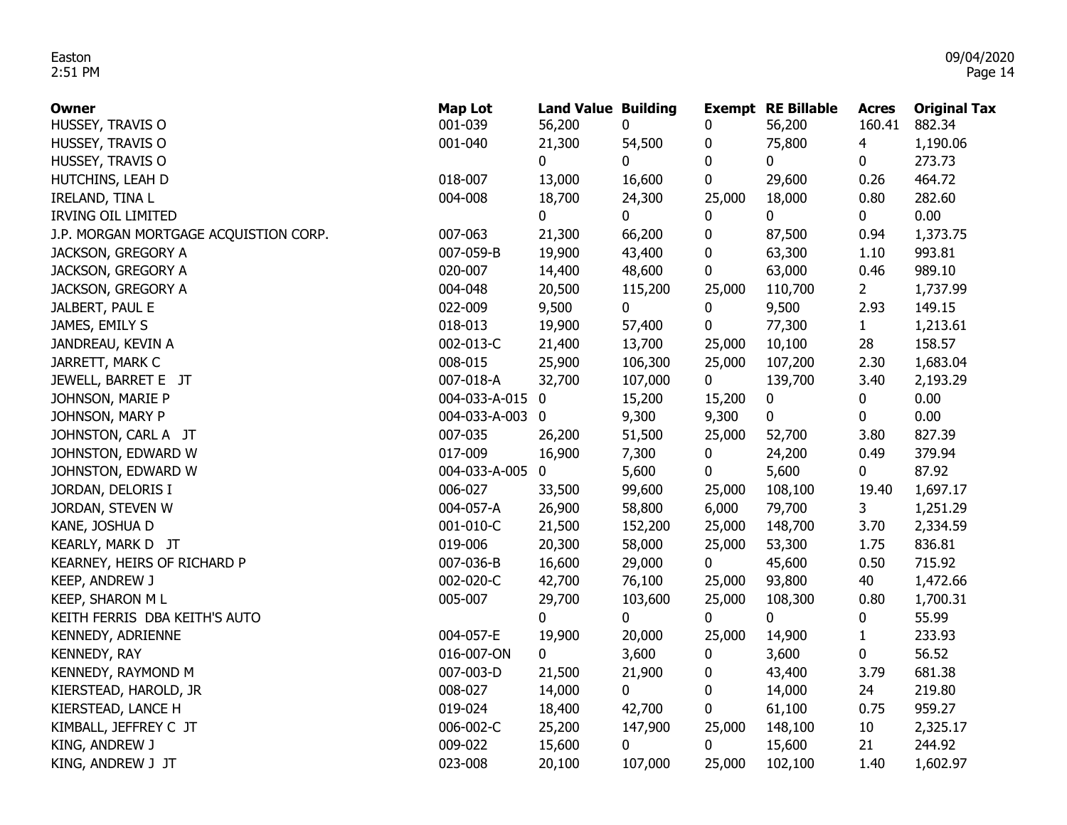| Owner | Map Lot | Land Value | Building | Exempt | RE Billable | Acres | Original Tax |
|---|---|---|---|---|---|---|---|
| HUSSEY, TRAVIS O | 001-039 | 56,200 | 0 | 0 | 56,200 | 160.41 | 882.34 |
| HUSSEY, TRAVIS O | 001-040 | 21,300 | 54,500 | 0 | 75,800 | 4 | 1,190.06 |
| HUSSEY, TRAVIS O | | 0 | 0 | 0 | 0 | 0 | 273.73 |
| HUTCHINS, LEAH D | 018-007 | 13,000 | 16,600 | 0 | 29,600 | 0.26 | 464.72 |
| IRELAND, TINA L | 004-008 | 18,700 | 24,300 | 25,000 | 18,000 | 0.80 | 282.60 |
| IRVING OIL LIMITED | | 0 | 0 | 0 | 0 | 0 | 0.00 |
| J.P. MORGAN MORTGAGE ACQUISTION CORP. | 007-063 | 21,300 | 66,200 | 0 | 87,500 | 0.94 | 1,373.75 |
| JACKSON, GREGORY A | 007-059-B | 19,900 | 43,400 | 0 | 63,300 | 1.10 | 993.81 |
| JACKSON, GREGORY A | 020-007 | 14,400 | 48,600 | 0 | 63,000 | 0.46 | 989.10 |
| JACKSON, GREGORY A | 004-048 | 20,500 | 115,200 | 25,000 | 110,700 | 2 | 1,737.99 |
| JALBERT, PAUL E | 022-009 | 9,500 | 0 | 0 | 9,500 | 2.93 | 149.15 |
| JAMES, EMILY S | 018-013 | 19,900 | 57,400 | 0 | 77,300 | 1 | 1,213.61 |
| JANDREAU, KEVIN A | 002-013-C | 21,400 | 13,700 | 25,000 | 10,100 | 28 | 158.57 |
| JARRETT, MARK C | 008-015 | 25,900 | 106,300 | 25,000 | 107,200 | 2.30 | 1,683.04 |
| JEWELL, BARRET E JT | 007-018-A | 32,700 | 107,000 | 0 | 139,700 | 3.40 | 2,193.29 |
| JOHNSON, MARIE P | 004-033-A-015 | 0 | 15,200 | 15,200 | 0 | 0 | 0.00 |
| JOHNSON, MARY P | 004-033-A-003 | 0 | 9,300 | 9,300 | 0 | 0 | 0.00 |
| JOHNSTON, CARL A JT | 007-035 | 26,200 | 51,500 | 25,000 | 52,700 | 3.80 | 827.39 |
| JOHNSTON, EDWARD W | 017-009 | 16,900 | 7,300 | 0 | 24,200 | 0.49 | 379.94 |
| JOHNSTON, EDWARD W | 004-033-A-005 | 0 | 5,600 | 0 | 5,600 | 0 | 87.92 |
| JORDAN, DELORIS I | 006-027 | 33,500 | 99,600 | 25,000 | 108,100 | 19.40 | 1,697.17 |
| JORDAN, STEVEN W | 004-057-A | 26,900 | 58,800 | 6,000 | 79,700 | 3 | 1,251.29 |
| KANE, JOSHUA D | 001-010-C | 21,500 | 152,200 | 25,000 | 148,700 | 3.70 | 2,334.59 |
| KEARLY, MARK D JT | 019-006 | 20,300 | 58,000 | 25,000 | 53,300 | 1.75 | 836.81 |
| KEARNEY, HEIRS OF RICHARD P | 007-036-B | 16,600 | 29,000 | 0 | 45,600 | 0.50 | 715.92 |
| KEEP, ANDREW J | 002-020-C | 42,700 | 76,100 | 25,000 | 93,800 | 40 | 1,472.66 |
| KEEP, SHARON M L | 005-007 | 29,700 | 103,600 | 25,000 | 108,300 | 0.80 | 1,700.31 |
| KEITH FERRIS DBA KEITH'S AUTO | | 0 | 0 | 0 | 0 | 0 | 55.99 |
| KENNEDY, ADRIENNE | 004-057-E | 19,900 | 20,000 | 25,000 | 14,900 | 1 | 233.93 |
| KENNEDY, RAY | 016-007-ON | 0 | 3,600 | 0 | 3,600 | 0 | 56.52 |
| KENNEDY, RAYMOND M | 007-003-D | 21,500 | 21,900 | 0 | 43,400 | 3.79 | 681.38 |
| KIERSTEAD, HAROLD, JR | 008-027 | 14,000 | 0 | 0 | 14,000 | 24 | 219.80 |
| KIERSTEAD, LANCE H | 019-024 | 18,400 | 42,700 | 0 | 61,100 | 0.75 | 959.27 |
| KIMBALL, JEFFREY C JT | 006-002-C | 25,200 | 147,900 | 25,000 | 148,100 | 10 | 2,325.17 |
| KING, ANDREW J | 009-022 | 15,600 | 0 | 0 | 15,600 | 21 | 244.92 |
| KING, ANDREW J JT | 023-008 | 20,100 | 107,000 | 25,000 | 102,100 | 1.40 | 1,602.97 |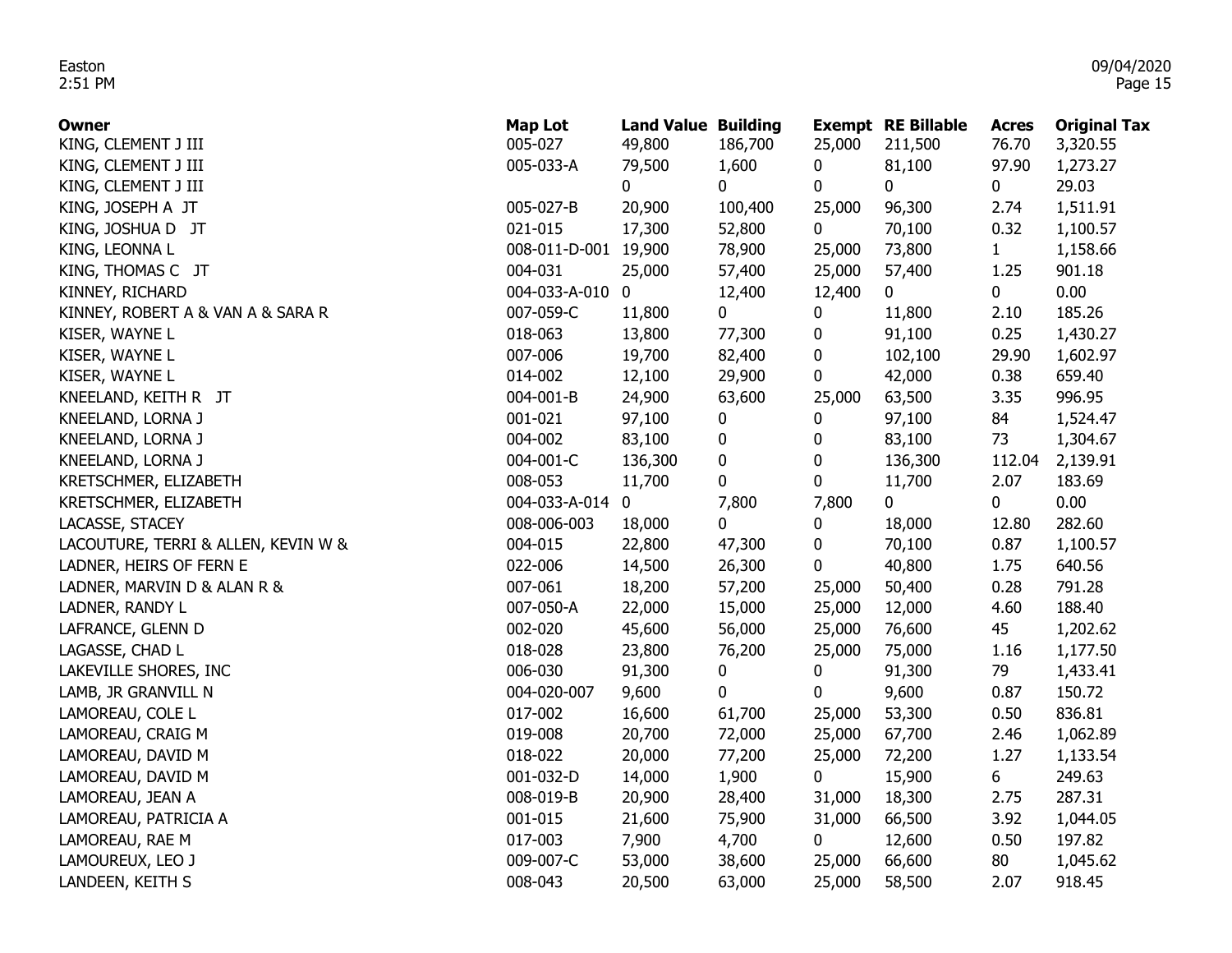| Owner | Map Lot | Land Value | Building | Exempt | RE Billable | Acres | Original Tax |
|---|---|---|---|---|---|---|---|
| KING, CLEMENT J III | 005-027 | 49,800 | 186,700 | 25,000 | 211,500 | 76.70 | 3,320.55 |
| KING, CLEMENT J III | 005-033-A | 79,500 | 1,600 | 0 | 81,100 | 97.90 | 1,273.27 |
| KING, CLEMENT J III | | 0 | 0 | 0 | 0 | 0 | 29.03 |
| KING, JOSEPH A JT | 005-027-B | 20,900 | 100,400 | 25,000 | 96,300 | 2.74 | 1,511.91 |
| KING, JOSHUA D JT | 021-015 | 17,300 | 52,800 | 0 | 70,100 | 0.32 | 1,100.57 |
| KING, LEONNA L | 008-011-D-001 | 19,900 | 78,900 | 25,000 | 73,800 | 1 | 1,158.66 |
| KING, THOMAS C JT | 004-031 | 25,000 | 57,400 | 25,000 | 57,400 | 1.25 | 901.18 |
| KINNEY, RICHARD | 004-033-A-010 | 0 | 12,400 | 12,400 | 0 | 0 | 0.00 |
| KINNEY, ROBERT A & VAN A & SARA R | 007-059-C | 11,800 | 0 | 0 | 11,800 | 2.10 | 185.26 |
| KISER, WAYNE L | 018-063 | 13,800 | 77,300 | 0 | 91,100 | 0.25 | 1,430.27 |
| KISER, WAYNE L | 007-006 | 19,700 | 82,400 | 0 | 102,100 | 29.90 | 1,602.97 |
| KISER, WAYNE L | 014-002 | 12,100 | 29,900 | 0 | 42,000 | 0.38 | 659.40 |
| KNEELAND, KEITH R JT | 004-001-B | 24,900 | 63,600 | 25,000 | 63,500 | 3.35 | 996.95 |
| KNEELAND, LORNA J | 001-021 | 97,100 | 0 | 0 | 97,100 | 84 | 1,524.47 |
| KNEELAND, LORNA J | 004-002 | 83,100 | 0 | 0 | 83,100 | 73 | 1,304.67 |
| KNEELAND, LORNA J | 004-001-C | 136,300 | 0 | 0 | 136,300 | 112.04 | 2,139.91 |
| KRETSCHMER, ELIZABETH | 008-053 | 11,700 | 0 | 0 | 11,700 | 2.07 | 183.69 |
| KRETSCHMER, ELIZABETH | 004-033-A-014 | 0 | 7,800 | 7,800 | 0 | 0 | 0.00 |
| LACASSE, STACEY | 008-006-003 | 18,000 | 0 | 0 | 18,000 | 12.80 | 282.60 |
| LACOUTURE, TERRI & ALLEN, KEVIN W & | 004-015 | 22,800 | 47,300 | 0 | 70,100 | 0.87 | 1,100.57 |
| LADNER, HEIRS OF FERN E | 022-006 | 14,500 | 26,300 | 0 | 40,800 | 1.75 | 640.56 |
| LADNER, MARVIN D & ALAN R & | 007-061 | 18,200 | 57,200 | 25,000 | 50,400 | 0.28 | 791.28 |
| LADNER, RANDY L | 007-050-A | 22,000 | 15,000 | 25,000 | 12,000 | 4.60 | 188.40 |
| LAFRANCE, GLENN D | 002-020 | 45,600 | 56,000 | 25,000 | 76,600 | 45 | 1,202.62 |
| LAGASSE, CHAD L | 018-028 | 23,800 | 76,200 | 25,000 | 75,000 | 1.16 | 1,177.50 |
| LAKEVILLE SHORES, INC | 006-030 | 91,300 | 0 | 0 | 91,300 | 79 | 1,433.41 |
| LAMB, JR GRANVILL N | 004-020-007 | 9,600 | 0 | 0 | 9,600 | 0.87 | 150.72 |
| LAMOREAU, COLE L | 017-002 | 16,600 | 61,700 | 25,000 | 53,300 | 0.50 | 836.81 |
| LAMOREAU, CRAIG M | 019-008 | 20,700 | 72,000 | 25,000 | 67,700 | 2.46 | 1,062.89 |
| LAMOREAU, DAVID M | 018-022 | 20,000 | 77,200 | 25,000 | 72,200 | 1.27 | 1,133.54 |
| LAMOREAU, DAVID M | 001-032-D | 14,000 | 1,900 | 0 | 15,900 | 6 | 249.63 |
| LAMOREAU, JEAN A | 008-019-B | 20,900 | 28,400 | 31,000 | 18,300 | 2.75 | 287.31 |
| LAMOREAU, PATRICIA A | 001-015 | 21,600 | 75,900 | 31,000 | 66,500 | 3.92 | 1,044.05 |
| LAMOREAU, RAE M | 017-003 | 7,900 | 4,700 | 0 | 12,600 | 0.50 | 197.82 |
| LAMOUREUX, LEO J | 009-007-C | 53,000 | 38,600 | 25,000 | 66,600 | 80 | 1,045.62 |
| LANDEEN, KEITH S | 008-043 | 20,500 | 63,000 | 25,000 | 58,500 | 2.07 | 918.45 |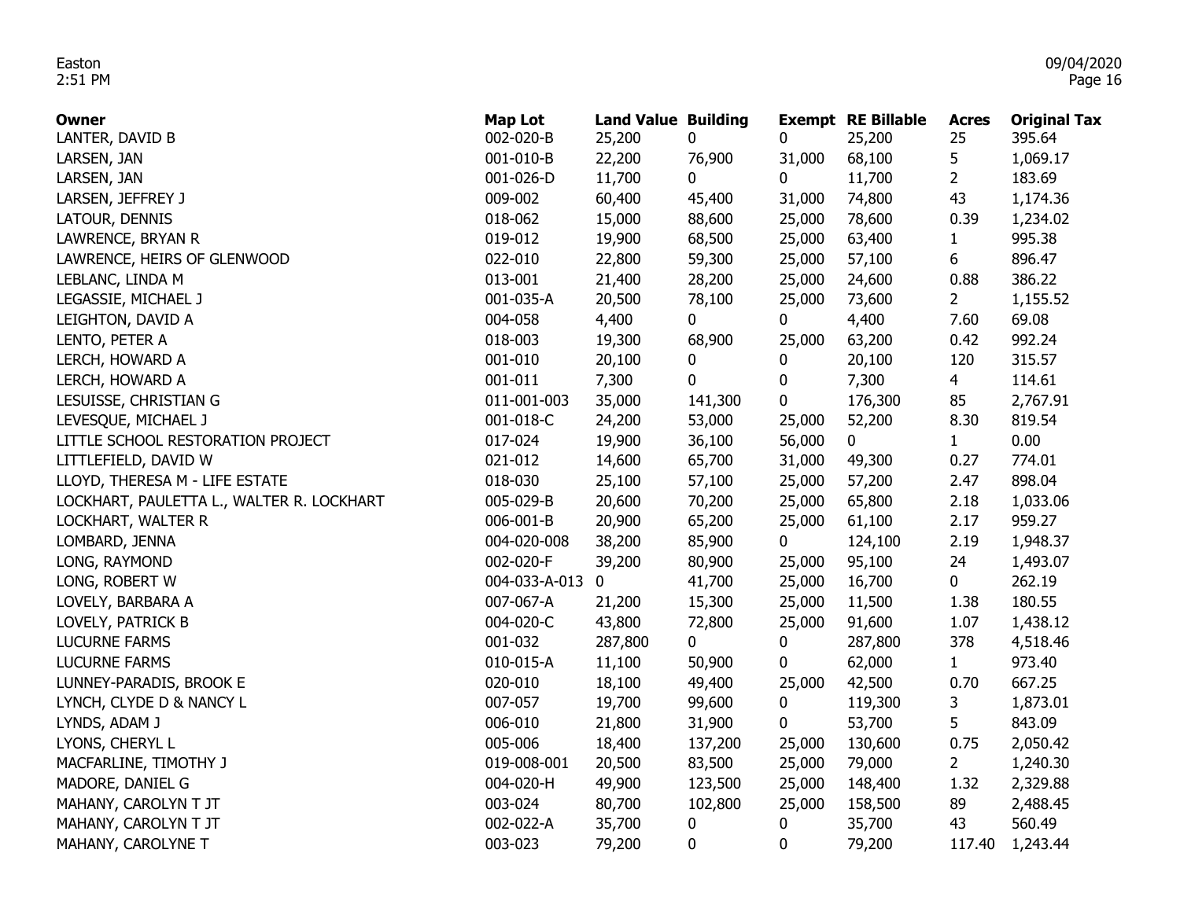| Owner | Map Lot | Land Value | Building | Exempt | RE Billable | Acres | Original Tax |
|---|---|---|---|---|---|---|---|
| LANTER, DAVID B | 002-020-B | 25,200 | 0 | 0 | 25,200 | 25 | 395.64 |
| LARSEN, JAN | 001-010-B | 22,200 | 76,900 | 31,000 | 68,100 | 5 | 1,069.17 |
| LARSEN, JAN | 001-026-D | 11,700 | 0 | 0 | 11,700 | 2 | 183.69 |
| LARSEN, JEFFREY J | 009-002 | 60,400 | 45,400 | 31,000 | 74,800 | 43 | 1,174.36 |
| LATOUR, DENNIS | 018-062 | 15,000 | 88,600 | 25,000 | 78,600 | 0.39 | 1,234.02 |
| LAWRENCE, BRYAN R | 019-012 | 19,900 | 68,500 | 25,000 | 63,400 | 1 | 995.38 |
| LAWRENCE, HEIRS OF GLENWOOD | 022-010 | 22,800 | 59,300 | 25,000 | 57,100 | 6 | 896.47 |
| LEBLANC, LINDA M | 013-001 | 21,400 | 28,200 | 25,000 | 24,600 | 0.88 | 386.22 |
| LEGASSIE, MICHAEL J | 001-035-A | 20,500 | 78,100 | 25,000 | 73,600 | 2 | 1,155.52 |
| LEIGHTON, DAVID A | 004-058 | 4,400 | 0 | 0 | 4,400 | 7.60 | 69.08 |
| LENTO, PETER A | 018-003 | 19,300 | 68,900 | 25,000 | 63,200 | 0.42 | 992.24 |
| LERCH, HOWARD A | 001-010 | 20,100 | 0 | 0 | 20,100 | 120 | 315.57 |
| LERCH, HOWARD A | 001-011 | 7,300 | 0 | 0 | 7,300 | 4 | 114.61 |
| LESUISSE, CHRISTIAN G | 011-001-003 | 35,000 | 141,300 | 0 | 176,300 | 85 | 2,767.91 |
| LEVESQUE, MICHAEL J | 001-018-C | 24,200 | 53,000 | 25,000 | 52,200 | 8.30 | 819.54 |
| LITTLE SCHOOL RESTORATION PROJECT | 017-024 | 19,900 | 36,100 | 56,000 | 0 | 1 | 0.00 |
| LITTLEFIELD, DAVID W | 021-012 | 14,600 | 65,700 | 31,000 | 49,300 | 0.27 | 774.01 |
| LLOYD, THERESA M - LIFE ESTATE | 018-030 | 25,100 | 57,100 | 25,000 | 57,200 | 2.47 | 898.04 |
| LOCKHART, PAULETTA L., WALTER R. LOCKHART | 005-029-B | 20,600 | 70,200 | 25,000 | 65,800 | 2.18 | 1,033.06 |
| LOCKHART, WALTER R | 006-001-B | 20,900 | 65,200 | 25,000 | 61,100 | 2.17 | 959.27 |
| LOMBARD, JENNA | 004-020-008 | 38,200 | 85,900 | 0 | 124,100 | 2.19 | 1,948.37 |
| LONG, RAYMOND | 002-020-F | 39,200 | 80,900 | 25,000 | 95,100 | 24 | 1,493.07 |
| LONG, ROBERT W | 004-033-A-013 | 0 | 41,700 | 25,000 | 16,700 | 0 | 262.19 |
| LOVELY, BARBARA A | 007-067-A | 21,200 | 15,300 | 25,000 | 11,500 | 1.38 | 180.55 |
| LOVELY, PATRICK B | 004-020-C | 43,800 | 72,800 | 25,000 | 91,600 | 1.07 | 1,438.12 |
| LUCURNE FARMS | 001-032 | 287,800 | 0 | 0 | 287,800 | 378 | 4,518.46 |
| LUCURNE FARMS | 010-015-A | 11,100 | 50,900 | 0 | 62,000 | 1 | 973.40 |
| LUNNEY-PARADIS, BROOK E | 020-010 | 18,100 | 49,400 | 25,000 | 42,500 | 0.70 | 667.25 |
| LYNCH, CLYDE D & NANCY L | 007-057 | 19,700 | 99,600 | 0 | 119,300 | 3 | 1,873.01 |
| LYNDS, ADAM J | 006-010 | 21,800 | 31,900 | 0 | 53,700 | 5 | 843.09 |
| LYONS, CHERYL L | 005-006 | 18,400 | 137,200 | 25,000 | 130,600 | 0.75 | 2,050.42 |
| MACFARLINE, TIMOTHY J | 019-008-001 | 20,500 | 83,500 | 25,000 | 79,000 | 2 | 1,240.30 |
| MADORE, DANIEL G | 004-020-H | 49,900 | 123,500 | 25,000 | 148,400 | 1.32 | 2,329.88 |
| MAHANY, CAROLYN T JT | 003-024 | 80,700 | 102,800 | 25,000 | 158,500 | 89 | 2,488.45 |
| MAHANY, CAROLYN T JT | 002-022-A | 35,700 | 0 | 0 | 35,700 | 43 | 560.49 |
| MAHANY, CAROLYNE T | 003-023 | 79,200 | 0 | 0 | 79,200 | 117.40 | 1,243.44 |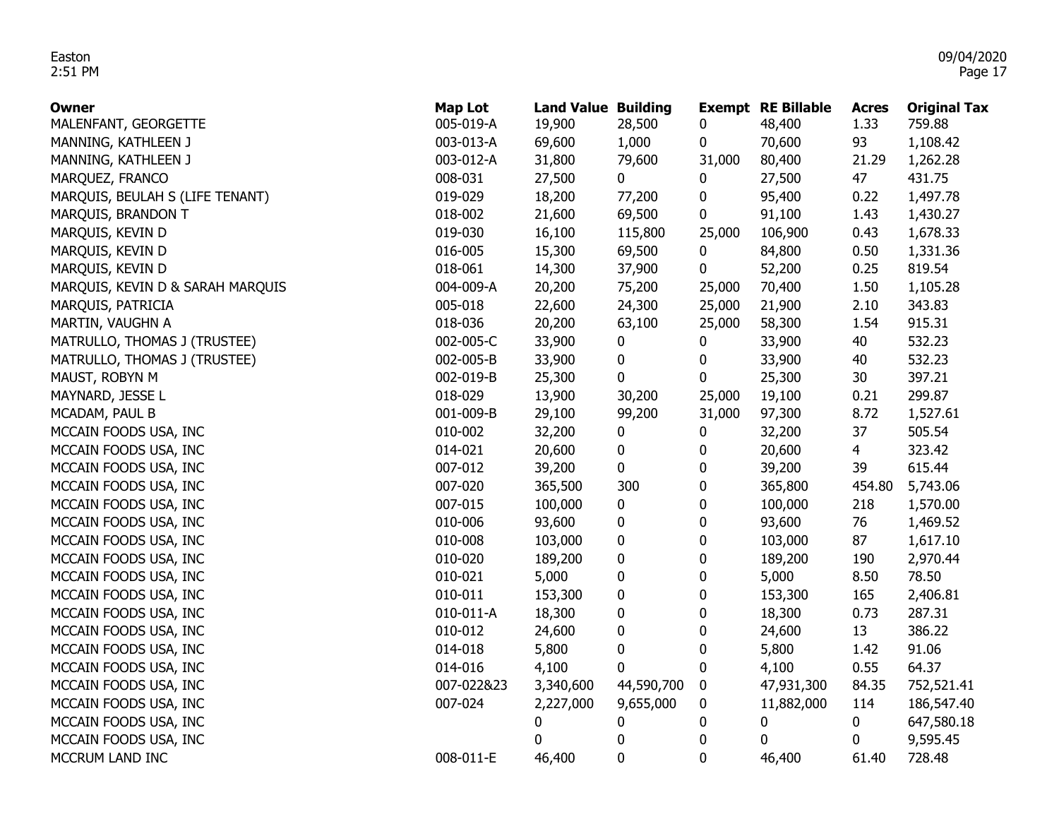| Owner | Map Lot | Land Value | Building | Exempt | RE Billable | Acres | Original Tax |
|---|---|---|---|---|---|---|---|
| MALENFANT, GEORGETTE | 005-019-A | 19,900 | 28,500 | 0 | 48,400 | 1.33 | 759.88 |
| MANNING, KATHLEEN J | 003-013-A | 69,600 | 1,000 | 0 | 70,600 | 93 | 1,108.42 |
| MANNING, KATHLEEN J | 003-012-A | 31,800 | 79,600 | 31,000 | 80,400 | 21.29 | 1,262.28 |
| MARQUEZ, FRANCO | 008-031 | 27,500 | 0 | 0 | 27,500 | 47 | 431.75 |
| MARQUIS, BEULAH S (LIFE TENANT) | 019-029 | 18,200 | 77,200 | 0 | 95,400 | 0.22 | 1,497.78 |
| MARQUIS, BRANDON T | 018-002 | 21,600 | 69,500 | 0 | 91,100 | 1.43 | 1,430.27 |
| MARQUIS, KEVIN D | 019-030 | 16,100 | 115,800 | 25,000 | 106,900 | 0.43 | 1,678.33 |
| MARQUIS, KEVIN D | 016-005 | 15,300 | 69,500 | 0 | 84,800 | 0.50 | 1,331.36 |
| MARQUIS, KEVIN D | 018-061 | 14,300 | 37,900 | 0 | 52,200 | 0.25 | 819.54 |
| MARQUIS, KEVIN D & SARAH MARQUIS | 004-009-A | 20,200 | 75,200 | 25,000 | 70,400 | 1.50 | 1,105.28 |
| MARQUIS, PATRICIA | 005-018 | 22,600 | 24,300 | 25,000 | 21,900 | 2.10 | 343.83 |
| MARTIN, VAUGHN A | 018-036 | 20,200 | 63,100 | 25,000 | 58,300 | 1.54 | 915.31 |
| MATRULLO, THOMAS J (TRUSTEE) | 002-005-C | 33,900 | 0 | 0 | 33,900 | 40 | 532.23 |
| MATRULLO, THOMAS J (TRUSTEE) | 002-005-B | 33,900 | 0 | 0 | 33,900 | 40 | 532.23 |
| MAUST, ROBYN M | 002-019-B | 25,300 | 0 | 0 | 25,300 | 30 | 397.21 |
| MAYNARD, JESSE L | 018-029 | 13,900 | 30,200 | 25,000 | 19,100 | 0.21 | 299.87 |
| MCADAM, PAUL B | 001-009-B | 29,100 | 99,200 | 31,000 | 97,300 | 8.72 | 1,527.61 |
| MCCAIN FOODS USA, INC | 010-002 | 32,200 | 0 | 0 | 32,200 | 37 | 505.54 |
| MCCAIN FOODS USA, INC | 014-021 | 20,600 | 0 | 0 | 20,600 | 4 | 323.42 |
| MCCAIN FOODS USA, INC | 007-012 | 39,200 | 0 | 0 | 39,200 | 39 | 615.44 |
| MCCAIN FOODS USA, INC | 007-020 | 365,500 | 300 | 0 | 365,800 | 454.80 | 5,743.06 |
| MCCAIN FOODS USA, INC | 007-015 | 100,000 | 0 | 0 | 100,000 | 218 | 1,570.00 |
| MCCAIN FOODS USA, INC | 010-006 | 93,600 | 0 | 0 | 93,600 | 76 | 1,469.52 |
| MCCAIN FOODS USA, INC | 010-008 | 103,000 | 0 | 0 | 103,000 | 87 | 1,617.10 |
| MCCAIN FOODS USA, INC | 010-020 | 189,200 | 0 | 0 | 189,200 | 190 | 2,970.44 |
| MCCAIN FOODS USA, INC | 010-021 | 5,000 | 0 | 0 | 5,000 | 8.50 | 78.50 |
| MCCAIN FOODS USA, INC | 010-011 | 153,300 | 0 | 0 | 153,300 | 165 | 2,406.81 |
| MCCAIN FOODS USA, INC | 010-011-A | 18,300 | 0 | 0 | 18,300 | 0.73 | 287.31 |
| MCCAIN FOODS USA, INC | 010-012 | 24,600 | 0 | 0 | 24,600 | 13 | 386.22 |
| MCCAIN FOODS USA, INC | 014-018 | 5,800 | 0 | 0 | 5,800 | 1.42 | 91.06 |
| MCCAIN FOODS USA, INC | 014-016 | 4,100 | 0 | 0 | 4,100 | 0.55 | 64.37 |
| MCCAIN FOODS USA, INC | 007-022&23 | 3,340,600 | 44,590,700 | 0 | 47,931,300 | 84.35 | 752,521.41 |
| MCCAIN FOODS USA, INC | 007-024 | 2,227,000 | 9,655,000 | 0 | 11,882,000 | 114 | 186,547.40 |
| MCCAIN FOODS USA, INC | | 0 | 0 | 0 | 0 | 0 | 647,580.18 |
| MCCAIN FOODS USA, INC | | 0 | 0 | 0 | 0 | 0 | 9,595.45 |
| MCCRUM LAND INC | 008-011-E | 46,400 | 0 | 0 | 46,400 | 61.40 | 728.48 |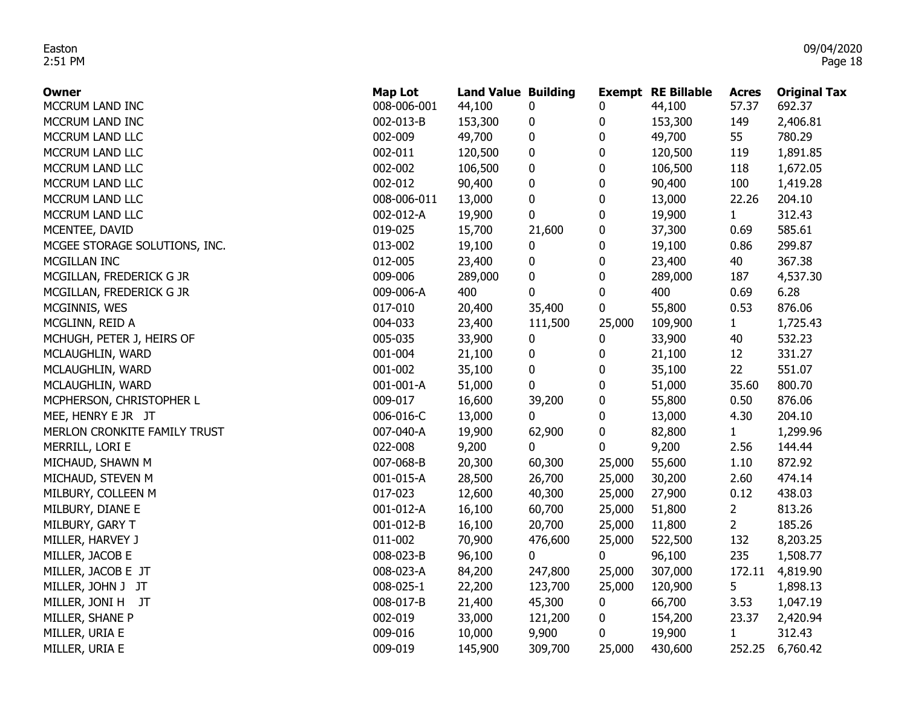| Owner | Map Lot | Land Value | Building | Exempt | RE Billable | Acres | Original Tax |
|---|---|---|---|---|---|---|---|
| MCCRUM LAND INC | 008-006-001 | 44,100 | 0 | 0 | 44,100 | 57.37 | 692.37 |
| MCCRUM LAND INC | 002-013-B | 153,300 | 0 | 0 | 153,300 | 149 | 2,406.81 |
| MCCRUM LAND LLC | 002-009 | 49,700 | 0 | 0 | 49,700 | 55 | 780.29 |
| MCCRUM LAND LLC | 002-011 | 120,500 | 0 | 0 | 120,500 | 119 | 1,891.85 |
| MCCRUM LAND LLC | 002-002 | 106,500 | 0 | 0 | 106,500 | 118 | 1,672.05 |
| MCCRUM LAND LLC | 002-012 | 90,400 | 0 | 0 | 90,400 | 100 | 1,419.28 |
| MCCRUM LAND LLC | 008-006-011 | 13,000 | 0 | 0 | 13,000 | 22.26 | 204.10 |
| MCCRUM LAND LLC | 002-012-A | 19,900 | 0 | 0 | 19,900 | 1 | 312.43 |
| MCENTEE, DAVID | 019-025 | 15,700 | 21,600 | 0 | 37,300 | 0.69 | 585.61 |
| MCGEE STORAGE SOLUTIONS, INC. | 013-002 | 19,100 | 0 | 0 | 19,100 | 0.86 | 299.87 |
| MCGILLAN INC | 012-005 | 23,400 | 0 | 0 | 23,400 | 40 | 367.38 |
| MCGILLAN, FREDERICK G JR | 009-006 | 289,000 | 0 | 0 | 289,000 | 187 | 4,537.30 |
| MCGILLAN, FREDERICK G JR | 009-006-A | 400 | 0 | 0 | 400 | 0.69 | 6.28 |
| MCGINNIS, WES | 017-010 | 20,400 | 35,400 | 0 | 55,800 | 0.53 | 876.06 |
| MCGLINN, REID A | 004-033 | 23,400 | 111,500 | 25,000 | 109,900 | 1 | 1,725.43 |
| MCHUGH, PETER J, HEIRS OF | 005-035 | 33,900 | 0 | 0 | 33,900 | 40 | 532.23 |
| MCLAUGHLIN, WARD | 001-004 | 21,100 | 0 | 0 | 21,100 | 12 | 331.27 |
| MCLAUGHLIN, WARD | 001-002 | 35,100 | 0 | 0 | 35,100 | 22 | 551.07 |
| MCLAUGHLIN, WARD | 001-001-A | 51,000 | 0 | 0 | 51,000 | 35.60 | 800.70 |
| MCPHERSON, CHRISTOPHER L | 009-017 | 16,600 | 39,200 | 0 | 55,800 | 0.50 | 876.06 |
| MEE, HENRY E JR JT | 006-016-C | 13,000 | 0 | 0 | 13,000 | 4.30 | 204.10 |
| MERLON CRONKITE FAMILY TRUST | 007-040-A | 19,900 | 62,900 | 0 | 82,800 | 1 | 1,299.96 |
| MERRILL, LORI E | 022-008 | 9,200 | 0 | 0 | 9,200 | 2.56 | 144.44 |
| MICHAUD, SHAWN M | 007-068-B | 20,300 | 60,300 | 25,000 | 55,600 | 1.10 | 872.92 |
| MICHAUD, STEVEN M | 001-015-A | 28,500 | 26,700 | 25,000 | 30,200 | 2.60 | 474.14 |
| MILBURY, COLLEEN M | 017-023 | 12,600 | 40,300 | 25,000 | 27,900 | 0.12 | 438.03 |
| MILBURY, DIANE E | 001-012-A | 16,100 | 60,700 | 25,000 | 51,800 | 2 | 813.26 |
| MILBURY, GARY T | 001-012-B | 16,100 | 20,700 | 25,000 | 11,800 | 2 | 185.26 |
| MILLER, HARVEY J | 011-002 | 70,900 | 476,600 | 25,000 | 522,500 | 132 | 8,203.25 |
| MILLER, JACOB E | 008-023-B | 96,100 | 0 | 0 | 96,100 | 235 | 1,508.77 |
| MILLER, JACOB E JT | 008-023-A | 84,200 | 247,800 | 25,000 | 307,000 | 172.11 | 4,819.90 |
| MILLER, JOHN J JT | 008-025-1 | 22,200 | 123,700 | 25,000 | 120,900 | 5 | 1,898.13 |
| MILLER, JONI H JT | 008-017-B | 21,400 | 45,300 | 0 | 66,700 | 3.53 | 1,047.19 |
| MILLER, SHANE P | 002-019 | 33,000 | 121,200 | 0 | 154,200 | 23.37 | 2,420.94 |
| MILLER, URIA E | 009-016 | 10,000 | 9,900 | 0 | 19,900 | 1 | 312.43 |
| MILLER, URIA E | 009-019 | 145,900 | 309,700 | 25,000 | 430,600 | 252.25 | 6,760.42 |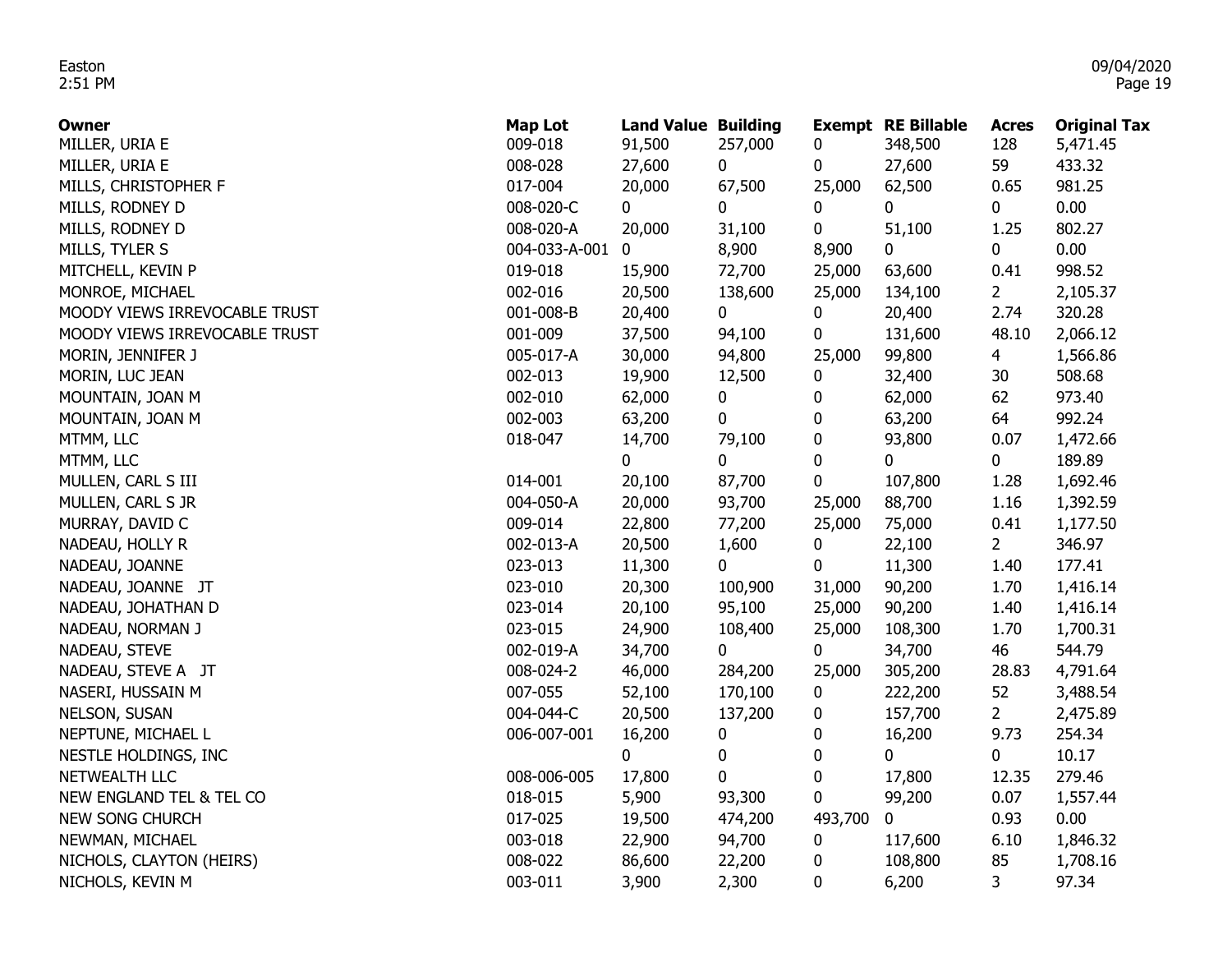| Owner | Map Lot | Land Value | Building | Exempt | RE Billable | Acres | Original Tax |
|---|---|---|---|---|---|---|---|
| MILLER, URIA E | 009-018 | 91,500 | 257,000 | 0 | 348,500 | 128 | 5,471.45 |
| MILLER, URIA E | 008-028 | 27,600 | 0 | 0 | 27,600 | 59 | 433.32 |
| MILLS, CHRISTOPHER F | 017-004 | 20,000 | 67,500 | 25,000 | 62,500 | 0.65 | 981.25 |
| MILLS, RODNEY D | 008-020-C | 0 | 0 | 0 | 0 | 0 | 0.00 |
| MILLS, RODNEY D | 008-020-A | 20,000 | 31,100 | 0 | 51,100 | 1.25 | 802.27 |
| MILLS, TYLER S | 004-033-A-001 | 0 | 8,900 | 8,900 | 0 | 0 | 0.00 |
| MITCHELL, KEVIN P | 019-018 | 15,900 | 72,700 | 25,000 | 63,600 | 0.41 | 998.52 |
| MONROE, MICHAEL | 002-016 | 20,500 | 138,600 | 25,000 | 134,100 | 2 | 2,105.37 |
| MOODY VIEWS IRREVOCABLE TRUST | 001-008-B | 20,400 | 0 | 0 | 20,400 | 2.74 | 320.28 |
| MOODY VIEWS IRREVOCABLE TRUST | 001-009 | 37,500 | 94,100 | 0 | 131,600 | 48.10 | 2,066.12 |
| MORIN, JENNIFER J | 005-017-A | 30,000 | 94,800 | 25,000 | 99,800 | 4 | 1,566.86 |
| MORIN, LUC JEAN | 002-013 | 19,900 | 12,500 | 0 | 32,400 | 30 | 508.68 |
| MOUNTAIN, JOAN M | 002-010 | 62,000 | 0 | 0 | 62,000 | 62 | 973.40 |
| MOUNTAIN, JOAN M | 002-003 | 63,200 | 0 | 0 | 63,200 | 64 | 992.24 |
| MTMM, LLC | 018-047 | 14,700 | 79,100 | 0 | 93,800 | 0.07 | 1,472.66 |
| MTMM, LLC | | 0 | 0 | 0 | 0 | 0 | 189.89 |
| MULLEN, CARL S III | 014-001 | 20,100 | 87,700 | 0 | 107,800 | 1.28 | 1,692.46 |
| MULLEN, CARL S JR | 004-050-A | 20,000 | 93,700 | 25,000 | 88,700 | 1.16 | 1,392.59 |
| MURRAY, DAVID C | 009-014 | 22,800 | 77,200 | 25,000 | 75,000 | 0.41 | 1,177.50 |
| NADEAU, HOLLY R | 002-013-A | 20,500 | 1,600 | 0 | 22,100 | 2 | 346.97 |
| NADEAU, JOANNE | 023-013 | 11,300 | 0 | 0 | 11,300 | 1.40 | 177.41 |
| NADEAU, JOANNE JT | 023-010 | 20,300 | 100,900 | 31,000 | 90,200 | 1.70 | 1,416.14 |
| NADEAU, JOHATHAN D | 023-014 | 20,100 | 95,100 | 25,000 | 90,200 | 1.40 | 1,416.14 |
| NADEAU, NORMAN J | 023-015 | 24,900 | 108,400 | 25,000 | 108,300 | 1.70 | 1,700.31 |
| NADEAU, STEVE | 002-019-A | 34,700 | 0 | 0 | 34,700 | 46 | 544.79 |
| NADEAU, STEVE A JT | 008-024-2 | 46,000 | 284,200 | 25,000 | 305,200 | 28.83 | 4,791.64 |
| NASERI, HUSSAIN M | 007-055 | 52,100 | 170,100 | 0 | 222,200 | 52 | 3,488.54 |
| NELSON, SUSAN | 004-044-C | 20,500 | 137,200 | 0 | 157,700 | 2 | 2,475.89 |
| NEPTUNE, MICHAEL L | 006-007-001 | 16,200 | 0 | 0 | 16,200 | 9.73 | 254.34 |
| NESTLE HOLDINGS, INC | | 0 | 0 | 0 | 0 | 0 | 10.17 |
| NETWEALTH LLC | 008-006-005 | 17,800 | 0 | 0 | 17,800 | 12.35 | 279.46 |
| NEW ENGLAND TEL & TEL CO | 018-015 | 5,900 | 93,300 | 0 | 99,200 | 0.07 | 1,557.44 |
| NEW SONG CHURCH | 017-025 | 19,500 | 474,200 | 493,700 | 0 | 0.93 | 0.00 |
| NEWMAN, MICHAEL | 003-018 | 22,900 | 94,700 | 0 | 117,600 | 6.10 | 1,846.32 |
| NICHOLS, CLAYTON (HEIRS) | 008-022 | 86,600 | 22,200 | 0 | 108,800 | 85 | 1,708.16 |
| NICHOLS, KEVIN M | 003-011 | 3,900 | 2,300 | 0 | 6,200 | 3 | 97.34 |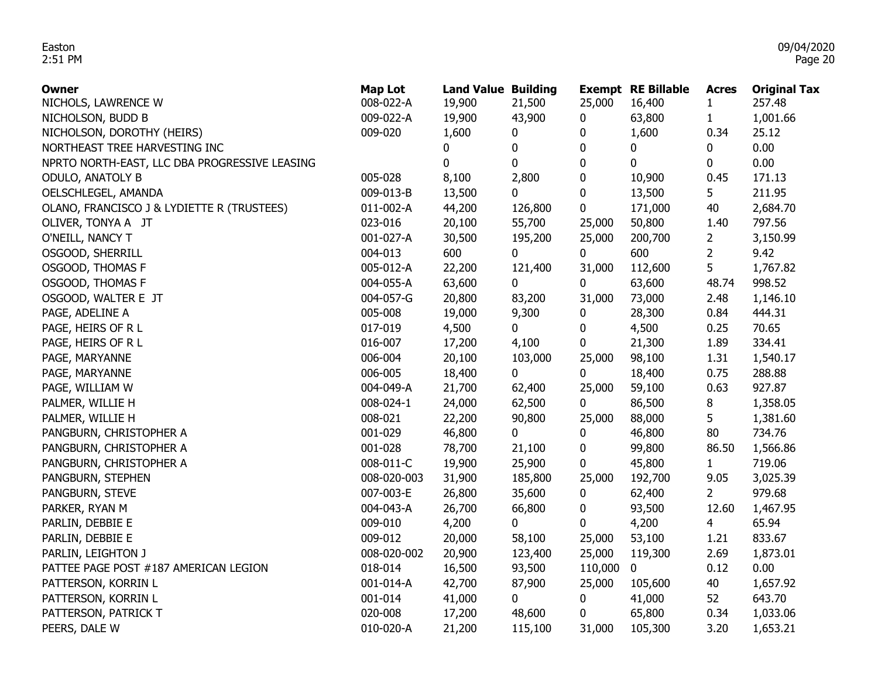| Owner | Map Lot | Land Value | Building | Exempt | RE Billable | Acres | Original Tax |
|---|---|---|---|---|---|---|---|
| NICHOLS, LAWRENCE W | 008-022-A | 19,900 | 21,500 | 25,000 | 16,400 | 1 | 257.48 |
| NICHOLSON, BUDD B | 009-022-A | 19,900 | 43,900 | 0 | 63,800 | 1 | 1,001.66 |
| NICHOLSON, DOROTHY (HEIRS) | 009-020 | 1,600 | 0 | 0 | 1,600 | 0.34 | 25.12 |
| NORTHEAST TREE HARVESTING INC | | 0 | 0 | 0 | 0 | 0 | 0.00 |
| NPRTO NORTH-EAST, LLC DBA PROGRESSIVE LEASING | | 0 | 0 | 0 | 0 | 0 | 0.00 |
| ODULO, ANATOLY B | 005-028 | 8,100 | 2,800 | 0 | 10,900 | 0.45 | 171.13 |
| OELSCHLEGEL, AMANDA | 009-013-B | 13,500 | 0 | 0 | 13,500 | 5 | 211.95 |
| OLANO, FRANCISCO J & LYDIETTE R (TRUSTEES) | 011-002-A | 44,200 | 126,800 | 0 | 171,000 | 40 | 2,684.70 |
| OLIVER, TONYA A JT | 023-016 | 20,100 | 55,700 | 25,000 | 50,800 | 1.40 | 797.56 |
| O'NEILL, NANCY T | 001-027-A | 30,500 | 195,200 | 25,000 | 200,700 | 2 | 3,150.99 |
| OSGOOD, SHERRILL | 004-013 | 600 | 0 | 0 | 600 | 2 | 9.42 |
| OSGOOD, THOMAS F | 005-012-A | 22,200 | 121,400 | 31,000 | 112,600 | 5 | 1,767.82 |
| OSGOOD, THOMAS F | 004-055-A | 63,600 | 0 | 0 | 63,600 | 48.74 | 998.52 |
| OSGOOD, WALTER E JT | 004-057-G | 20,800 | 83,200 | 31,000 | 73,000 | 2.48 | 1,146.10 |
| PAGE, ADELINE A | 005-008 | 19,000 | 9,300 | 0 | 28,300 | 0.84 | 444.31 |
| PAGE, HEIRS OF R L | 017-019 | 4,500 | 0 | 0 | 4,500 | 0.25 | 70.65 |
| PAGE, HEIRS OF R L | 016-007 | 17,200 | 4,100 | 0 | 21,300 | 1.89 | 334.41 |
| PAGE, MARYANNE | 006-004 | 20,100 | 103,000 | 25,000 | 98,100 | 1.31 | 1,540.17 |
| PAGE, MARYANNE | 006-005 | 18,400 | 0 | 0 | 18,400 | 0.75 | 288.88 |
| PAGE, WILLIAM W | 004-049-A | 21,700 | 62,400 | 25,000 | 59,100 | 0.63 | 927.87 |
| PALMER, WILLIE H | 008-024-1 | 24,000 | 62,500 | 0 | 86,500 | 8 | 1,358.05 |
| PALMER, WILLIE H | 008-021 | 22,200 | 90,800 | 25,000 | 88,000 | 5 | 1,381.60 |
| PANGBURN, CHRISTOPHER A | 001-029 | 46,800 | 0 | 0 | 46,800 | 80 | 734.76 |
| PANGBURN, CHRISTOPHER A | 001-028 | 78,700 | 21,100 | 0 | 99,800 | 86.50 | 1,566.86 |
| PANGBURN, CHRISTOPHER A | 008-011-C | 19,900 | 25,900 | 0 | 45,800 | 1 | 719.06 |
| PANGBURN, STEPHEN | 008-020-003 | 31,900 | 185,800 | 25,000 | 192,700 | 9.05 | 3,025.39 |
| PANGBURN, STEVE | 007-003-E | 26,800 | 35,600 | 0 | 62,400 | 2 | 979.68 |
| PARKER, RYAN M | 004-043-A | 26,700 | 66,800 | 0 | 93,500 | 12.60 | 1,467.95 |
| PARLIN, DEBBIE E | 009-010 | 4,200 | 0 | 0 | 4,200 | 4 | 65.94 |
| PARLIN, DEBBIE E | 009-012 | 20,000 | 58,100 | 25,000 | 53,100 | 1.21 | 833.67 |
| PARLIN, LEIGHTON J | 008-020-002 | 20,900 | 123,400 | 25,000 | 119,300 | 2.69 | 1,873.01 |
| PATTEE PAGE POST #187 AMERICAN LEGION | 018-014 | 16,500 | 93,500 | 110,000 | 0 | 0.12 | 0.00 |
| PATTERSON, KORRIN L | 001-014-A | 42,700 | 87,900 | 25,000 | 105,600 | 40 | 1,657.92 |
| PATTERSON, KORRIN L | 001-014 | 41,000 | 0 | 0 | 41,000 | 52 | 643.70 |
| PATTERSON, PATRICK T | 020-008 | 17,200 | 48,600 | 0 | 65,800 | 0.34 | 1,033.06 |
| PEERS, DALE W | 010-020-A | 21,200 | 115,100 | 31,000 | 105,300 | 3.20 | 1,653.21 |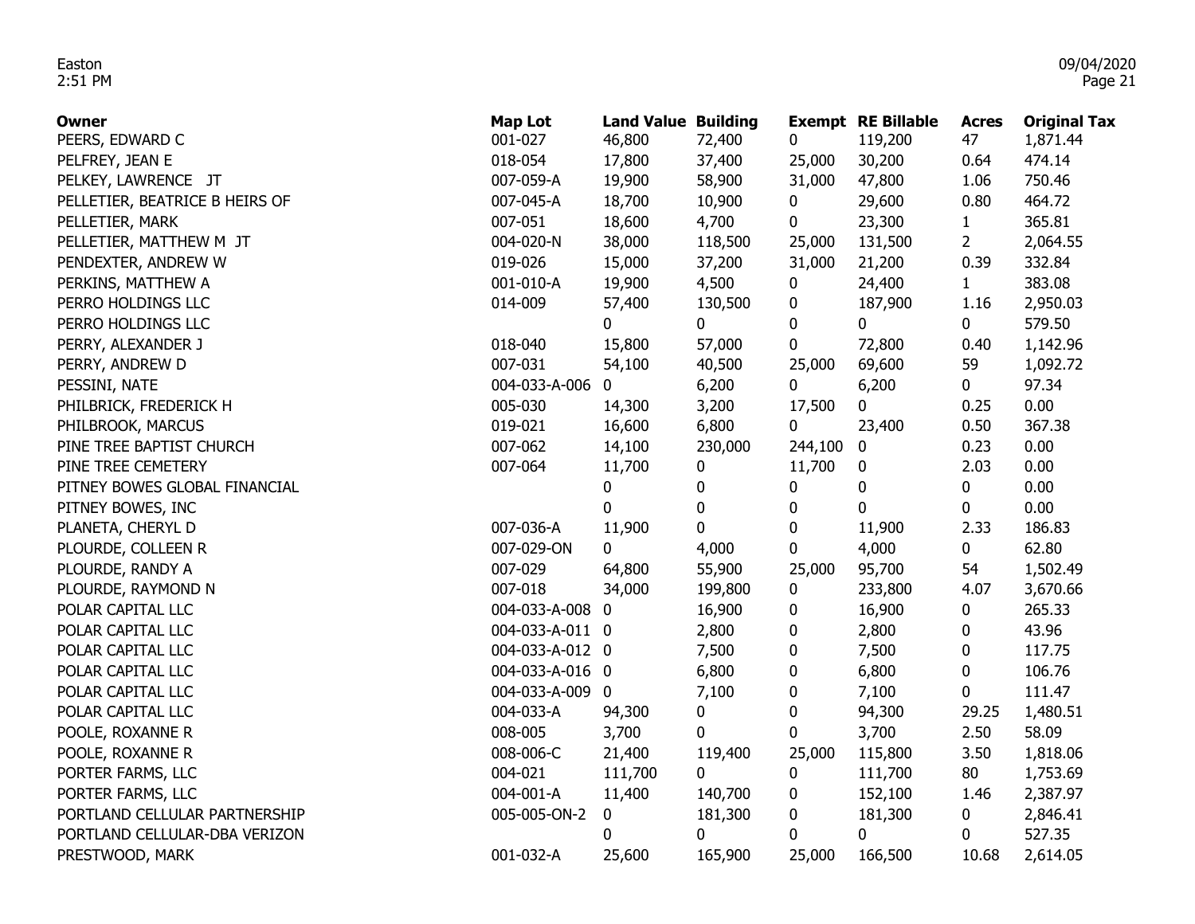| Owner | Map Lot | Land Value | Building | Exempt | RE Billable | Acres | Original Tax |
|---|---|---|---|---|---|---|---|
| PEERS, EDWARD C | 001-027 | 46,800 | 72,400 | 0 | 119,200 | 47 | 1,871.44 |
| PELFREY, JEAN E | 018-054 | 17,800 | 37,400 | 25,000 | 30,200 | 0.64 | 474.14 |
| PELKEY, LAWRENCE JT | 007-059-A | 19,900 | 58,900 | 31,000 | 47,800 | 1.06 | 750.46 |
| PELLETIER, BEATRICE B HEIRS OF | 007-045-A | 18,700 | 10,900 | 0 | 29,600 | 0.80 | 464.72 |
| PELLETIER, MARK | 007-051 | 18,600 | 4,700 | 0 | 23,300 | 1 | 365.81 |
| PELLETIER, MATTHEW M JT | 004-020-N | 38,000 | 118,500 | 25,000 | 131,500 | 2 | 2,064.55 |
| PENDEXTER, ANDREW W | 019-026 | 15,000 | 37,200 | 31,000 | 21,200 | 0.39 | 332.84 |
| PERKINS, MATTHEW A | 001-010-A | 19,900 | 4,500 | 0 | 24,400 | 1 | 383.08 |
| PERRO HOLDINGS LLC | 014-009 | 57,400 | 130,500 | 0 | 187,900 | 1.16 | 2,950.03 |
| PERRO HOLDINGS LLC | | 0 | 0 | 0 | 0 | 0 | 579.50 |
| PERRY, ALEXANDER J | 018-040 | 15,800 | 57,000 | 0 | 72,800 | 0.40 | 1,142.96 |
| PERRY, ANDREW D | 007-031 | 54,100 | 40,500 | 25,000 | 69,600 | 59 | 1,092.72 |
| PESSINI, NATE | 004-033-A-006 | 0 | 6,200 | 0 | 6,200 | 0 | 97.34 |
| PHILBRICK, FREDERICK H | 005-030 | 14,300 | 3,200 | 17,500 | 0 | 0.25 | 0.00 |
| PHILBROOK, MARCUS | 019-021 | 16,600 | 6,800 | 0 | 23,400 | 0.50 | 367.38 |
| PINE TREE BAPTIST CHURCH | 007-062 | 14,100 | 230,000 | 244,100 | 0 | 0.23 | 0.00 |
| PINE TREE CEMETERY | 007-064 | 11,700 | 0 | 11,700 | 0 | 2.03 | 0.00 |
| PITNEY BOWES GLOBAL FINANCIAL | | 0 | 0 | 0 | 0 | 0 | 0.00 |
| PITNEY BOWES, INC | | 0 | 0 | 0 | 0 | 0 | 0.00 |
| PLANETA, CHERYL D | 007-036-A | 11,900 | 0 | 0 | 11,900 | 2.33 | 186.83 |
| PLOURDE, COLLEEN R | 007-029-ON | 0 | 4,000 | 0 | 4,000 | 0 | 62.80 |
| PLOURDE, RANDY A | 007-029 | 64,800 | 55,900 | 25,000 | 95,700 | 54 | 1,502.49 |
| PLOURDE, RAYMOND N | 007-018 | 34,000 | 199,800 | 0 | 233,800 | 4.07 | 3,670.66 |
| POLAR CAPITAL LLC | 004-033-A-008 | 0 | 16,900 | 0 | 16,900 | 0 | 265.33 |
| POLAR CAPITAL LLC | 004-033-A-011 | 0 | 2,800 | 0 | 2,800 | 0 | 43.96 |
| POLAR CAPITAL LLC | 004-033-A-012 | 0 | 7,500 | 0 | 7,500 | 0 | 117.75 |
| POLAR CAPITAL LLC | 004-033-A-016 | 0 | 6,800 | 0 | 6,800 | 0 | 106.76 |
| POLAR CAPITAL LLC | 004-033-A-009 | 0 | 7,100 | 0 | 7,100 | 0 | 111.47 |
| POLAR CAPITAL LLC | 004-033-A | 94,300 | 0 | 0 | 94,300 | 29.25 | 1,480.51 |
| POOLE, ROXANNE R | 008-005 | 3,700 | 0 | 0 | 3,700 | 2.50 | 58.09 |
| POOLE, ROXANNE R | 008-006-C | 21,400 | 119,400 | 25,000 | 115,800 | 3.50 | 1,818.06 |
| PORTER FARMS, LLC | 004-021 | 111,700 | 0 | 0 | 111,700 | 80 | 1,753.69 |
| PORTER FARMS, LLC | 004-001-A | 11,400 | 140,700 | 0 | 152,100 | 1.46 | 2,387.97 |
| PORTLAND CELLULAR PARTNERSHIP | 005-005-ON-2 | 0 | 181,300 | 0 | 181,300 | 0 | 2,846.41 |
| PORTLAND CELLULAR-DBA VERIZON | | 0 | 0 | 0 | 0 | 0 | 527.35 |
| PRESTWOOD, MARK | 001-032-A | 25,600 | 165,900 | 25,000 | 166,500 | 10.68 | 2,614.05 |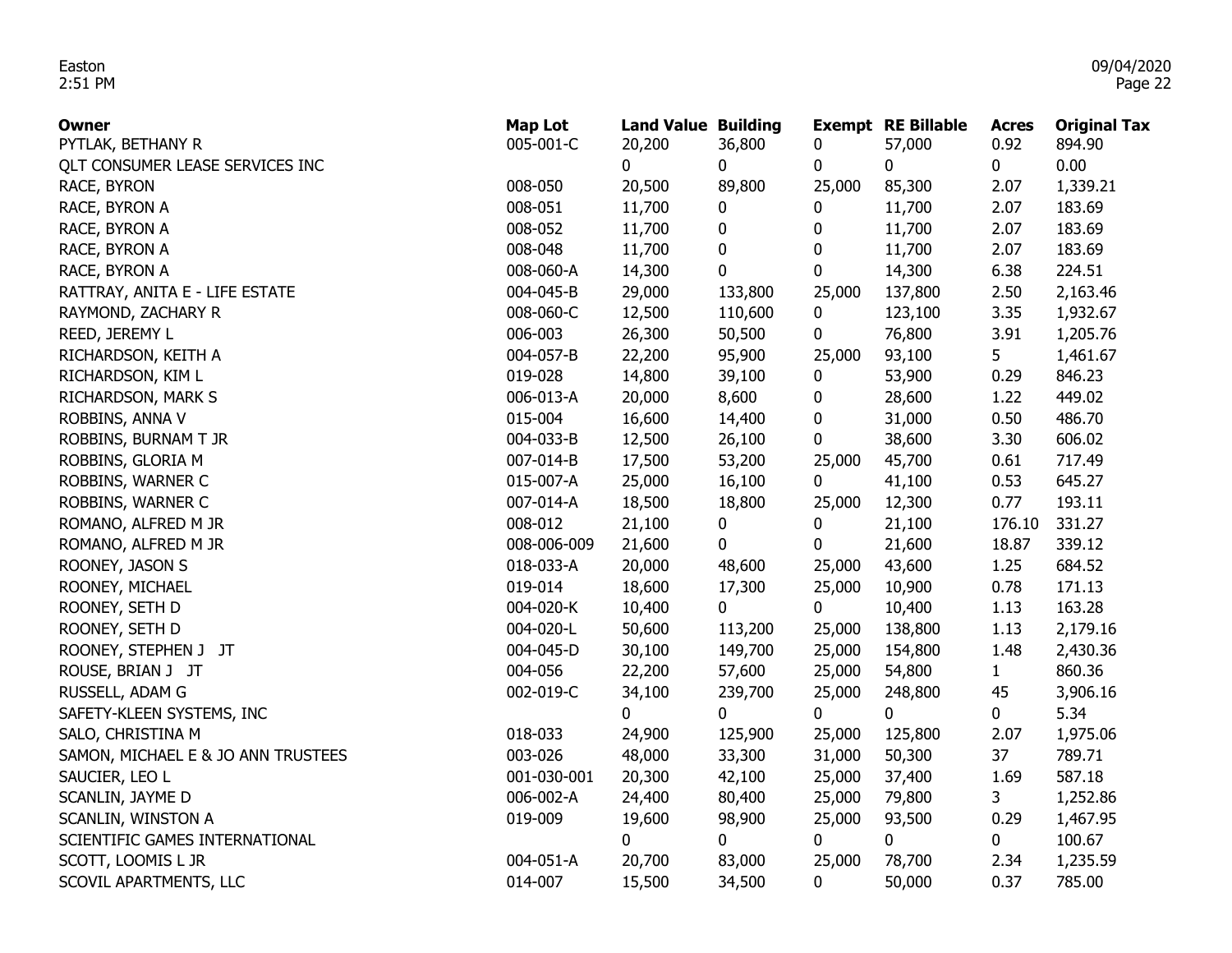| Owner | Map Lot | Land Value | Building | Exempt | RE Billable | Acres | Original Tax |
|---|---|---|---|---|---|---|---|
| PYTLAK, BETHANY R | 005-001-C | 20,200 | 36,800 | 0 | 57,000 | 0.92 | 894.90 |
| QLT CONSUMER LEASE SERVICES INC | | 0 | 0 | 0 | 0 | 0 | 0.00 |
| RACE, BYRON | 008-050 | 20,500 | 89,800 | 25,000 | 85,300 | 2.07 | 1,339.21 |
| RACE, BYRON A | 008-051 | 11,700 | 0 | 0 | 11,700 | 2.07 | 183.69 |
| RACE, BYRON A | 008-052 | 11,700 | 0 | 0 | 11,700 | 2.07 | 183.69 |
| RACE, BYRON A | 008-048 | 11,700 | 0 | 0 | 11,700 | 2.07 | 183.69 |
| RACE, BYRON A | 008-060-A | 14,300 | 0 | 0 | 14,300 | 6.38 | 224.51 |
| RATTRAY, ANITA E - LIFE ESTATE | 004-045-B | 29,000 | 133,800 | 25,000 | 137,800 | 2.50 | 2,163.46 |
| RAYMOND, ZACHARY R | 008-060-C | 12,500 | 110,600 | 0 | 123,100 | 3.35 | 1,932.67 |
| REED, JEREMY L | 006-003 | 26,300 | 50,500 | 0 | 76,800 | 3.91 | 1,205.76 |
| RICHARDSON, KEITH A | 004-057-B | 22,200 | 95,900 | 25,000 | 93,100 | 5 | 1,461.67 |
| RICHARDSON, KIM L | 019-028 | 14,800 | 39,100 | 0 | 53,900 | 0.29 | 846.23 |
| RICHARDSON, MARK S | 006-013-A | 20,000 | 8,600 | 0 | 28,600 | 1.22 | 449.02 |
| ROBBINS, ANNA V | 015-004 | 16,600 | 14,400 | 0 | 31,000 | 0.50 | 486.70 |
| ROBBINS, BURNAM T JR | 004-033-B | 12,500 | 26,100 | 0 | 38,600 | 3.30 | 606.02 |
| ROBBINS, GLORIA M | 007-014-B | 17,500 | 53,200 | 25,000 | 45,700 | 0.61 | 717.49 |
| ROBBINS, WARNER C | 015-007-A | 25,000 | 16,100 | 0 | 41,100 | 0.53 | 645.27 |
| ROBBINS, WARNER C | 007-014-A | 18,500 | 18,800 | 25,000 | 12,300 | 0.77 | 193.11 |
| ROMANO, ALFRED M JR | 008-012 | 21,100 | 0 | 0 | 21,100 | 176.10 | 331.27 |
| ROMANO, ALFRED M JR | 008-006-009 | 21,600 | 0 | 0 | 21,600 | 18.87 | 339.12 |
| ROONEY, JASON S | 018-033-A | 20,000 | 48,600 | 25,000 | 43,600 | 1.25 | 684.52 |
| ROONEY, MICHAEL | 019-014 | 18,600 | 17,300 | 25,000 | 10,900 | 0.78 | 171.13 |
| ROONEY, SETH D | 004-020-K | 10,400 | 0 | 0 | 10,400 | 1.13 | 163.28 |
| ROONEY, SETH D | 004-020-L | 50,600 | 113,200 | 25,000 | 138,800 | 1.13 | 2,179.16 |
| ROONEY, STEPHEN J JT | 004-045-D | 30,100 | 149,700 | 25,000 | 154,800 | 1.48 | 2,430.36 |
| ROUSE, BRIAN J JT | 004-056 | 22,200 | 57,600 | 25,000 | 54,800 | 1 | 860.36 |
| RUSSELL, ADAM G | 002-019-C | 34,100 | 239,700 | 25,000 | 248,800 | 45 | 3,906.16 |
| SAFETY-KLEEN SYSTEMS, INC | | 0 | 0 | 0 | 0 | 0 | 5.34 |
| SALO, CHRISTINA M | 018-033 | 24,900 | 125,900 | 25,000 | 125,800 | 2.07 | 1,975.06 |
| SAMON, MICHAEL E & JO ANN TRUSTEES | 003-026 | 48,000 | 33,300 | 31,000 | 50,300 | 37 | 789.71 |
| SAUCIER, LEO L | 001-030-001 | 20,300 | 42,100 | 25,000 | 37,400 | 1.69 | 587.18 |
| SCANLIN, JAYME D | 006-002-A | 24,400 | 80,400 | 25,000 | 79,800 | 3 | 1,252.86 |
| SCANLIN, WINSTON A | 019-009 | 19,600 | 98,900 | 25,000 | 93,500 | 0.29 | 1,467.95 |
| SCIENTIFIC GAMES INTERNATIONAL | | 0 | 0 | 0 | 0 | 0 | 100.67 |
| SCOTT, LOOMIS L JR | 004-051-A | 20,700 | 83,000 | 25,000 | 78,700 | 2.34 | 1,235.59 |
| SCOVIL APARTMENTS, LLC | 014-007 | 15,500 | 34,500 | 0 | 50,000 | 0.37 | 785.00 |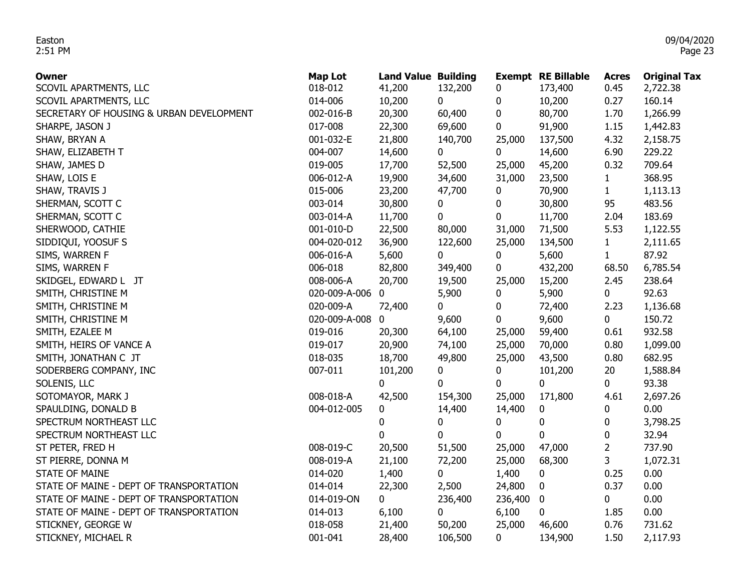| Owner | Map Lot | Land Value | Building | Exempt | RE Billable | Acres | Original Tax |
|---|---|---|---|---|---|---|---|
| SCOVIL APARTMENTS, LLC | 018-012 | 41,200 | 132,200 | 0 | 173,400 | 0.45 | 2,722.38 |
| SCOVIL APARTMENTS, LLC | 014-006 | 10,200 | 0 | 0 | 10,200 | 0.27 | 160.14 |
| SECRETARY OF HOUSING & URBAN DEVELOPMENT | 002-016-B | 20,300 | 60,400 | 0 | 80,700 | 1.70 | 1,266.99 |
| SHARPE, JASON J | 017-008 | 22,300 | 69,600 | 0 | 91,900 | 1.15 | 1,442.83 |
| SHAW, BRYAN A | 001-032-E | 21,800 | 140,700 | 25,000 | 137,500 | 4.32 | 2,158.75 |
| SHAW, ELIZABETH T | 004-007 | 14,600 | 0 | 0 | 14,600 | 6.90 | 229.22 |
| SHAW, JAMES D | 019-005 | 17,700 | 52,500 | 25,000 | 45,200 | 0.32 | 709.64 |
| SHAW, LOIS E | 006-012-A | 19,900 | 34,600 | 31,000 | 23,500 | 1 | 368.95 |
| SHAW, TRAVIS J | 015-006 | 23,200 | 47,700 | 0 | 70,900 | 1 | 1,113.13 |
| SHERMAN, SCOTT C | 003-014 | 30,800 | 0 | 0 | 30,800 | 95 | 483.56 |
| SHERMAN, SCOTT C | 003-014-A | 11,700 | 0 | 0 | 11,700 | 2.04 | 183.69 |
| SHERWOOD, CATHIE | 001-010-D | 22,500 | 80,000 | 31,000 | 71,500 | 5.53 | 1,122.55 |
| SIDDIQUI, YOOSUF S | 004-020-012 | 36,900 | 122,600 | 25,000 | 134,500 | 1 | 2,111.65 |
| SIMS, WARREN F | 006-016-A | 5,600 | 0 | 0 | 5,600 | 1 | 87.92 |
| SIMS, WARREN F | 006-018 | 82,800 | 349,400 | 0 | 432,200 | 68.50 | 6,785.54 |
| SKIDGEL, EDWARD L JT | 008-006-A | 20,700 | 19,500 | 25,000 | 15,200 | 2.45 | 238.64 |
| SMITH, CHRISTINE M | 020-009-A-006 | 0 | 5,900 | 0 | 5,900 | 0 | 92.63 |
| SMITH, CHRISTINE M | 020-009-A | 72,400 | 0 | 0 | 72,400 | 2.23 | 1,136.68 |
| SMITH, CHRISTINE M | 020-009-A-008 | 0 | 9,600 | 0 | 9,600 | 0 | 150.72 |
| SMITH, EZALEE M | 019-016 | 20,300 | 64,100 | 25,000 | 59,400 | 0.61 | 932.58 |
| SMITH, HEIRS OF VANCE A | 019-017 | 20,900 | 74,100 | 25,000 | 70,000 | 0.80 | 1,099.00 |
| SMITH, JONATHAN C JT | 018-035 | 18,700 | 49,800 | 25,000 | 43,500 | 0.80 | 682.95 |
| SODERBERG COMPANY, INC | 007-011 | 101,200 | 0 | 0 | 101,200 | 20 | 1,588.84 |
| SOLENIS, LLC | | 0 | 0 | 0 | 0 | 0 | 93.38 |
| SOTOMAYOR, MARK J | 008-018-A | 42,500 | 154,300 | 25,000 | 171,800 | 4.61 | 2,697.26 |
| SPAULDING, DONALD B | 004-012-005 | 0 | 14,400 | 14,400 | 0 | 0 | 0.00 |
| SPECTRUM NORTHEAST LLC | | 0 | 0 | 0 | 0 | 0 | 3,798.25 |
| SPECTRUM NORTHEAST LLC | | 0 | 0 | 0 | 0 | 0 | 32.94 |
| ST PETER, FRED H | 008-019-C | 20,500 | 51,500 | 25,000 | 47,000 | 2 | 737.90 |
| ST PIERRE, DONNA M | 008-019-A | 21,100 | 72,200 | 25,000 | 68,300 | 3 | 1,072.31 |
| STATE OF MAINE | 014-020 | 1,400 | 0 | 1,400 | 0 | 0.25 | 0.00 |
| STATE OF MAINE - DEPT OF TRANSPORTATION | 014-014 | 22,300 | 2,500 | 24,800 | 0 | 0.37 | 0.00 |
| STATE OF MAINE - DEPT OF TRANSPORTATION | 014-019-ON | 0 | 236,400 | 236,400 | 0 | 0 | 0.00 |
| STATE OF MAINE - DEPT OF TRANSPORTATION | 014-013 | 6,100 | 0 | 6,100 | 0 | 1.85 | 0.00 |
| STICKNEY, GEORGE W | 018-058 | 21,400 | 50,200 | 25,000 | 46,600 | 0.76 | 731.62 |
| STICKNEY, MICHAEL R | 001-041 | 28,400 | 106,500 | 0 | 134,900 | 1.50 | 2,117.93 |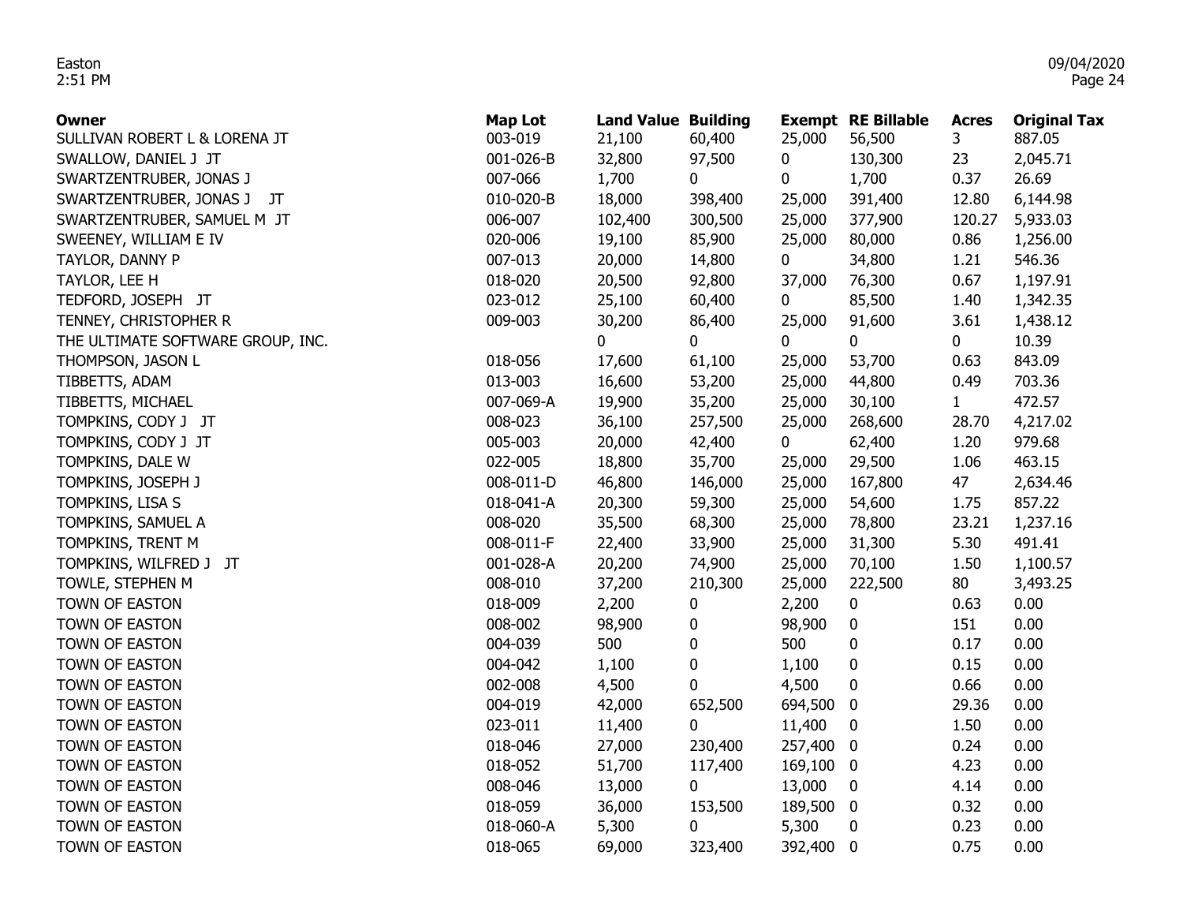| Owner | Map Lot | Land Value | Building | Exempt | RE Billable | Acres | Original Tax |
|---|---|---|---|---|---|---|---|
| SULLIVAN ROBERT L & LORENA JT | 003-019 | 21,100 | 60,400 | 25,000 | 56,500 | 3 | 887.05 |
| SWALLOW, DANIEL J JT | 001-026-B | 32,800 | 97,500 | 0 | 130,300 | 23 | 2,045.71 |
| SWARTZENTRUBER, JONAS J | 007-066 | 1,700 | 0 | 0 | 1,700 | 0.37 | 26.69 |
| SWARTZENTRUBER, JONAS J JT | 010-020-B | 18,000 | 398,400 | 25,000 | 391,400 | 12.80 | 6,144.98 |
| SWARTZENTRUBER, SAMUEL M JT | 006-007 | 102,400 | 300,500 | 25,000 | 377,900 | 120.27 | 5,933.03 |
| SWEENEY, WILLIAM E IV | 020-006 | 19,100 | 85,900 | 25,000 | 80,000 | 0.86 | 1,256.00 |
| TAYLOR, DANNY P | 007-013 | 20,000 | 14,800 | 0 | 34,800 | 1.21 | 546.36 |
| TAYLOR, LEE H | 018-020 | 20,500 | 92,800 | 37,000 | 76,300 | 0.67 | 1,197.91 |
| TEDFORD, JOSEPH JT | 023-012 | 25,100 | 60,400 | 0 | 85,500 | 1.40 | 1,342.35 |
| TENNEY, CHRISTOPHER R | 009-003 | 30,200 | 86,400 | 25,000 | 91,600 | 3.61 | 1,438.12 |
| THE ULTIMATE SOFTWARE GROUP, INC. | | 0 | 0 | 0 | 0 | 0 | 10.39 |
| THOMPSON, JASON L | 018-056 | 17,600 | 61,100 | 25,000 | 53,700 | 0.63 | 843.09 |
| TIBBETTS, ADAM | 013-003 | 16,600 | 53,200 | 25,000 | 44,800 | 0.49 | 703.36 |
| TIBBETTS, MICHAEL | 007-069-A | 19,900 | 35,200 | 25,000 | 30,100 | 1 | 472.57 |
| TOMPKINS, CODY J JT | 008-023 | 36,100 | 257,500 | 25,000 | 268,600 | 28.70 | 4,217.02 |
| TOMPKINS, CODY J JT | 005-003 | 20,000 | 42,400 | 0 | 62,400 | 1.20 | 979.68 |
| TOMPKINS, DALE W | 022-005 | 18,800 | 35,700 | 25,000 | 29,500 | 1.06 | 463.15 |
| TOMPKINS, JOSEPH J | 008-011-D | 46,800 | 146,000 | 25,000 | 167,800 | 47 | 2,634.46 |
| TOMPKINS, LISA S | 018-041-A | 20,300 | 59,300 | 25,000 | 54,600 | 1.75 | 857.22 |
| TOMPKINS, SAMUEL A | 008-020 | 35,500 | 68,300 | 25,000 | 78,800 | 23.21 | 1,237.16 |
| TOMPKINS, TRENT M | 008-011-F | 22,400 | 33,900 | 25,000 | 31,300 | 5.30 | 491.41 |
| TOMPKINS, WILFRED J JT | 001-028-A | 20,200 | 74,900 | 25,000 | 70,100 | 1.50 | 1,100.57 |
| TOWLE, STEPHEN M | 008-010 | 37,200 | 210,300 | 25,000 | 222,500 | 80 | 3,493.25 |
| TOWN OF EASTON | 018-009 | 2,200 | 0 | 2,200 | 0 | 0.63 | 0.00 |
| TOWN OF EASTON | 008-002 | 98,900 | 0 | 98,900 | 0 | 151 | 0.00 |
| TOWN OF EASTON | 004-039 | 500 | 0 | 500 | 0 | 0.17 | 0.00 |
| TOWN OF EASTON | 004-042 | 1,100 | 0 | 1,100 | 0 | 0.15 | 0.00 |
| TOWN OF EASTON | 002-008 | 4,500 | 0 | 4,500 | 0 | 0.66 | 0.00 |
| TOWN OF EASTON | 004-019 | 42,000 | 652,500 | 694,500 | 0 | 29.36 | 0.00 |
| TOWN OF EASTON | 023-011 | 11,400 | 0 | 11,400 | 0 | 1.50 | 0.00 |
| TOWN OF EASTON | 018-046 | 27,000 | 230,400 | 257,400 | 0 | 0.24 | 0.00 |
| TOWN OF EASTON | 018-052 | 51,700 | 117,400 | 169,100 | 0 | 4.23 | 0.00 |
| TOWN OF EASTON | 008-046 | 13,000 | 0 | 13,000 | 0 | 4.14 | 0.00 |
| TOWN OF EASTON | 018-059 | 36,000 | 153,500 | 189,500 | 0 | 0.32 | 0.00 |
| TOWN OF EASTON | 018-060-A | 5,300 | 0 | 5,300 | 0 | 0.23 | 0.00 |
| TOWN OF EASTON | 018-065 | 69,000 | 323,400 | 392,400 | 0 | 0.75 | 0.00 |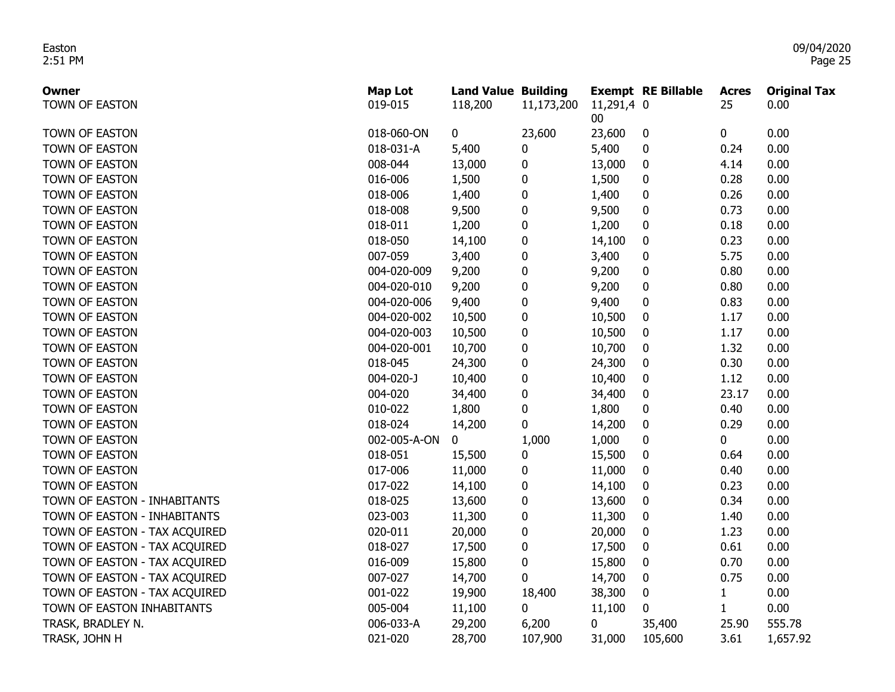| Owner | Map Lot | Land Value | Building | Exempt | RE Billable | Acres | Original Tax |
|---|---|---|---|---|---|---|---|
| TOWN OF EASTON | 019-015 | 118,200 | 11,173,200 | 11,291,400 | 0 | 25 | 0.00 |
| TOWN OF EASTON | 018-060-ON | 0 | 23,600 | 23,600 | 0 | 0 | 0.00 |
| TOWN OF EASTON | 018-031-A | 5,400 | 0 | 5,400 | 0 | 0.24 | 0.00 |
| TOWN OF EASTON | 008-044 | 13,000 | 0 | 13,000 | 0 | 4.14 | 0.00 |
| TOWN OF EASTON | 016-006 | 1,500 | 0 | 1,500 | 0 | 0.28 | 0.00 |
| TOWN OF EASTON | 018-006 | 1,400 | 0 | 1,400 | 0 | 0.26 | 0.00 |
| TOWN OF EASTON | 018-008 | 9,500 | 0 | 9,500 | 0 | 0.73 | 0.00 |
| TOWN OF EASTON | 018-011 | 1,200 | 0 | 1,200 | 0 | 0.18 | 0.00 |
| TOWN OF EASTON | 018-050 | 14,100 | 0 | 14,100 | 0 | 0.23 | 0.00 |
| TOWN OF EASTON | 007-059 | 3,400 | 0 | 3,400 | 0 | 5.75 | 0.00 |
| TOWN OF EASTON | 004-020-009 | 9,200 | 0 | 9,200 | 0 | 0.80 | 0.00 |
| TOWN OF EASTON | 004-020-010 | 9,200 | 0 | 9,200 | 0 | 0.80 | 0.00 |
| TOWN OF EASTON | 004-020-006 | 9,400 | 0 | 9,400 | 0 | 0.83 | 0.00 |
| TOWN OF EASTON | 004-020-002 | 10,500 | 0 | 10,500 | 0 | 1.17 | 0.00 |
| TOWN OF EASTON | 004-020-003 | 10,500 | 0 | 10,500 | 0 | 1.17 | 0.00 |
| TOWN OF EASTON | 004-020-001 | 10,700 | 0 | 10,700 | 0 | 1.32 | 0.00 |
| TOWN OF EASTON | 018-045 | 24,300 | 0 | 24,300 | 0 | 0.30 | 0.00 |
| TOWN OF EASTON | 004-020-J | 10,400 | 0 | 10,400 | 0 | 1.12 | 0.00 |
| TOWN OF EASTON | 004-020 | 34,400 | 0 | 34,400 | 0 | 23.17 | 0.00 |
| TOWN OF EASTON | 010-022 | 1,800 | 0 | 1,800 | 0 | 0.40 | 0.00 |
| TOWN OF EASTON | 018-024 | 14,200 | 0 | 14,200 | 0 | 0.29 | 0.00 |
| TOWN OF EASTON | 002-005-A-ON | 0 | 1,000 | 1,000 | 0 | 0 | 0.00 |
| TOWN OF EASTON | 018-051 | 15,500 | 0 | 15,500 | 0 | 0.64 | 0.00 |
| TOWN OF EASTON | 017-006 | 11,000 | 0 | 11,000 | 0 | 0.40 | 0.00 |
| TOWN OF EASTON | 017-022 | 14,100 | 0 | 14,100 | 0 | 0.23 | 0.00 |
| TOWN OF EASTON - INHABITANTS | 018-025 | 13,600 | 0 | 13,600 | 0 | 0.34 | 0.00 |
| TOWN OF EASTON - INHABITANTS | 023-003 | 11,300 | 0 | 11,300 | 0 | 1.40 | 0.00 |
| TOWN OF EASTON - TAX ACQUIRED | 020-011 | 20,000 | 0 | 20,000 | 0 | 1.23 | 0.00 |
| TOWN OF EASTON - TAX ACQUIRED | 018-027 | 17,500 | 0 | 17,500 | 0 | 0.61 | 0.00 |
| TOWN OF EASTON - TAX ACQUIRED | 016-009 | 15,800 | 0 | 15,800 | 0 | 0.70 | 0.00 |
| TOWN OF EASTON - TAX ACQUIRED | 007-027 | 14,700 | 0 | 14,700 | 0 | 0.75 | 0.00 |
| TOWN OF EASTON - TAX ACQUIRED | 001-022 | 19,900 | 18,400 | 38,300 | 0 | 1 | 0.00 |
| TOWN OF EASTON INHABITANTS | 005-004 | 11,100 | 0 | 11,100 | 0 | 1 | 0.00 |
| TRASK, BRADLEY N. | 006-033-A | 29,200 | 6,200 | 0 | 35,400 | 25.90 | 555.78 |
| TRASK, JOHN H | 021-020 | 28,700 | 107,900 | 31,000 | 105,600 | 3.61 | 1,657.92 |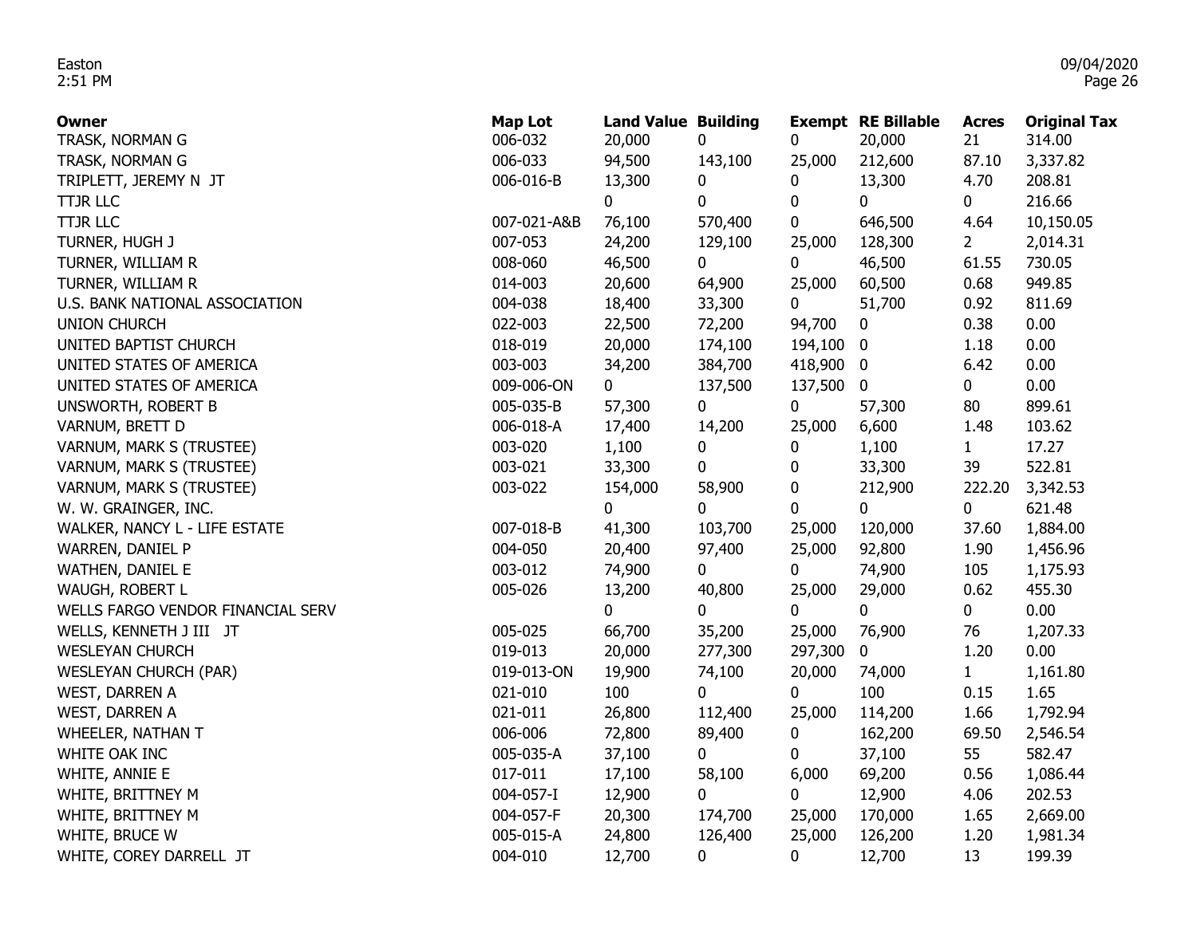| Owner | Map Lot | Land Value | Building | Exempt | RE Billable | Acres | Original Tax |
|---|---|---|---|---|---|---|---|
| TRASK, NORMAN G | 006-032 | 20,000 | 0 | 0 | 20,000 | 21 | 314.00 |
| TRASK, NORMAN G | 006-033 | 94,500 | 143,100 | 25,000 | 212,600 | 87.10 | 3,337.82 |
| TRIPLETT, JEREMY N JT | 006-016-B | 13,300 | 0 | 0 | 13,300 | 4.70 | 208.81 |
| TTJR LLC | | 0 | 0 | 0 | 0 | 0 | 216.66 |
| TTJR LLC | 007-021-A&B | 76,100 | 570,400 | 0 | 646,500 | 4.64 | 10,150.05 |
| TURNER, HUGH J | 007-053 | 24,200 | 129,100 | 25,000 | 128,300 | 2 | 2,014.31 |
| TURNER, WILLIAM R | 008-060 | 46,500 | 0 | 0 | 46,500 | 61.55 | 730.05 |
| TURNER, WILLIAM R | 014-003 | 20,600 | 64,900 | 25,000 | 60,500 | 0.68 | 949.85 |
| U.S. BANK NATIONAL ASSOCIATION | 004-038 | 18,400 | 33,300 | 0 | 51,700 | 0.92 | 811.69 |
| UNION CHURCH | 022-003 | 22,500 | 72,200 | 94,700 | 0 | 0.38 | 0.00 |
| UNITED BAPTIST CHURCH | 018-019 | 20,000 | 174,100 | 194,100 | 0 | 1.18 | 0.00 |
| UNITED STATES OF AMERICA | 003-003 | 34,200 | 384,700 | 418,900 | 0 | 6.42 | 0.00 |
| UNITED STATES OF AMERICA | 009-006-ON | 0 | 137,500 | 137,500 | 0 | 0 | 0.00 |
| UNSWORTH, ROBERT B | 005-035-B | 57,300 | 0 | 0 | 57,300 | 80 | 899.61 |
| VARNUM, BRETT D | 006-018-A | 17,400 | 14,200 | 25,000 | 6,600 | 1.48 | 103.62 |
| VARNUM, MARK S (TRUSTEE) | 003-020 | 1,100 | 0 | 0 | 1,100 | 1 | 17.27 |
| VARNUM, MARK S (TRUSTEE) | 003-021 | 33,300 | 0 | 0 | 33,300 | 39 | 522.81 |
| VARNUM, MARK S (TRUSTEE) | 003-022 | 154,000 | 58,900 | 0 | 212,900 | 222.20 | 3,342.53 |
| W. W. GRAINGER, INC. | | 0 | 0 | 0 | 0 | 0 | 621.48 |
| WALKER, NANCY L - LIFE ESTATE | 007-018-B | 41,300 | 103,700 | 25,000 | 120,000 | 37.60 | 1,884.00 |
| WARREN, DANIEL P | 004-050 | 20,400 | 97,400 | 25,000 | 92,800 | 1.90 | 1,456.96 |
| WATHEN, DANIEL E | 003-012 | 74,900 | 0 | 0 | 74,900 | 105 | 1,175.93 |
| WAUGH, ROBERT L | 005-026 | 13,200 | 40,800 | 25,000 | 29,000 | 0.62 | 455.30 |
| WELLS FARGO VENDOR FINANCIAL SERV | | 0 | 0 | 0 | 0 | 0 | 0.00 |
| WELLS, KENNETH J III JT | 005-025 | 66,700 | 35,200 | 25,000 | 76,900 | 76 | 1,207.33 |
| WESLEYAN CHURCH | 019-013 | 20,000 | 277,300 | 297,300 | 0 | 1.20 | 0.00 |
| WESLEYAN CHURCH (PAR) | 019-013-ON | 19,900 | 74,100 | 20,000 | 74,000 | 1 | 1,161.80 |
| WEST, DARREN A | 021-010 | 100 | 0 | 0 | 100 | 0.15 | 1.65 |
| WEST, DARREN A | 021-011 | 26,800 | 112,400 | 25,000 | 114,200 | 1.66 | 1,792.94 |
| WHEELER, NATHAN T | 006-006 | 72,800 | 89,400 | 0 | 162,200 | 69.50 | 2,546.54 |
| WHITE OAK INC | 005-035-A | 37,100 | 0 | 0 | 37,100 | 55 | 582.47 |
| WHITE, ANNIE E | 017-011 | 17,100 | 58,100 | 6,000 | 69,200 | 0.56 | 1,086.44 |
| WHITE, BRITTNEY M | 004-057-I | 12,900 | 0 | 0 | 12,900 | 4.06 | 202.53 |
| WHITE, BRITTNEY M | 004-057-F | 20,300 | 174,700 | 25,000 | 170,000 | 1.65 | 2,669.00 |
| WHITE, BRUCE W | 005-015-A | 24,800 | 126,400 | 25,000 | 126,200 | 1.20 | 1,981.34 |
| WHITE, COREY DARRELL JT | 004-010 | 12,700 | 0 | 0 | 12,700 | 13 | 199.39 |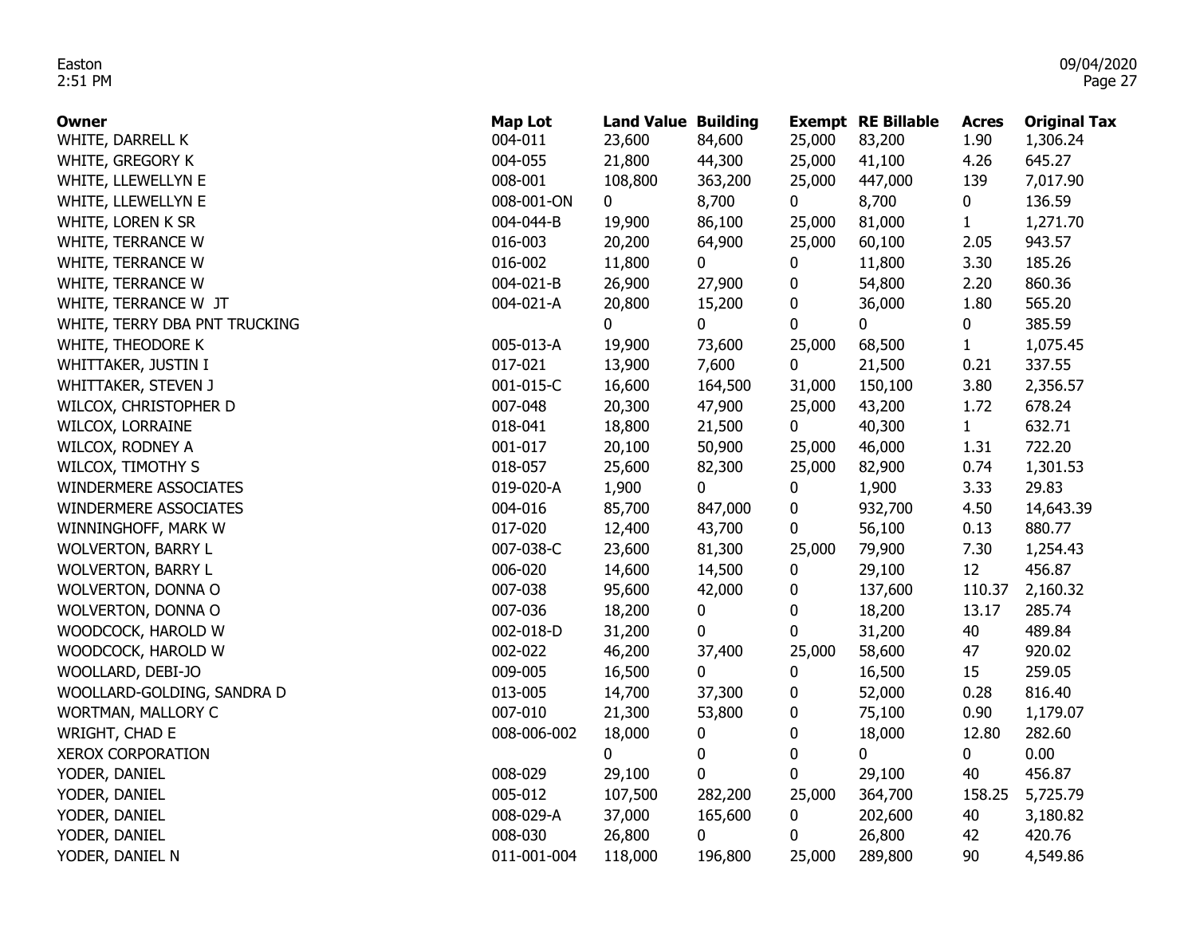| Owner | Map Lot | Land Value | Building | Exempt | RE Billable | Acres | Original Tax |
|---|---|---|---|---|---|---|---|
| WHITE, DARRELL K | 004-011 | 23,600 | 84,600 | 25,000 | 83,200 | 1.90 | 1,306.24 |
| WHITE, GREGORY K | 004-055 | 21,800 | 44,300 | 25,000 | 41,100 | 4.26 | 645.27 |
| WHITE, LLEWELLYN E | 008-001 | 108,800 | 363,200 | 25,000 | 447,000 | 139 | 7,017.90 |
| WHITE, LLEWELLYN E | 008-001-ON | 0 | 8,700 | 0 | 8,700 | 0 | 136.59 |
| WHITE, LOREN K SR | 004-044-B | 19,900 | 86,100 | 25,000 | 81,000 | 1 | 1,271.70 |
| WHITE, TERRANCE W | 016-003 | 20,200 | 64,900 | 25,000 | 60,100 | 2.05 | 943.57 |
| WHITE, TERRANCE W | 016-002 | 11,800 | 0 | 0 | 11,800 | 3.30 | 185.26 |
| WHITE, TERRANCE W | 004-021-B | 26,900 | 27,900 | 0 | 54,800 | 2.20 | 860.36 |
| WHITE, TERRANCE W JT | 004-021-A | 20,800 | 15,200 | 0 | 36,000 | 1.80 | 565.20 |
| WHITE, TERRY DBA PNT TRUCKING | | 0 | 0 | 0 | 0 | 0 | 385.59 |
| WHITE, THEODORE K | 005-013-A | 19,900 | 73,600 | 25,000 | 68,500 | 1 | 1,075.45 |
| WHITTAKER, JUSTIN I | 017-021 | 13,900 | 7,600 | 0 | 21,500 | 0.21 | 337.55 |
| WHITTAKER, STEVEN J | 001-015-C | 16,600 | 164,500 | 31,000 | 150,100 | 3.80 | 2,356.57 |
| WILCOX, CHRISTOPHER D | 007-048 | 20,300 | 47,900 | 25,000 | 43,200 | 1.72 | 678.24 |
| WILCOX, LORRAINE | 018-041 | 18,800 | 21,500 | 0 | 40,300 | 1 | 632.71 |
| WILCOX, RODNEY A | 001-017 | 20,100 | 50,900 | 25,000 | 46,000 | 1.31 | 722.20 |
| WILCOX, TIMOTHY S | 018-057 | 25,600 | 82,300 | 25,000 | 82,900 | 0.74 | 1,301.53 |
| WINDERMERE ASSOCIATES | 019-020-A | 1,900 | 0 | 0 | 1,900 | 3.33 | 29.83 |
| WINDERMERE ASSOCIATES | 004-016 | 85,700 | 847,000 | 0 | 932,700 | 4.50 | 14,643.39 |
| WINNINGHOFF, MARK W | 017-020 | 12,400 | 43,700 | 0 | 56,100 | 0.13 | 880.77 |
| WOLVERTON, BARRY L | 007-038-C | 23,600 | 81,300 | 25,000 | 79,900 | 7.30 | 1,254.43 |
| WOLVERTON, BARRY L | 006-020 | 14,600 | 14,500 | 0 | 29,100 | 12 | 456.87 |
| WOLVERTON, DONNA O | 007-038 | 95,600 | 42,000 | 0 | 137,600 | 110.37 | 2,160.32 |
| WOLVERTON, DONNA O | 007-036 | 18,200 | 0 | 0 | 18,200 | 13.17 | 285.74 |
| WOODCOCK, HAROLD W | 002-018-D | 31,200 | 0 | 0 | 31,200 | 40 | 489.84 |
| WOODCOCK, HAROLD W | 002-022 | 46,200 | 37,400 | 25,000 | 58,600 | 47 | 920.02 |
| WOOLLARD, DEBI-JO | 009-005 | 16,500 | 0 | 0 | 16,500 | 15 | 259.05 |
| WOOLLARD-GOLDING, SANDRA D | 013-005 | 14,700 | 37,300 | 0 | 52,000 | 0.28 | 816.40 |
| WORTMAN, MALLORY C | 007-010 | 21,300 | 53,800 | 0 | 75,100 | 0.90 | 1,179.07 |
| WRIGHT, CHAD E | 008-006-002 | 18,000 | 0 | 0 | 18,000 | 12.80 | 282.60 |
| XEROX CORPORATION | | 0 | 0 | 0 | 0 | 0 | 0.00 |
| YODER, DANIEL | 008-029 | 29,100 | 0 | 0 | 29,100 | 40 | 456.87 |
| YODER, DANIEL | 005-012 | 107,500 | 282,200 | 25,000 | 364,700 | 158.25 | 5,725.79 |
| YODER, DANIEL | 008-029-A | 37,000 | 165,600 | 0 | 202,600 | 40 | 3,180.82 |
| YODER, DANIEL | 008-030 | 26,800 | 0 | 0 | 26,800 | 42 | 420.76 |
| YODER, DANIEL N | 011-001-004 | 118,000 | 196,800 | 25,000 | 289,800 | 90 | 4,549.86 |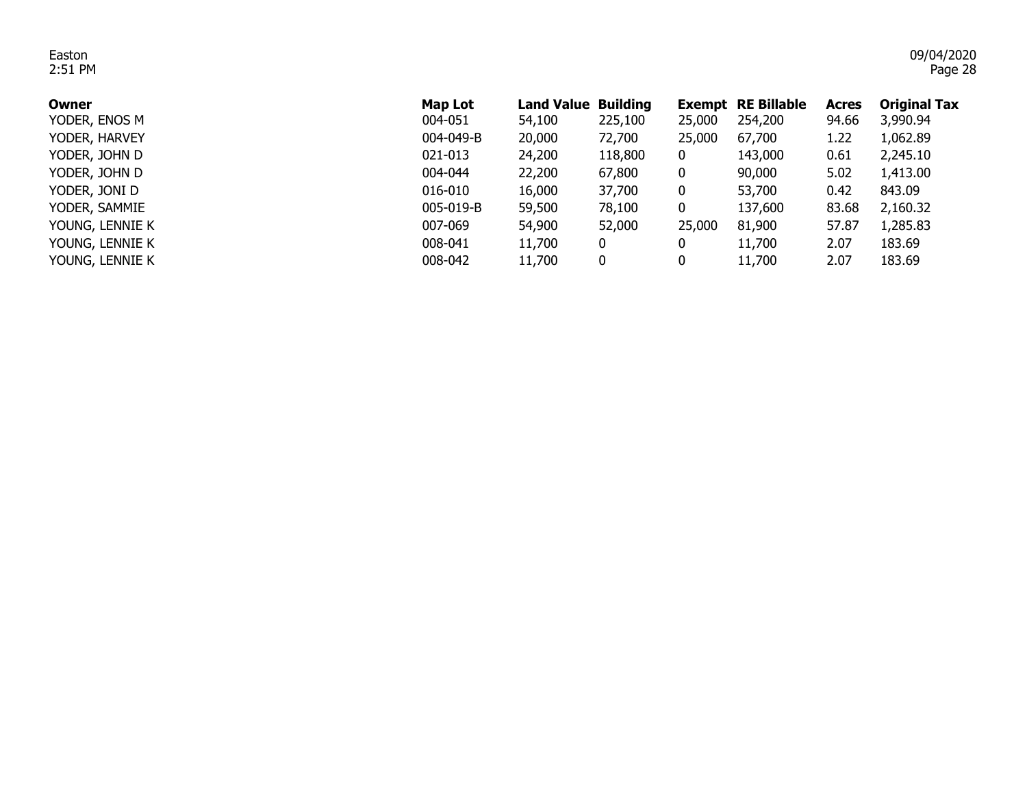| Owner | Map Lot | Land Value | Building | Exempt | RE Billable | Acres | Original Tax |
|---|---|---|---|---|---|---|---|
| YODER, ENOS M | 004-051 | 54,100 | 225,100 | 25,000 | 254,200 | 94.66 | 3,990.94 |
| YODER, HARVEY | 004-049-B | 20,000 | 72,700 | 25,000 | 67,700 | 1.22 | 1,062.89 |
| YODER, JOHN D | 021-013 | 24,200 | 118,800 | 0 | 143,000 | 0.61 | 2,245.10 |
| YODER, JOHN D | 004-044 | 22,200 | 67,800 | 0 | 90,000 | 5.02 | 1,413.00 |
| YODER, JONI D | 016-010 | 16,000 | 37,700 | 0 | 53,700 | 0.42 | 843.09 |
| YODER, SAMMIE | 005-019-B | 59,500 | 78,100 | 0 | 137,600 | 83.68 | 2,160.32 |
| YOUNG, LENNIE K | 007-069 | 54,900 | 52,000 | 25,000 | 81,900 | 57.87 | 1,285.83 |
| YOUNG, LENNIE K | 008-041 | 11,700 | 0 | 0 | 11,700 | 2.07 | 183.69 |
| YOUNG, LENNIE K | 008-042 | 11,700 | 0 | 0 | 11,700 | 2.07 | 183.69 |